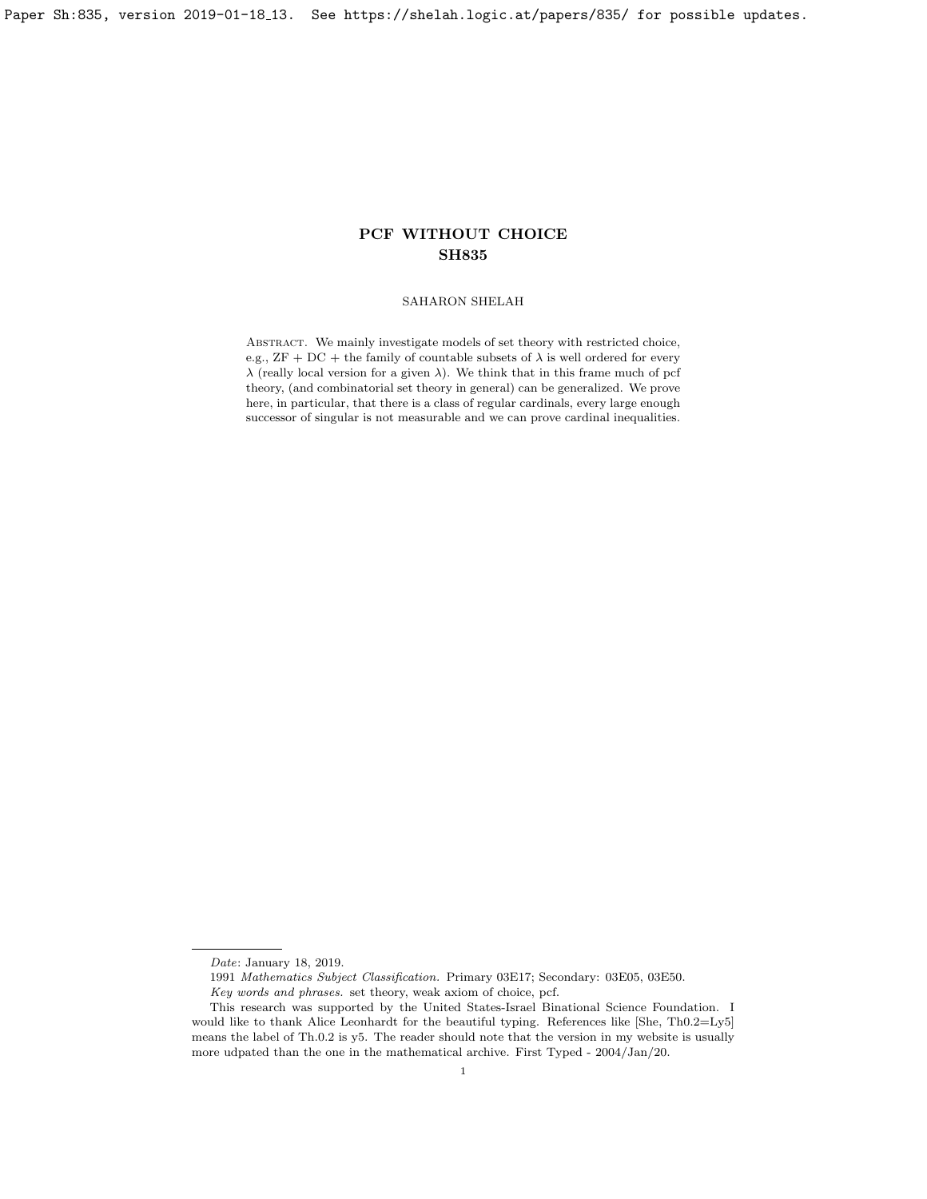# PCF WITHOUT CHOICE
## SH835

SAHARON SHELAH

Abstract. We mainly investigate models of set theory with restricted choice, e.g., ZF + DC + the family of countable subsets of $\lambda$ is well ordered for every $\lambda$ (really local version for a given $\lambda$). We think that in this frame much of pcf theory, (and combinatorial set theory in general) can be generalized. We prove here, in particular, that there is a class of regular cardinals, every large enough successor of singular is not measurable and we can prove cardinal inequalities.

---

*Date*: January 18, 2019.

1991 *Mathematics Subject Classification.* Primary 03E17; Secondary: 03E05, 03E50.

*Key words and phrases.* set theory, weak axiom of choice, pcf.

This research was supported by the United States-Israel Binational Science Foundation. I would like to thank Alice Leonhardt for the beautiful typing. References like [She, Th0.2=Ly5] means the label of Th.0.2 is y5. The reader should note that the version in my website is usually more udpated than the one in the mathematical archive. First Typed - 2004/Jan/20.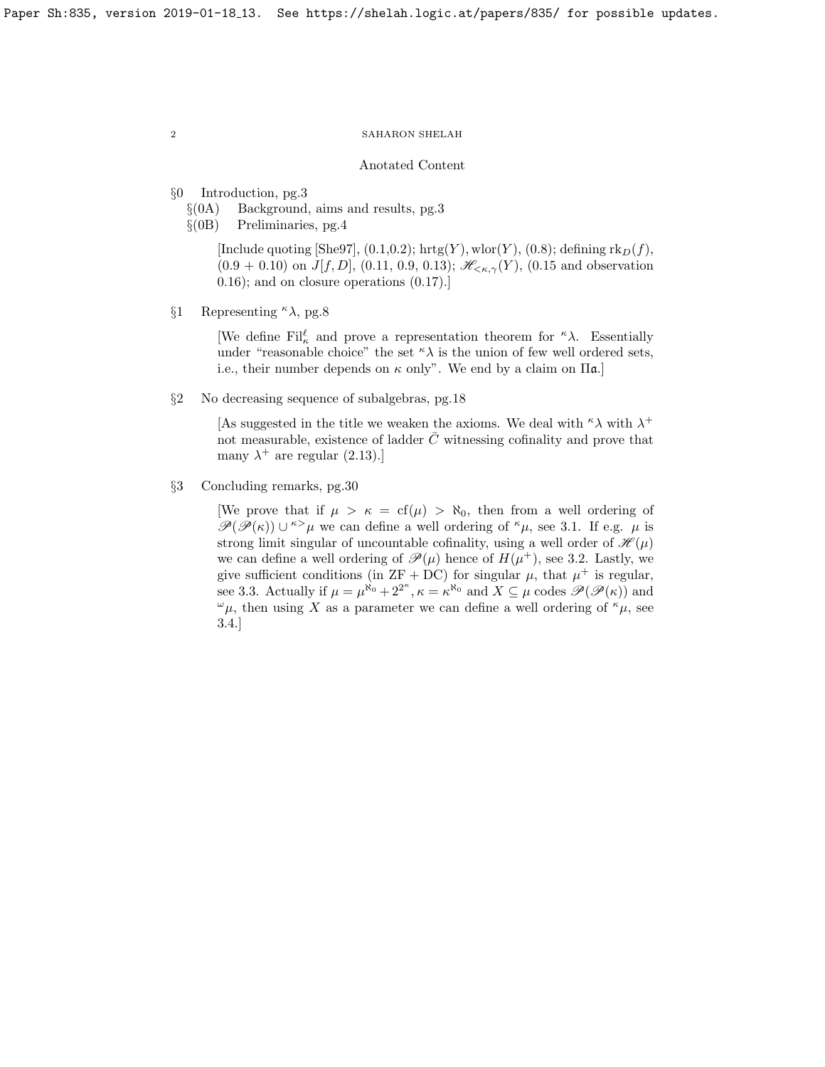## Anotated Content

§0 Introduction, pg.3

§(0A) Background, aims and results, pg.3

§(0B) Preliminaries, pg.4

> [Include quoting [She97], (0.1,0.2); $\mathrm{hrtg}(Y), \mathrm{wlor}(Y)$, (0.8); defining $\mathrm{rk}_D(f)$, (0.9 + 0.10) on $J[f,D]$, (0.11, 0.9, 0.13); $\mathscr{H}_{<\kappa,\gamma}(Y)$, (0.15 and observation 0.16); and on closure operations (0.17).]

§1 Representing ${}^\kappa\lambda$, pg.8

> [We define $\mathrm{Fil}^\ell_\kappa$ and prove a representation theorem for ${}^\kappa\lambda$. Essentially under "reasonable choice" the set ${}^\kappa\lambda$ is the union of few well ordered sets, i.e., their number depends on $\kappa$ only". We end by a claim on $\Pi\mathfrak{a}$.]

§2 No decreasing sequence of subalgebras, pg.18

> [As suggested in the title we weaken the axioms. We deal with ${}^\kappa\lambda$ with $\lambda^+$ not measurable, existence of ladder $\bar{C}$ witnessing cofinality and prove that many $\lambda^+$ are regular (2.13).]

§3 Concluding remarks, pg.30

> [We prove that if $\mu > \kappa = \mathrm{cf}(\mu) > \aleph_0$, then from a well ordering of $\mathscr{P}(\mathscr{P}(\kappa)) \cup {}^{\kappa>}\mu$ we can define a well ordering of ${}^\kappa\mu$, see 3.1. If e.g. $\mu$ is strong limit singular of uncountable cofinality, using a well order of $\mathscr{H}(\mu)$ we can define a well ordering of $\mathscr{P}(\mu)$ hence of $H(\mu^+)$, see 3.2. Lastly, we give sufficient conditions (in ZF + DC) for singular $\mu$, that $\mu^+$ is regular, see 3.3. Actually if $\mu = \mu^{\aleph_0} + 2^{2^\kappa}, \kappa = \kappa^{\aleph_0}$ and $X \subseteq \mu$ codes $\mathscr{P}(\mathscr{P}(\kappa))$ and ${}^\omega\mu$, then using $X$ as a parameter we can define a well ordering of ${}^\kappa\mu$, see 3.4.]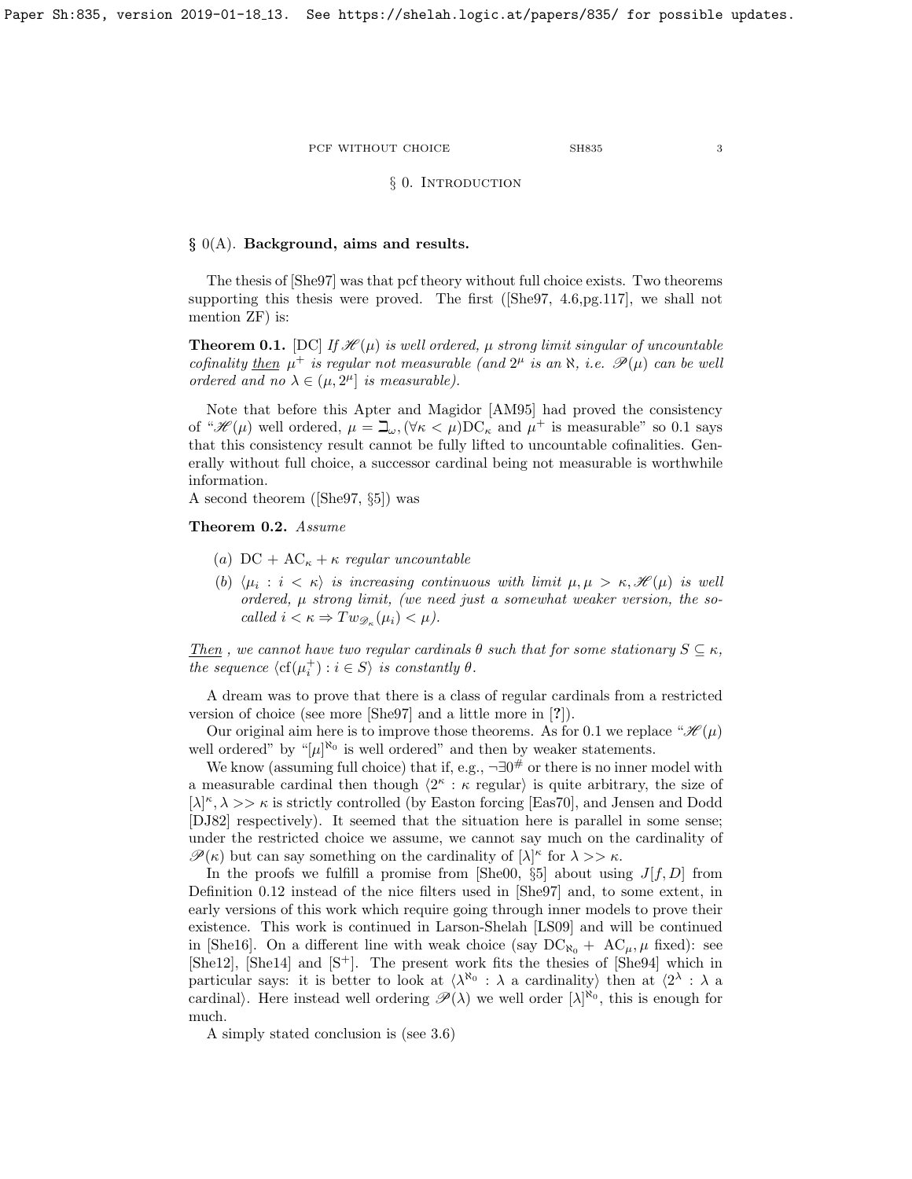## § 0. Introduction

### § 0(A). **Background, aims and results.**

The thesis of [She97] was that pcf theory without full choice exists. Two theorems supporting this thesis were proved. The first ([She97, 4.6,pg.117], we shall not mention ZF) is:

**Theorem 0.1.** [DC] *If $\mathscr{H}(\mu)$ is well ordered, $\mu$ strong limit singular of uncountable cofinality* *then* *$\mu^+$ is regular not measurable (and $2^\mu$ is an $\aleph$, i.e. $\mathscr{P}(\mu)$ can be well ordered and no $\lambda \in (\mu, 2^\mu]$ is measurable).*

Note that before this Apter and Magidor [AM95] had proved the consistency of "$\mathscr{H}(\mu)$ well ordered, $\mu = \beth_\omega, (\forall \kappa < \mu)\mathrm{DC}_\kappa$ and $\mu^+$ is measurable" so 0.1 says that this consistency result cannot be fully lifted to uncountable cofinalities. Generally without full choice, a successor cardinal being not measurable is worthwhile information.
A second theorem ([She97, §5]) was

**Theorem 0.2.** *Assume*

- *(a)* $\mathrm{DC} + \mathrm{AC}_\kappa + \kappa$ *regular uncountable*
- *(b)* *$\langle \mu_i : i < \kappa \rangle$ is increasing continuous with limit $\mu, \mu > \kappa, \mathscr{H}(\mu)$ is well ordered, $\mu$ strong limit, (we need just a somewhat weaker version, the so-called $i < \kappa \Rightarrow Tw_{\mathscr{D}_\kappa}(\mu_i) < \mu$).*

*Then* *, we cannot have two regular cardinals $\theta$ such that for some stationary $S \subseteq \kappa$, the sequence $\langle \mathrm{cf}(\mu_i^+) : i \in S \rangle$ is constantly $\theta$.*

A dream was to prove that there is a class of regular cardinals from a restricted version of choice (see more [She97] and a little more in [?]).

Our original aim here is to improve those theorems. As for 0.1 we replace "$\mathscr{H}(\mu)$ well ordered" by "$[\mu]^{\aleph_0}$ is well ordered" and then by weaker statements.

We know (assuming full choice) that if, e.g., $\neg\exists 0^\#$ or there is no inner model with a measurable cardinal then though $\langle 2^\kappa : \kappa$ regular$\rangle$ is quite arbitrary, the size of $[\lambda]^\kappa, \lambda >> \kappa$ is strictly controlled (by Easton forcing [Eas70], and Jensen and Dodd [DJ82] respectively). It seemed that the situation here is parallel in some sense; under the restricted choice we assume, we cannot say much on the cardinality of $\mathscr{P}(\kappa)$ but can say something on the cardinality of $[\lambda]^\kappa$ for $\lambda >> \kappa$.

In the proofs we fulfill a promise from [She00, §5] about using $J[f, D]$ from Definition 0.12 instead of the nice filters used in [She97] and, to some extent, in early versions of this work which require going through inner models to prove their existence. This work is continued in Larson-Shelah [LS09] and will be continued in [She16]. On a different line with weak choice (say $\mathrm{DC}_{\aleph_0} + \mathrm{AC}_\mu, \mu$ fixed): see [She12], [She14] and [S+]. The present work fits the thesies of [She94] which in particular says: it is better to look at $\langle \lambda^{\aleph_0} : \lambda$ a cardinality$\rangle$ then at $\langle 2^\lambda : \lambda$ a cardinal$\rangle$. Here instead well ordering $\mathscr{P}(\lambda)$ we well order $[\lambda]^{\aleph_0}$, this is enough for much.

A simply stated conclusion is (see 3.6)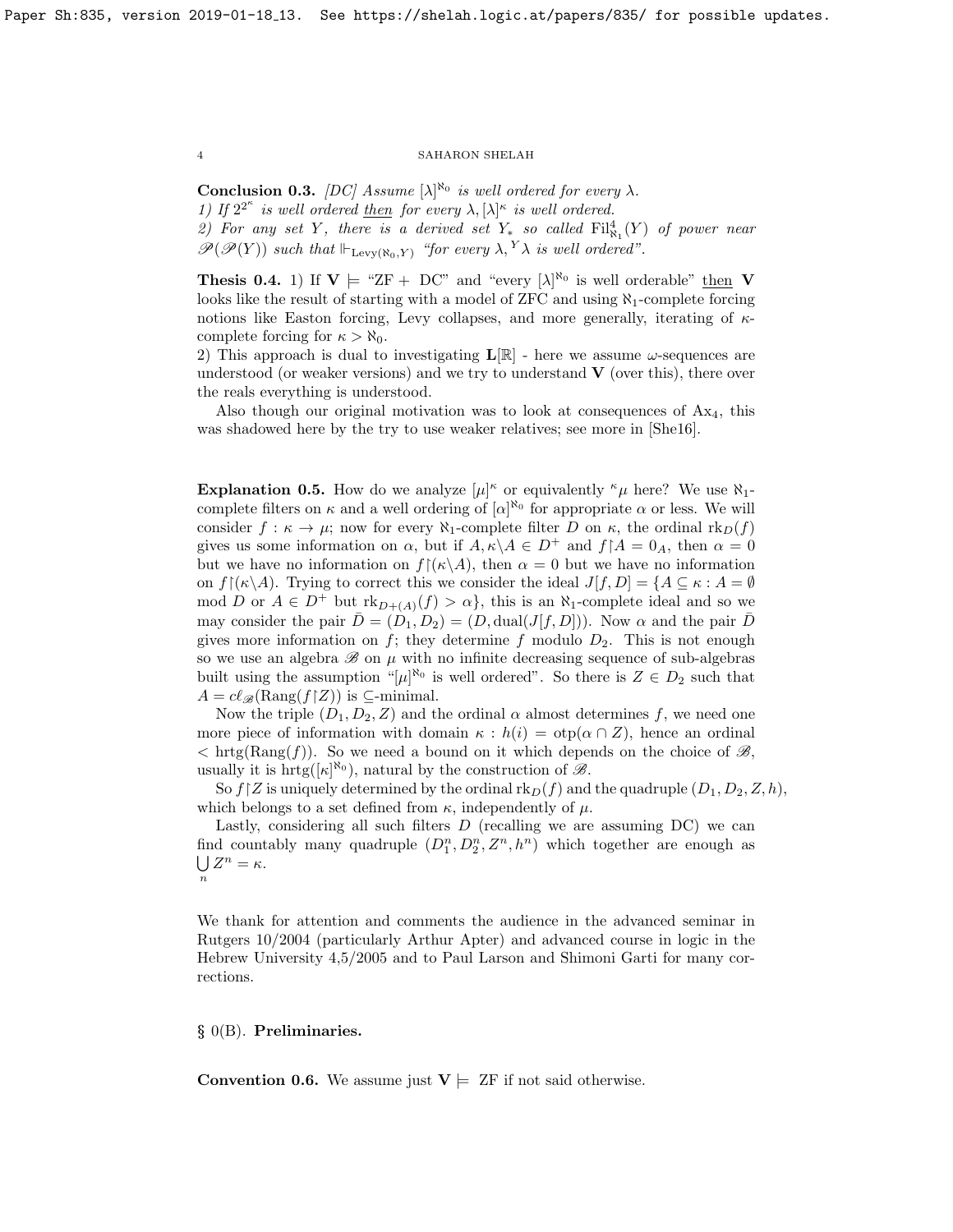**Conclusion 0.3.** *[DC] Assume $[\lambda]^{\aleph_0}$ is well ordered for every $\lambda$.*
*1) If $2^{2^\kappa}$ is well ordered* *then* *for every $\lambda, [\lambda]^\kappa$ is well ordered.*
*2) For any set $Y$, there is a derived set $Y_*$ so called $\mathrm{Fil}^4_{\aleph_1}(Y)$ of power near $\mathscr{P}(\mathscr{P}(Y))$ such that $\Vdash_{\mathrm{Levy}(\aleph_0,Y)}$ "for every $\lambda, {}^Y\lambda$ is well ordered".*

**Thesis 0.4.** 1) If $\mathbf{V} \models$ "ZF + DC" and "every $[\lambda]^{\aleph_0}$ is well orderable" then $\mathbf{V}$ looks like the result of starting with a model of ZFC and using $\aleph_1$-complete forcing notions like Easton forcing, Levy collapses, and more generally, iterating of $\kappa$-complete forcing for $\kappa > \aleph_0$.
2) This approach is dual to investigating $\mathbf{L}[\mathbb{R}]$ - here we assume $\omega$-sequences are understood (or weaker versions) and we try to understand $\mathbf{V}$ (over this), there over the reals everything is understood.

Also though our original motivation was to look at consequences of $\mathrm{Ax}_4$, this was shadowed here by the try to use weaker relatives; see more in [She16].

**Explanation 0.5.** How do we analyze $[\mu]^\kappa$ or equivalently ${}^\kappa\mu$ here? We use $\aleph_1$-complete filters on $\kappa$ and a well ordering of $[\alpha]^{\aleph_0}$ for appropriate $\alpha$ or less. We will consider $f : \kappa \to \mu$; now for every $\aleph_1$-complete filter $D$ on $\kappa$, the ordinal $\mathrm{rk}_D(f)$ gives us some information on $\alpha$, but if $A, \kappa\backslash A \in D^+$ and $f{\restriction}A = 0_A$, then $\alpha = 0$ but we have no information on $f{\restriction}(\kappa\backslash A)$, then $\alpha = 0$ but we have no information on $f{\restriction}(\kappa\backslash A)$. Trying to correct this we consider the ideal $J[f, D] = \{A \subseteq \kappa : A = \emptyset \bmod D$ or $A \in D^+$ but $\mathrm{rk}_{D+(A)}(f) > \alpha\}$, this is an $\aleph_1$-complete ideal and so we may consider the pair $\bar{D} = (D_1, D_2) = (D, \mathrm{dual}(J[f, D]))$. Now $\alpha$ and the pair $\bar{D}$ gives more information on $f$; they determine $f$ modulo $D_2$. This is not enough so we use an algebra $\mathscr{B}$ on $\mu$ with no infinite decreasing sequence of sub-algebras built using the assumption "$[\mu]^{\aleph_0}$ is well ordered". So there is $Z \in D_2$ such that $A = c\ell_{\mathscr{B}}(\mathrm{Rang}(f{\restriction}Z))$ is $\subseteq$-minimal.

Now the triple $(D_1, D_2, Z)$ and the ordinal $\alpha$ almost determines $f$, we need one more piece of information with domain $\kappa : h(i) = \mathrm{otp}(\alpha \cap Z)$, hence an ordinal $< \mathrm{hrtg}(\mathrm{Rang}(f))$. So we need a bound on it which depends on the choice of $\mathscr{B}$, usually it is $\mathrm{hrtg}([\kappa]^{\aleph_0})$, natural by the construction of $\mathscr{B}$.

So $f{\restriction}Z$ is uniquely determined by the ordinal $\mathrm{rk}_D(f)$ and the quadruple $(D_1, D_2, Z, h)$, which belongs to a set defined from $\kappa$, independently of $\mu$.

Lastly, considering all such filters $D$ (recalling we are assuming DC) we can find countably many quadruple $(D_1^n, D_2^n, Z^n, h^n)$ which together are enough as $\bigcup\limits_n Z^n = \kappa$.

We thank for attention and comments the audience in the advanced seminar in Rutgers 10/2004 (particularly Arthur Apter) and advanced course in logic in the Hebrew University 4,5/2005 and to Paul Larson and Shimoni Garti for many corrections.

## § 0(B). Preliminaries.

**Convention 0.6.** We assume just $\mathbf{V} \models$ ZF if not said otherwise.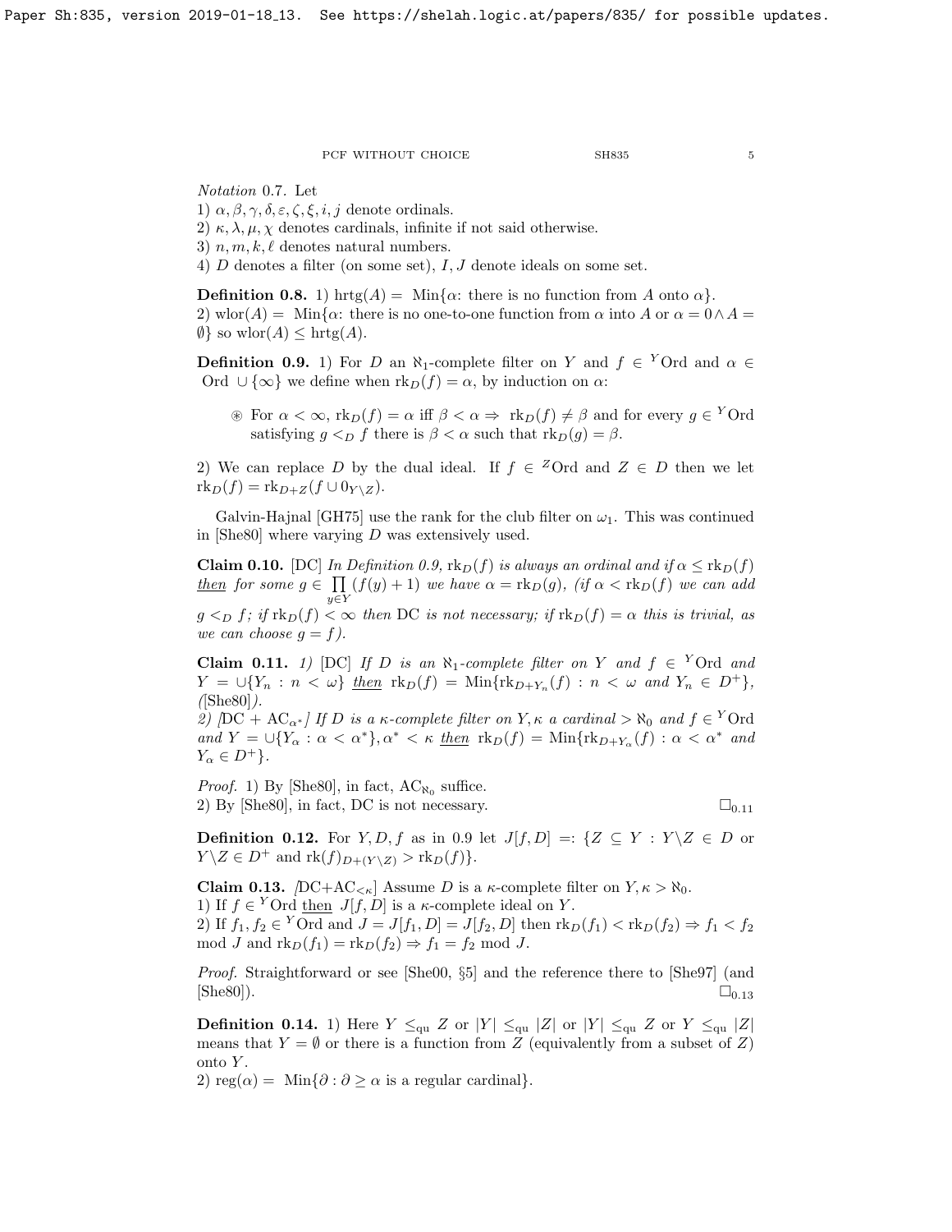*Notation* 0.7. Let

1) $\alpha, \beta, \gamma, \delta, \varepsilon, \zeta, \xi, i, j$ denote ordinals.
2) $\kappa, \lambda, \mu, \chi$ denotes cardinals, infinite if not said otherwise.
3) $n, m, k, \ell$ denotes natural numbers.
4) $D$ denotes a filter (on some set), $I, J$ denote ideals on some set.

**Definition 0.8.** 1) $\mathrm{hrtg}(A) = \mathrm{Min}\{\alpha$: there is no function from $A$ onto $\alpha\}$.
2) $\mathrm{wlor}(A) = \mathrm{Min}\{\alpha$: there is no one-to-one function from $\alpha$ into $A$ or $\alpha = 0 \wedge A = \emptyset\}$ so $\mathrm{wlor}(A) \leq \mathrm{hrtg}(A)$.

**Definition 0.9.** 1) For $D$ an $\aleph_1$-complete filter on $Y$ and $f \in {}^Y\mathrm{Ord}$ and $\alpha \in \mathrm{Ord} \cup \{\infty\}$ we define when $\mathrm{rk}_D(f) = \alpha$, by induction on $\alpha$:

> $\circledast$ For $\alpha < \infty$, $\mathrm{rk}_D(f) = \alpha$ iff $\beta < \alpha \Rightarrow \mathrm{rk}_D(f) \neq \beta$ and for every $g \in {}^Y\mathrm{Ord}$ satisfying $g <_D f$ there is $\beta < \alpha$ such that $\mathrm{rk}_D(g) = \beta$.

2) We can replace $D$ by the dual ideal. If $f \in {}^Z\mathrm{Ord}$ and $Z \in D$ then we let $\mathrm{rk}_D(f) = \mathrm{rk}_{D+Z}(f \cup 0_{Y \setminus Z})$.

Galvin-Hajnal [GH75] use the rank for the club filter on $\omega_1$. This was continued in [She80] where varying $D$ was extensively used.

**Claim 0.10.** [DC] *In Definition 0.9, $\mathrm{rk}_D(f)$ is always an ordinal and if $\alpha \leq \mathrm{rk}_D(f)$ then for some $g \in \prod\limits_{y \in Y}(f(y)+1)$ we have $\alpha = \mathrm{rk}_D(g)$, (if $\alpha < \mathrm{rk}_D(f)$ we can add $g <_D f$; if $\mathrm{rk}_D(f) < \infty$ then DC is not necessary; if $\mathrm{rk}_D(f) = \alpha$ this is trivial, as we can choose $g = f$).*

**Claim 0.11.** *1)* [DC] *If $D$ is an $\aleph_1$-complete filter on $Y$ and $f \in {}^Y\mathrm{Ord}$ and $Y = \cup\{Y_n : n < \omega\}$ then $\mathrm{rk}_D(f) = \mathrm{Min}\{\mathrm{rk}_{D+Y_n}(f) : n < \omega$ and $Y_n \in D^+\}$, ([She80]).*
*2)* [$\mathrm{DC} + \mathrm{AC}_{\alpha^*}$] *If $D$ is a $\kappa$-complete filter on $Y, \kappa$ a cardinal $> \aleph_0$ and $f \in {}^Y\mathrm{Ord}$ and $Y = \cup\{Y_\alpha : \alpha < \alpha^*\}, \alpha^* < \kappa$ then $\mathrm{rk}_D(f) = \mathrm{Min}\{\mathrm{rk}_{D+Y_\alpha}(f) : \alpha < \alpha^*$ and $Y_\alpha \in D^+\}$.*

*Proof.* 1) By [She80], in fact, $\mathrm{AC}_{\aleph_0}$ suffice.
2) By [She80], in fact, DC is not necessary. $\square_{0.11}$

**Definition 0.12.** For $Y, D, f$ as in 0.9 let $J[f, D] =: \{Z \subseteq Y : Y \setminus Z \in D$ or $Y \setminus Z \in D^+$ and $\mathrm{rk}(f)_{D+(Y \setminus Z)} > \mathrm{rk}_D(f)\}$.

**Claim 0.13.** [DC+$\mathrm{AC}_{<\kappa}$] *Assume $D$ is a $\kappa$-complete filter on $Y, \kappa > \aleph_0$.*
*1) If $f \in {}^Y\mathrm{Ord}$ then $J[f, D]$ is a $\kappa$-complete ideal on $Y$.*
*2) If $f_1, f_2 \in {}^Y\mathrm{Ord}$ and $J = J[f_1, D] = J[f_2, D]$ then $\mathrm{rk}_D(f_1) < \mathrm{rk}_D(f_2) \Rightarrow f_1 < f_2$ mod $J$ and $\mathrm{rk}_D(f_1) = \mathrm{rk}_D(f_2) \Rightarrow f_1 = f_2$ mod $J$.*

*Proof.* Straightforward or see [She00, §5] and the reference there to [She97] (and [She80]). $\square_{0.13}$

**Definition 0.14.** 1) Here $Y \leq_{\mathrm{qu}} Z$ or $|Y| \leq_{\mathrm{qu}} |Z|$ or $|Y| \leq_{\mathrm{qu}} Z$ or $Y \leq_{\mathrm{qu}} |Z|$ means that $Y = \emptyset$ or there is a function from $Z$ (equivalently from a subset of $Z$) onto $Y$.
2) $\mathrm{reg}(\alpha) = \mathrm{Min}\{\partial : \partial \geq \alpha$ is a regular cardinal$\}$.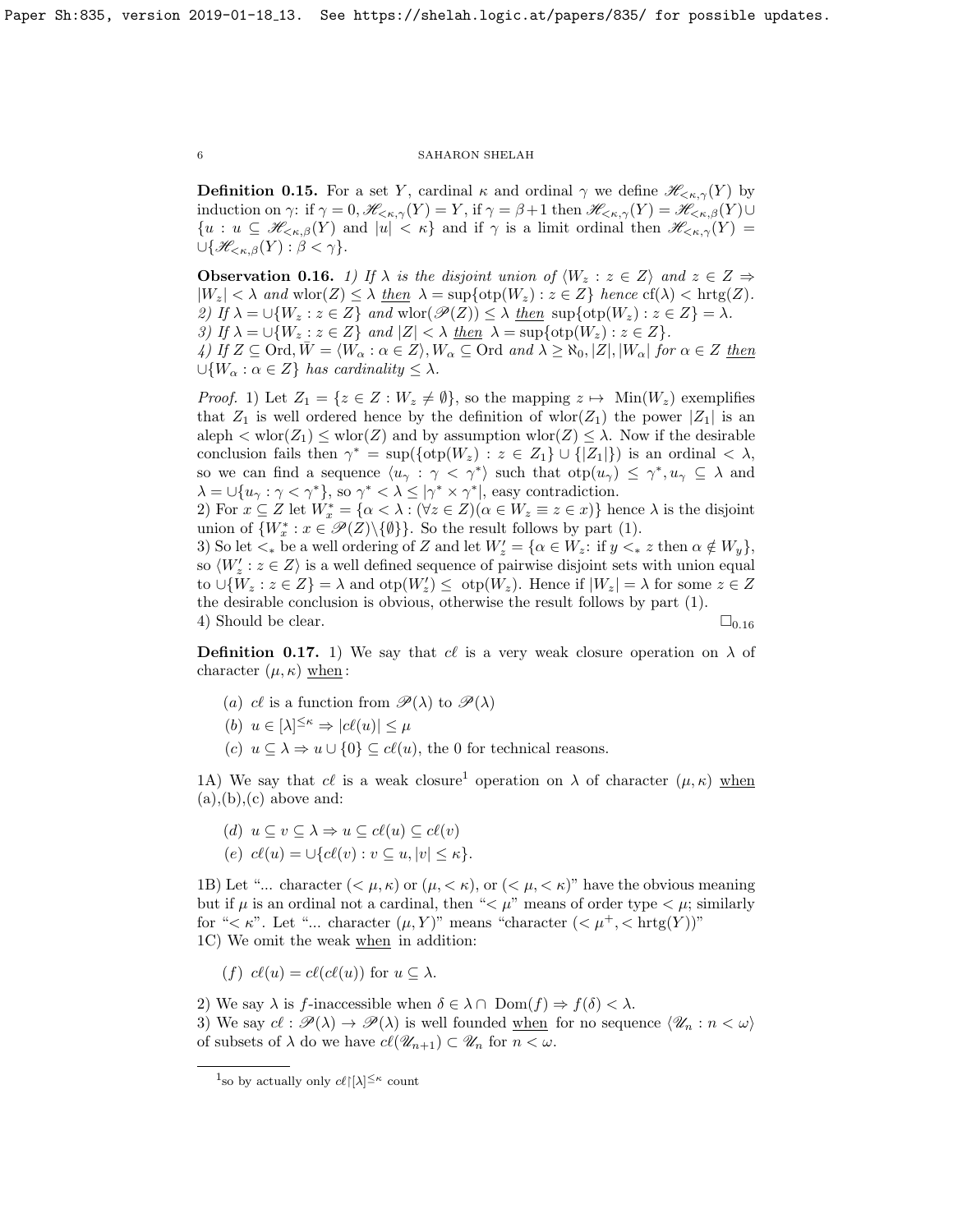**Definition 0.15.** For a set $Y$, cardinal $\kappa$ and ordinal $\gamma$ we define $\mathscr{H}_{<\kappa,\gamma}(Y)$ by induction on $\gamma$: if $\gamma = 0$, $\mathscr{H}_{<\kappa,\gamma}(Y) = Y$, if $\gamma = \beta+1$ then $\mathscr{H}_{<\kappa,\gamma}(Y) = \mathscr{H}_{<\kappa,\beta}(Y) \cup \{u : u \subseteq \mathscr{H}_{<\kappa,\beta}(Y)$ and $|u| < \kappa\}$ and if $\gamma$ is a limit ordinal then $\mathscr{H}_{<\kappa,\gamma}(Y) = \cup\{\mathscr{H}_{<\kappa,\beta}(Y) : \beta < \gamma\}$.

**Observation 0.16.** *1) If $\lambda$ is the disjoint union of $\langle W_z : z \in Z\rangle$ and $z \in Z \Rightarrow |W_z| < \lambda$ and $\mathrm{wlor}(Z) \le \lambda$ then $\lambda = \sup\{\mathrm{otp}(W_z) : z \in Z\}$ hence $\mathrm{cf}(\lambda) < \mathrm{hrtg}(Z)$.*
*2) If $\lambda = \cup\{W_z : z \in Z\}$ and $\mathrm{wlor}(\mathscr{P}(Z)) \le \lambda$ then $\sup\{\mathrm{otp}(W_z) : z \in Z\} = \lambda$.*
*3) If $\lambda = \cup\{W_z : z \in Z\}$ and $|Z| < \lambda$ then $\lambda = \sup\{\mathrm{otp}(W_z) : z \in Z\}$.*
*4) If $Z \subseteq \mathrm{Ord}, \bar{W} = \langle W_\alpha : \alpha \in Z\rangle, W_\alpha \subseteq \mathrm{Ord}$ and $\lambda \ge \aleph_0, |Z|, |W_\alpha|$ for $\alpha \in Z$ then $\cup\{W_\alpha : \alpha \in Z\}$ has cardinality $\le \lambda$.*

*Proof.* 1) Let $Z_1 = \{z \in Z : W_z \ne \emptyset\}$, so the mapping $z \mapsto \mathrm{Min}(W_z)$ exemplifies that $Z_1$ is well ordered hence by the definition of $\mathrm{wlor}(Z_1)$ the power $|Z_1|$ is an aleph $< \mathrm{wlor}(Z_1) \le \mathrm{wlor}(Z)$ and by assumption $\mathrm{wlor}(Z) \le \lambda$. Now if the desirable conclusion fails then $\gamma^* = \sup(\{\mathrm{otp}(W_z) : z \in Z_1\} \cup \{|Z_1|\})$ is an ordinal $< \lambda$, so we can find a sequence $\langle u_\gamma : \gamma < \gamma^*\rangle$ such that $\mathrm{otp}(u_\gamma) \le \gamma^*, u_\gamma \subseteq \lambda$ and $\lambda = \cup\{u_\gamma : \gamma < \gamma^*\}$, so $\gamma^* < \lambda \le |\gamma^* \times \gamma^*|$, easy contradiction.
2) For $x \subseteq Z$ let $W^*_x = \{\alpha < \lambda : (\forall z \in Z)(\alpha \in W_z \equiv z \in x)\}$ hence $\lambda$ is the disjoint union of $\{W^*_x : x \in \mathscr{P}(Z)\backslash\{\emptyset\}\}$. So the result follows by part (1).
3) So let $<_*$ be a well ordering of $Z$ and let $W'_z = \{\alpha \in W_z$: if $y <_* z$ then $\alpha \notin W_y\}$, so $\langle W'_z : z \in Z\rangle$ is a well defined sequence of pairwise disjoint sets with union equal to $\cup\{W_z : z \in Z\} = \lambda$ and $\mathrm{otp}(W'_z) \le \mathrm{otp}(W_z)$. Hence if $|W_z| = \lambda$ for some $z \in Z$ the desirable conclusion is obvious, otherwise the result follows by part (1).
4) Should be clear. $\square_{0.16}$

**Definition 0.17.** 1) We say that $c\ell$ is a very weak closure operation on $\lambda$ of character $(\mu, \kappa)$ <u>when</u>:

- (a) $c\ell$ is a function from $\mathscr{P}(\lambda)$ to $\mathscr{P}(\lambda)$
- (b) $u \in [\lambda]^{\le\kappa} \Rightarrow |c\ell(u)| \le \mu$
- (c) $u \subseteq \lambda \Rightarrow u \cup \{0\} \subseteq c\ell(u)$, the 0 for technical reasons.

1A) We say that $c\ell$ is a weak closure[1] operation on $\lambda$ of character $(\mu, \kappa)$ <u>when</u> (a),(b),(c) above and:

- (d) $u \subseteq v \subseteq \lambda \Rightarrow u \subseteq c\ell(u) \subseteq c\ell(v)$
- (e) $c\ell(u) = \cup\{c\ell(v) : v \subseteq u, |v| \le \kappa\}$.

1B) Let "... character $(< \mu, \kappa)$ or $(\mu, < \kappa)$, or $(< \mu, < \kappa)$" have the obvious meaning but if $\mu$ is an ordinal not a cardinal, then "$< \mu$" means of order type $< \mu$; similarly for "$< \kappa$". Let "... character $(\mu, Y)$" means "character $(< \mu^+, < \mathrm{hrtg}(Y))$"
1C) We omit the weak <u>when</u> in addition:

- (f) $c\ell(u) = c\ell(c\ell(u))$ for $u \subseteq \lambda$.

2) We say $\lambda$ is $f$-inaccessible when $\delta \in \lambda \cap \mathrm{Dom}(f) \Rightarrow f(\delta) < \lambda$.
3) We say $c\ell : \mathscr{P}(\lambda) \to \mathscr{P}(\lambda)$ is well founded <u>when</u> for no sequence $\langle \mathscr{U}_n : n < \omega\rangle$ of subsets of $\lambda$ do we have $c\ell(\mathscr{U}_{n+1}) \subset \mathscr{U}_n$ for $n < \omega$.

[1] so by actually only $c\ell{\restriction}[\lambda]^{\le\kappa}$ count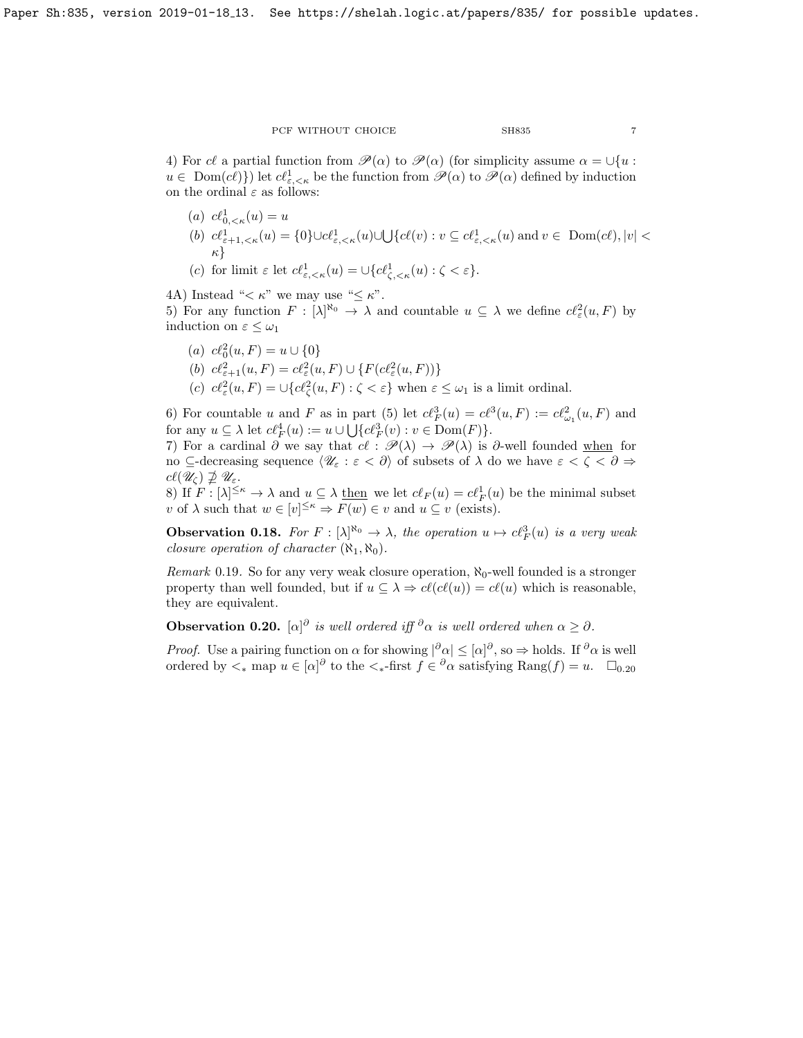4) For $c\ell$ a partial function from $\mathscr{P}(\alpha)$ to $\mathscr{P}(\alpha)$ (for simplicity assume $\alpha = \cup\{u : u \in \text{Dom}(c\ell)\}$) let $c\ell^1_{\varepsilon,<\kappa}$ be the function from $\mathscr{P}(\alpha)$ to $\mathscr{P}(\alpha)$ defined by induction on the ordinal $\varepsilon$ as follows:

- $(a)$ $c\ell^1_{0,<\kappa}(u) = u$
- $(b)$ $c\ell^1_{\varepsilon+1,<\kappa}(u) = \{0\} \cup c\ell^1_{\varepsilon,<\kappa}(u) \cup \bigcup\{c\ell(v) : v \subseteq c\ell^1_{\varepsilon,<\kappa}(u)$ and $v \in \text{Dom}(c\ell), |v| < \kappa\}$
- $(c)$ for limit $\varepsilon$ let $c\ell^1_{\varepsilon,<\kappa}(u) = \cup\{c\ell^1_{\zeta,<\kappa}(u) : \zeta < \varepsilon\}$.

4A) Instead "$< \kappa$" we may use "$\leq \kappa$".

5) For any function $F : [\lambda]^{\aleph_0} \to \lambda$ and countable $u \subseteq \lambda$ we define $c\ell^2_\varepsilon(u, F)$ by induction on $\varepsilon \leq \omega_1$

- $(a)$ $c\ell^2_0(u, F) = u \cup \{0\}$
- $(b)$ $c\ell^2_{\varepsilon+1}(u, F) = c\ell^2_\varepsilon(u, F) \cup \{F(c\ell^2_\varepsilon(u, F))\}$
- $(c)$ $c\ell^2_\varepsilon(u, F) = \cup\{c\ell^2_\zeta(u, F) : \zeta < \varepsilon\}$ when $\varepsilon \leq \omega_1$ is a limit ordinal.

6) For countable $u$ and $F$ as in part (5) let $c\ell^3_F(u) = c\ell^3(u, F) := c\ell^2_{\omega_1}(u, F)$ and for any $u \subseteq \lambda$ let $c\ell^4_F(u) := u \cup \bigcup\{c\ell^3_F(v) : v \in \text{Dom}(F)\}$.

7) For a cardinal $\partial$ we say that $c\ell : \mathscr{P}(\lambda) \to \mathscr{P}(\lambda)$ is $\partial$-well founded <u>when</u> for no $\subseteq$-decreasing sequence $\langle \mathscr{U}_\varepsilon : \varepsilon < \partial \rangle$ of subsets of $\lambda$ do we have $\varepsilon < \zeta < \partial \Rightarrow c\ell(\mathscr{U}_\zeta) \not\supseteq \mathscr{U}_\varepsilon$.

8) If $F : [\lambda]^{\leq\kappa} \to \lambda$ and $u \subseteq \lambda$ <u>then</u> we let $c\ell_F(u) = c\ell^1_F(u)$ be the minimal subset $v$ of $\lambda$ such that $w \in [v]^{\leq\kappa} \Rightarrow F(w) \in v$ and $u \subseteq v$ (exists).

**Observation 0.18.** *For $F : [\lambda]^{\aleph_0} \to \lambda$, the operation $u \mapsto c\ell^3_F(u)$ is a very weak closure operation of character $(\aleph_1, \aleph_0)$.*

*Remark* 0.19. So for any very weak closure operation, $\aleph_0$-well founded is a stronger property than well founded, but if $u \subseteq \lambda \Rightarrow c\ell(c\ell(u)) = c\ell(u)$ which is reasonable, they are equivalent.

**Observation 0.20.** *$[\alpha]^\partial$ is well ordered iff ${}^\partial\alpha$ is well ordered when $\alpha \geq \partial$.*

*Proof.* Use a pairing function on $\alpha$ for showing $|{}^\partial\alpha| \leq [\alpha]^\partial$, so $\Rightarrow$ holds. If ${}^\partial\alpha$ is well ordered by $<_*$ map $u \in [\alpha]^\partial$ to the $<_*$-first $f \in {}^\partial\alpha$ satisfying $\text{Rang}(f) = u$. $\square_{0.20}$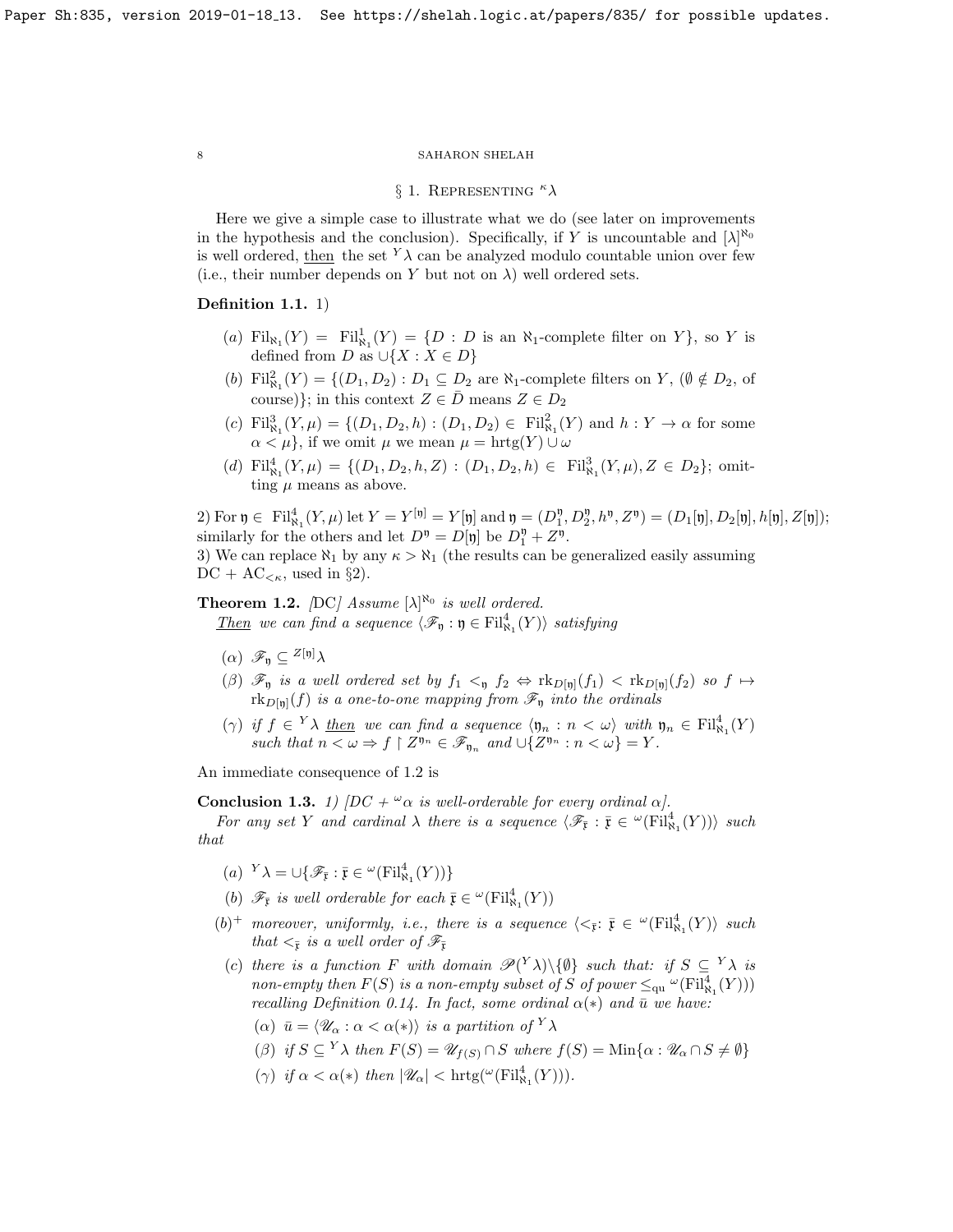## § 1. Representing ${}^\kappa\lambda$

Here we give a simple case to illustrate what we do (see later on improvements in the hypothesis and the conclusion). Specifically, if $Y$ is uncountable and $[\lambda]^{\aleph_0}$ is well ordered, then the set ${}^Y\lambda$ can be analyzed modulo countable union over few (i.e., their number depends on $Y$ but not on $\lambda$) well ordered sets.

**Definition 1.1.** 1)

- (a) $\mathrm{Fil}_{\aleph_1}(Y) = \mathrm{Fil}^1_{\aleph_1}(Y) = \{D : D$ is an $\aleph_1$-complete filter on $Y\}$, so $Y$ is defined from $D$ as $\cup\{X : X \in D\}$
- (b) $\mathrm{Fil}^2_{\aleph_1}(Y) = \{(D_1, D_2) : D_1 \subseteq D_2$ are $\aleph_1$-complete filters on $Y$, $(\emptyset \notin D_2$, of course$)\}$; in this context $Z \in \bar{D}$ means $Z \in D_2$
- (c) $\mathrm{Fil}^3_{\aleph_1}(Y, \mu) = \{(D_1, D_2, h) : (D_1, D_2) \in \mathrm{Fil}^2_{\aleph_1}(Y)$ and $h : Y \to \alpha$ for some $\alpha < \mu\}$, if we omit $\mu$ we mean $\mu = \mathrm{hrtg}(Y) \cup \omega$
- (d) $\mathrm{Fil}^4_{\aleph_1}(Y, \mu) = \{(D_1, D_2, h, Z) : (D_1, D_2, h) \in \mathrm{Fil}^3_{\aleph_1}(Y, \mu), Z \in D_2\}$; omitting $\mu$ means as above.

2) For $\mathfrak{y} \in \mathrm{Fil}^4_{\aleph_1}(Y, \mu)$ let $Y = Y^{[\mathfrak{y}]} = Y[\mathfrak{y}]$ and $\mathfrak{y} = (D^{\mathfrak{y}}_1, D^{\mathfrak{y}}_2, h^{\mathfrak{y}}, Z^{\mathfrak{y}}) = (D_1[\mathfrak{y}], D_2[\mathfrak{y}], h[\mathfrak{y}], Z[\mathfrak{y}])$; similarly for the others and let $D^{\mathfrak{y}} = D[\mathfrak{y}]$ be $D^{\mathfrak{y}}_1 + Z^{\mathfrak{y}}$.
3) We can replace $\aleph_1$ by any $\kappa > \aleph_1$ (the results can be generalized easily assuming $\mathrm{DC} + \mathrm{AC}_{<\kappa}$, used in §2).

**Theorem 1.2.** *[DC] Assume $[\lambda]^{\aleph_0}$ is well ordered.*
*Then we can find a sequence $\langle \mathscr{F}_{\mathfrak{y}} : \mathfrak{y} \in \mathrm{Fil}^4_{\aleph_1}(Y)\rangle$ satisfying*

- $(\alpha)$ $\mathscr{F}_{\mathfrak{y}} \subseteq {}^{Z[\mathfrak{y}]}\lambda$
- $(\beta)$ *$\mathscr{F}_{\mathfrak{y}}$ is a well ordered set by $f_1 <_{\mathfrak{y}} f_2 \Leftrightarrow \mathrm{rk}_{D[\mathfrak{y}]}(f_1) < \mathrm{rk}_{D[\mathfrak{y}]}(f_2)$ so $f \mapsto \mathrm{rk}_{D[\mathfrak{y}]}(f)$ is a one-to-one mapping from $\mathscr{F}_{\mathfrak{y}}$ into the ordinals*
- $(\gamma)$ *if $f \in {}^Y\lambda$ then we can find a sequence $\langle \mathfrak{y}_n : n < \omega\rangle$ with $\mathfrak{y}_n \in \mathrm{Fil}^4_{\aleph_1}(Y)$ such that $n < \omega \Rightarrow f \restriction Z^{\mathfrak{y}_n} \in \mathscr{F}_{\mathfrak{y}_n}$ and $\cup\{Z^{\mathfrak{y}_n} : n < \omega\} = Y$.*

An immediate consequence of 1.2 is

**Conclusion 1.3.** *1) [DC + ${}^\omega\alpha$ is well-orderable for every ordinal $\alpha$].*
*For any set $Y$ and cardinal $\lambda$ there is a sequence $\langle \mathscr{F}_{\bar{\mathfrak{x}}} : \bar{\mathfrak{x}} \in {}^\omega(\mathrm{Fil}^4_{\aleph_1}(Y))\rangle$ such that*

- (a) ${}^Y\lambda = \cup\{\mathscr{F}_{\bar{\mathfrak{x}}} : \bar{\mathfrak{x}} \in {}^\omega(\mathrm{Fil}^4_{\aleph_1}(Y))\}$
- (b) *$\mathscr{F}_{\bar{\mathfrak{x}}}$ is well orderable for each $\bar{\mathfrak{x}} \in {}^\omega(\mathrm{Fil}^4_{\aleph_1}(Y))$*
- $(b)^+$ *moreover, uniformly, i.e., there is a sequence $\langle <_{\bar{\mathfrak{x}}} : \bar{\mathfrak{x}} \in {}^\omega(\mathrm{Fil}^4_{\aleph_1}(Y)\rangle$ such that $<_{\bar{\mathfrak{x}}}$ is a well order of $\mathscr{F}_{\bar{\mathfrak{x}}}$*
- (c) *there is a function $F$ with domain $\mathscr{P}({}^Y\lambda)\backslash\{\emptyset\}$ such that: if $S \subseteq {}^Y\lambda$ is non-empty then $F(S)$ is a non-empty subset of $S$ of power $\leq_{\mathrm{qu}} {}^\omega(\mathrm{Fil}^4_{\aleph_1}(Y))$ recalling Definition 0.14. In fact, some ordinal $\alpha(*)$ and $\bar{u}$ we have:*
  - $(\alpha)$ *$\bar{u} = \langle \mathscr{U}_\alpha : \alpha < \alpha(*)\rangle$ is a partition of ${}^Y\lambda$*
  - $(\beta)$ *if $S \subseteq {}^Y\lambda$ then $F(S) = \mathscr{U}_{f(S)} \cap S$ where $f(S) = \mathrm{Min}\{\alpha : \mathscr{U}_\alpha \cap S \neq \emptyset\}$*
  - $(\gamma)$ *if $\alpha < \alpha(*)$ then $|\mathscr{U}_\alpha| < \mathrm{hrtg}({}^\omega(\mathrm{Fil}^4_{\aleph_1}(Y)))$.*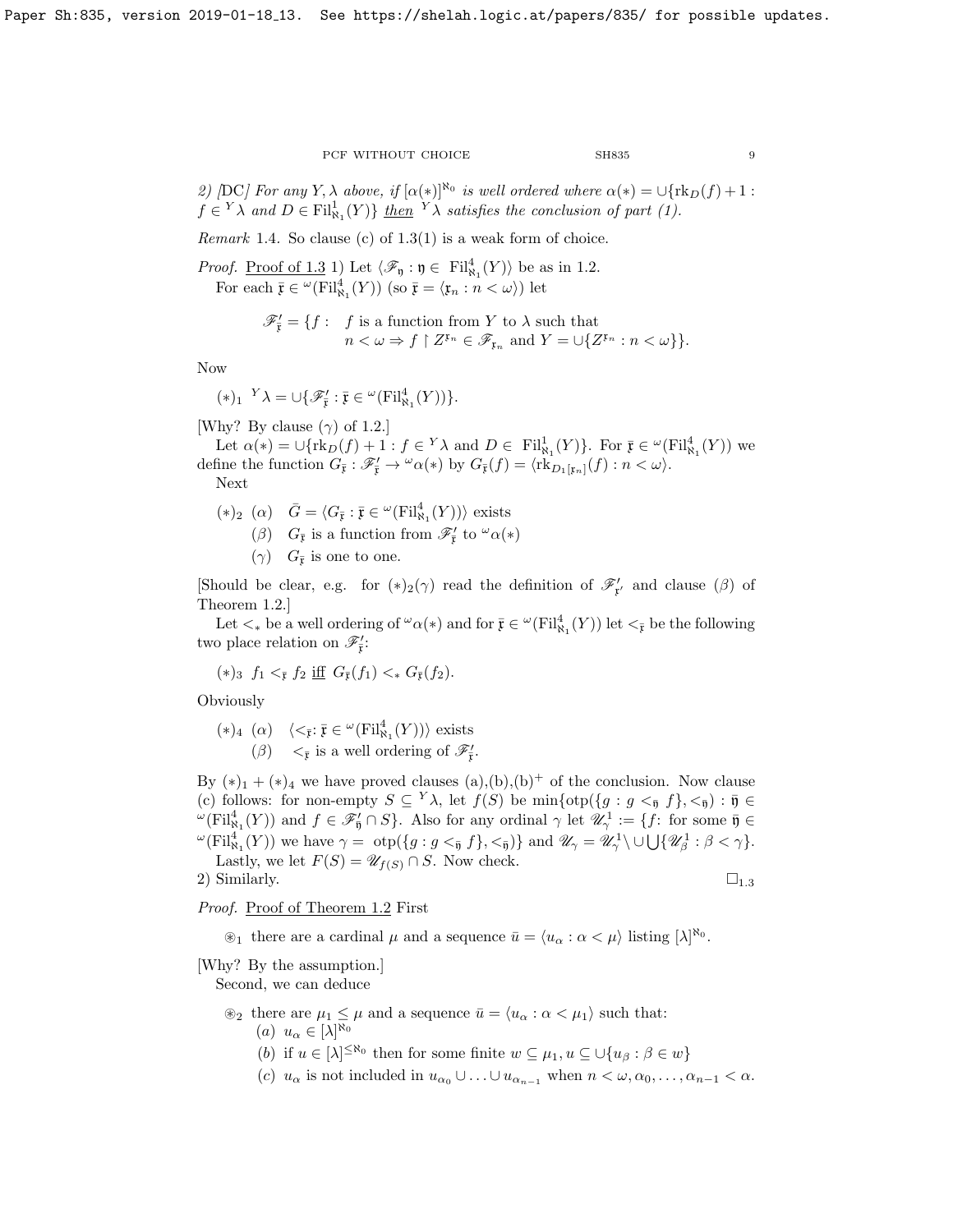2) [DC] For any $Y, \lambda$ above, if $[\alpha(*)]^{\aleph_0}$ is well ordered where $\alpha(*) = \cup\{\mathrm{rk}_D(f)+1 : f \in {}^Y\lambda$ and $D \in \mathrm{Fil}^1_{\aleph_1}(Y)\}$ then ${}^Y\lambda$ satisfies the conclusion of part (1).

*Remark* 1.4. So clause (c) of 1.3(1) is a weak form of choice.

*Proof.* Proof of 1.3 1) Let $\langle \mathscr{F}_{\mathfrak{y}} : \mathfrak{y} \in \mathrm{Fil}^4_{\aleph_1}(Y)\rangle$ be as in 1.2.

For each $\bar{\mathfrak{x}} \in {}^\omega(\mathrm{Fil}^4_{\aleph_1}(Y))$ (so $\bar{\mathfrak{x}} = \langle \mathfrak{x}_n : n < \omega\rangle$) let

$$\mathscr{F}'_{\bar{\mathfrak{x}}} = \{f : \; f \text{ is a function from } Y \text{ to } \lambda \text{ such that } n < \omega \Rightarrow f \restriction Z^{\mathfrak{x}_n} \in \mathscr{F}_{\mathfrak{x}_n} \text{ and } Y = \cup\{Z^{\mathfrak{x}_n} : n < \omega\}\}.$$

Now

$(*)_1$ ${}^Y\lambda = \cup\{\mathscr{F}'_{\bar{\mathfrak{x}}} : \bar{\mathfrak{x}} \in {}^\omega(\mathrm{Fil}^4_{\aleph_1}(Y))\}$.

[Why? By clause $(\gamma)$ of 1.2.]

Let $\alpha(*) = \cup\{\mathrm{rk}_D(f)+1 : f \in {}^Y\lambda$ and $D \in \mathrm{Fil}^1_{\aleph_1}(Y)\}$. For $\bar{\mathfrak{x}} \in {}^\omega(\mathrm{Fil}^4_{\aleph_1}(Y))$ we define the function $G_{\bar{\mathfrak{x}}} : \mathscr{F}'_{\bar{\mathfrak{x}}} \to {}^\omega\alpha(*)$ by $G_{\bar{\mathfrak{x}}}(f) = \langle \mathrm{rk}_{D_1[\mathfrak{x}_n]}(f) : n < \omega\rangle$.

Next

$(*)_2$ $(\alpha)$ $\bar{G} = \langle G_{\bar{\mathfrak{x}}} : \bar{\mathfrak{x}} \in {}^\omega(\mathrm{Fil}^4_{\aleph_1}(Y))\rangle$ exists

$(\beta)$ $G_{\bar{\mathfrak{x}}}$ is a function from $\mathscr{F}'_{\bar{\mathfrak{x}}}$ to ${}^\omega\alpha(*)$

$(\gamma)$ $G_{\bar{\mathfrak{x}}}$ is one to one.

[Should be clear, e.g. for $(*)_2(\gamma)$ read the definition of $\mathscr{F}'_{\bar{\mathfrak{x}}'}$ and clause $(\beta)$ of Theorem 1.2.]

Let $<_*$ be a well ordering of ${}^\omega\alpha(*)$ and for $\bar{\mathfrak{x}} \in {}^\omega(\mathrm{Fil}^4_{\aleph_1}(Y))$ let $<_{\bar{\mathfrak{x}}}$ be the following two place relation on $\mathscr{F}'_{\bar{\mathfrak{x}}}$:

$(*)_3$ $f_1 <_{\bar{\mathfrak{x}}} f_2$ iff $G_{\bar{\mathfrak{x}}}(f_1) <_* G_{\bar{\mathfrak{x}}}(f_2)$.

Obviously

$(*)_4$ $(\alpha)$ $\langle <_{\bar{\mathfrak{x}}} : \bar{\mathfrak{x}} \in {}^\omega(\mathrm{Fil}^4_{\aleph_1}(Y))\rangle$ exists

$(\beta)$ $<_{\bar{\mathfrak{x}}}$ is a well ordering of $\mathscr{F}'_{\bar{\mathfrak{x}}}$.

By $(*)_1 + (*)_4$ we have proved clauses (a),(b),(b)$^+$ of the conclusion. Now clause (c) follows: for non-empty $S \subseteq {}^Y\lambda$, let $f(S)$ be $\min\{\mathrm{otp}(\{g : g <_{\bar{\mathfrak{y}}} f\}, <_{\bar{\mathfrak{y}}}) : \bar{\mathfrak{y}} \in {}^\omega(\mathrm{Fil}^4_{\aleph_1}(Y))$ and $f \in \mathscr{F}'_{\bar{\mathfrak{y}}} \cap S\}$. Also for any ordinal $\gamma$ let $\mathscr{U}^1_\gamma := \{f$: for some $\bar{\mathfrak{y}} \in {}^\omega(\mathrm{Fil}^4_{\aleph_1}(Y))$ we have $\gamma = \mathrm{otp}(\{g : g <_{\bar{\mathfrak{y}}} f\}, <_{\bar{\mathfrak{y}}})\}$ and $\mathscr{U}_\gamma = \mathscr{U}^1_\gamma \backslash \cup \bigcup\{\mathscr{U}^1_\beta : \beta < \gamma\}$.

Lastly, we let $F(S) = \mathscr{U}_{f(S)} \cap S$. Now check.

2) Similarly. $\square_{1.3}$

*Proof.* Proof of Theorem 1.2 First

$\circledast_1$ there are a cardinal $\mu$ and a sequence $\bar{u} = \langle u_\alpha : \alpha < \mu\rangle$ listing $[\lambda]^{\aleph_0}$.

[Why? By the assumption.]

Second, we can deduce

$\circledast_2$ there are $\mu_1 \le \mu$ and a sequence $\bar{u} = \langle u_\alpha : \alpha < \mu_1\rangle$ such that:

(a) $u_\alpha \in [\lambda]^{\aleph_0}$

(b) if $u \in [\lambda]^{\le\aleph_0}$ then for some finite $w \subseteq \mu_1$, $u \subseteq \cup\{u_\beta : \beta \in w\}$

(c) $u_\alpha$ is not included in $u_{\alpha_0} \cup \ldots \cup u_{\alpha_{n-1}}$ when $n < \omega, \alpha_0, \ldots, \alpha_{n-1} < \alpha$.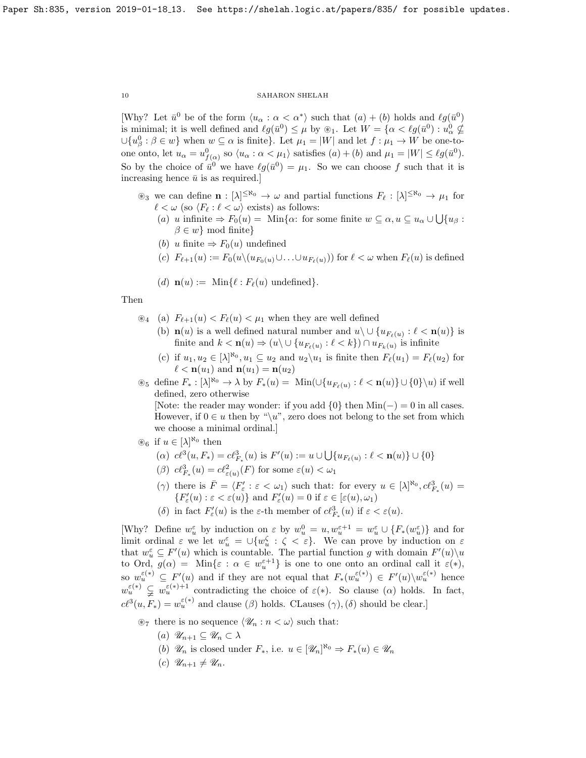[Why? Let $\bar{u}^0$ be of the form $\langle u_\alpha : \alpha < \alpha^* \rangle$ such that $(a) + (b)$ holds and $\ell g(\bar{u}^0)$ is minimal; it is well defined and $\ell g(\bar{u}^0) \le \mu$ by $\circledast_1$. Let $W = \{\alpha < \ell g(\bar{u}^0) : u^0_\alpha \nsubseteq \cup\{u^0_\beta : \beta \in w\}$ when $w \subseteq \alpha$ is finite$\}$. Let $\mu_1 = |W|$ and let $f : \mu_1 \to W$ be one-to-one onto, let $u_\alpha = u^0_{f(\alpha)}$ so $\langle u_\alpha : \alpha < \mu_1 \rangle$ satisfies $(a)+(b)$ and $\mu_1 = |W| \le \ell g(\bar{u}^0)$. So by the choice of $\bar{u}^0$ we have $\ell g(\bar{u}^0) = \mu_1$. So we can choose $f$ such that it is increasing hence $\bar{u}$ is as required.]

$\circledast_3$ we can define $\mathbf{n} : [\lambda]^{\le \aleph_0} \to \omega$ and partial functions $F_\ell : [\lambda]^{\le \aleph_0} \to \mu_1$ for $\ell < \omega$ (so $\langle F_\ell : \ell < \omega \rangle$ exists) as follows:

- (a) $u$ infinite $\Rightarrow F_0(u) = \text{Min}\{\alpha$: for some finite $w \subseteq \alpha, u \subseteq u_\alpha \cup \bigcup\{u_\beta : \beta \in w\}$ mod finite$\}$
- (b) $u$ finite $\Rightarrow F_0(u)$ undefined
- (c) $F_{\ell+1}(u) := F_0(u \backslash (u_{F_0(u)} \cup \ldots \cup u_{F_\ell(u)}))$ for $\ell < \omega$ when $F_\ell(u)$ is defined
- (d) $\mathbf{n}(u) := \text{Min}\{\ell : F_\ell(u)$ undefined$\}$.

Then

$\circledast_4$
- (a) $F_{\ell+1}(u) < F_\ell(u) < \mu_1$ when they are well defined
- (b) $\mathbf{n}(u)$ is a well defined natural number and $u \backslash \cup\{u_{F_\ell(u)} : \ell < \mathbf{n}(u)\}$ is finite and $k < \mathbf{n}(u) \Rightarrow (u \backslash \cup\{u_{F_\ell(u)} : \ell < k\}) \cap u_{F_k(u)}$ is infinite
- (c) if $u_1, u_2 \in [\lambda]^{\aleph_0}, u_1 \subseteq u_2$ and $u_2 \backslash u_1$ is finite then $F_\ell(u_1) = F_\ell(u_2)$ for $\ell < \mathbf{n}(u_1)$ and $\mathbf{n}(u_1) = \mathbf{n}(u_2)$

$\circledast_5$ define $F_* : [\lambda]^{\aleph_0} \to \lambda$ by $F_*(u) = \text{Min}(\cup\{u_{F_\ell(u)} : \ell < \mathbf{n}(u)\} \cup \{0\} \backslash u)$ if well defined, zero otherwise
[Note: the reader may wonder: if you add $\{0\}$ then $\text{Min}(-) = 0$ in all cases. However, if $0 \in u$ then by "$\backslash u$", zero does not belong to the set from which we choose a minimal ordinal.]

$\circledast_6$ if $u \in [\lambda]^{\aleph_0}$ then

- $(\alpha)$ $c\ell^3(u, F_*) = c\ell^3_{F_*}(u)$ is $F'(u) := u \cup \bigcup\{u_{F_\ell(u)} : \ell < \mathbf{n}(u)\} \cup \{0\}$
- $(\beta)$ $c\ell^3_{F_*}(u) = c\ell^2_{\varepsilon(u)}(F)$ for some $\varepsilon(u) < \omega_1$
- $(\gamma)$ there is $\bar{F} = \langle F'_\varepsilon : \varepsilon < \omega_1 \rangle$ such that: for every $u \in [\lambda]^{\aleph_0}, c\ell^3_{F_*}(u) = \{F'_\varepsilon(u) : \varepsilon < \varepsilon(u)\}$ and $F'_\varepsilon(u) = 0$ if $\varepsilon \in [\varepsilon(u), \omega_1)$
- $(\delta)$ in fact $F'_\varepsilon(u)$ is the $\varepsilon$-th member of $c\ell^3_{F_*}(u)$ if $\varepsilon < \varepsilon(u)$.

[Why? Define $w^\varepsilon_u$ by induction on $\varepsilon$ by $w^0_u = u, w^{\varepsilon+1}_u = w^\varepsilon_u \cup \{F_*(w^\varepsilon_u)\}$ and for limit ordinal $\varepsilon$ we let $w^\varepsilon_u = \cup\{w^\zeta_u : \zeta < \varepsilon\}$. We can prove by induction on $\varepsilon$ that $w^\varepsilon_u \subseteq F'(u)$ which is countable. The partial function $g$ with domain $F'(u) \backslash u$ to Ord, $g(\alpha) = \text{Min}\{\varepsilon : \alpha \in w^{\varepsilon+1}_u\}$ is one to one onto an ordinal call it $\varepsilon(*)$, so $w^{\varepsilon(*)}_u \subseteq F'(u)$ and if they are not equal that $F_*(w^{\varepsilon(*)}_u) \in F'(u) \backslash w^{\varepsilon(*)}_u$ hence $w^{\varepsilon(*)}_u \subsetneqq w^{\varepsilon(*)+1}_u$ contradicting the choice of $\varepsilon(*)$. So clause $(\alpha)$ holds. In fact, $c\ell^3(u, F_*) = w^{\varepsilon(*)}_u$ and clause $(\beta)$ holds. CLauses $(\gamma), (\delta)$ should be clear.]

$\circledast_7$ there is no sequence $\langle \mathscr{U}_n : n < \omega \rangle$ such that:

- (a) $\mathscr{U}_{n+1} \subseteq \mathscr{U}_n \subset \lambda$
- (b) $\mathscr{U}_n$ is closed under $F_*$, i.e. $u \in [\mathscr{U}_n]^{\aleph_0} \Rightarrow F_*(u) \in \mathscr{U}_n$
- (c) $\mathscr{U}_{n+1} \neq \mathscr{U}_n$.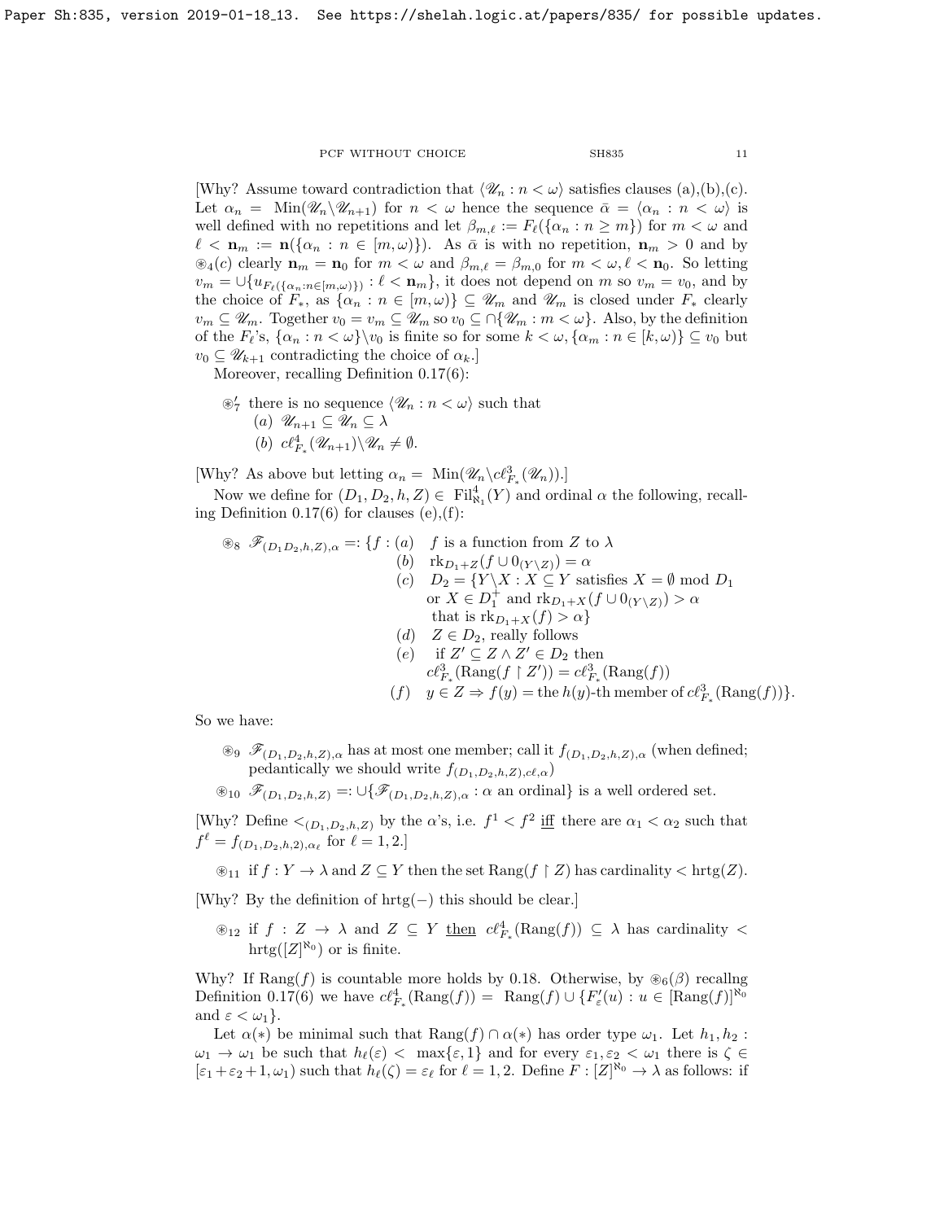[Why? Assume toward contradiction that $\langle \mathscr{U}_n : n < \omega \rangle$ satisfies clauses (a),(b),(c). Let $\alpha_n = \text{Min}(\mathscr{U}_n \backslash \mathscr{U}_{n+1})$ for $n < \omega$ hence the sequence $\bar{\alpha} = \langle \alpha_n : n < \omega \rangle$ is well defined with no repetitions and let $\beta_{m,\ell} := F_\ell(\{\alpha_n : n \geq m\})$ for $m < \omega$ and $\ell < \mathbf{n}_m := \mathbf{n}(\{\alpha_n : n \in [m,\omega)\})$. As $\bar{\alpha}$ is with no repetition, $\mathbf{n}_m > 0$ and by $\circledast_4(c)$ clearly $\mathbf{n}_m = \mathbf{n}_0$ for $m < \omega$ and $\beta_{m,\ell} = \beta_{m,0}$ for $m < \omega, \ell < \mathbf{n}_0$. So letting $v_m = \cup\{u_{F_\ell(\{\alpha_n : n \in [m,\omega)\})} : \ell < \mathbf{n}_m\}$, it does not depend on $m$ so $v_m = v_0$, and by the choice of $F_*$, as $\{\alpha_n : n \in [m,\omega)\} \subseteq \mathscr{U}_m$ and $\mathscr{U}_m$ is closed under $F_*$ clearly $v_m \subseteq \mathscr{U}_m$. Together $v_0 = v_m \subseteq \mathscr{U}_m$ so $v_0 \subseteq \cap\{\mathscr{U}_m : m < \omega\}$. Also, by the definition of the $F_\ell$'s, $\{\alpha_n : n < \omega\} \backslash v_0$ is finite so for some $k < \omega, \{\alpha_m : n \in [k,\omega)\} \subseteq v_0$ but $v_0 \subseteq \mathscr{U}_{k+1}$ contradicting the choice of $\alpha_k$.]

Moreover, recalling Definition 0.17(6):

$\circledast'_7$ there is no sequence $\langle \mathscr{U}_n : n < \omega \rangle$ such that
- (a) $\mathscr{U}_{n+1} \subseteq \mathscr{U}_n \subseteq \lambda$
- (b) $c\ell^4_{F_*}(\mathscr{U}_{n+1}) \backslash \mathscr{U}_n \neq \emptyset$.

[Why? As above but letting $\alpha_n = \text{Min}(\mathscr{U}_n \backslash c\ell^3_{F_*}(\mathscr{U}_n))$.]

Now we define for $(D_1, D_2, h, Z) \in \text{Fil}^4_{\aleph_1}(Y)$ and ordinal $\alpha$ the following, recalling Definition 0.17(6) for clauses (e),(f):

$\circledast_8$ $\mathscr{F}_{(D_1 D_2, h, Z), \alpha} =: \{f :$
- (a) $f$ is a function from $Z$ to $\lambda$
- (b) $\text{rk}_{D_1+Z}(f \cup 0_{(Y \backslash Z)}) = \alpha$
- (c) $D_2 = \{Y \backslash X : X \subseteq Y$ satisfies $X = \emptyset \mod D_1$ or $X \in D_1^+$ and $\text{rk}_{D_1+X}(f \cup 0_{(Y \backslash Z)}) > \alpha$ that is $\text{rk}_{D_1+X}(f) > \alpha\}$
- (d) $Z \in D_2$, really follows
- (e) if $Z' \subseteq Z \wedge Z' \in D_2$ then $c\ell^3_{F_*}(\text{Rang}(f \restriction Z')) = c\ell^3_{F_*}(\text{Rang}(f))$
- (f) $y \in Z \Rightarrow f(y) =$ the $h(y)$-th member of $c\ell^3_{F_*}(\text{Rang}(f))\}$.

So we have:

$\circledast_9$ $\mathscr{F}_{(D_1, D_2, h, Z), \alpha}$ has at most one member; call it $f_{(D_1, D_2, h, Z), \alpha}$ (when defined; pedantically we should write $f_{(D_1, D_2, h, Z), c\ell, \alpha}$)

$\circledast_{10}$ $\mathscr{F}_{(D_1, D_2, h, Z)} =: \cup\{\mathscr{F}_{(D_1, D_2, h, Z), \alpha} : \alpha$ an ordinal$\}$ is a well ordered set.

[Why? Define $<_{(D_1, D_2, h, Z)}$ by the $\alpha$'s, i.e. $f^1 < f^2$ iff there are $\alpha_1 < \alpha_2$ such that $f^\ell = f_{(D_1, D_2, h, 2), \alpha_\ell}$ for $\ell = 1, 2$.]

$\circledast_{11}$ if $f : Y \to \lambda$ and $Z \subseteq Y$ then the set $\text{Rang}(f \restriction Z)$ has cardinality $< \text{hrtg}(Z)$.

[Why? By the definition of $\text{hrtg}(-)$ this should be clear.]

$\circledast_{12}$ if $f : Z \to \lambda$ and $Z \subseteq Y$ then $c\ell^4_{F_*}(\text{Rang}(f)) \subseteq \lambda$ has cardinality $< \text{hrtg}([Z]^{\aleph_0})$ or is finite.

Why? If $\text{Rang}(f)$ is countable more holds by 0.18. Otherwise, by $\circledast_6(\beta)$ recallng Definition 0.17(6) we have $c\ell^4_{F_*}(\text{Rang}(f)) = \text{Rang}(f) \cup \{F'_\varepsilon(u) : u \in [\text{Rang}(f)]^{\aleph_0}$ and $\varepsilon < \omega_1\}$.

Let $\alpha(*)$ be minimal such that $\text{Rang}(f) \cap \alpha(*)$ has order type $\omega_1$. Let $h_1, h_2 : \omega_1 \to \omega_1$ be such that $h_\ell(\varepsilon) < \max\{\varepsilon, 1\}$ and for every $\varepsilon_1, \varepsilon_2 < \omega_1$ there is $\zeta \in [\varepsilon_1 + \varepsilon_2 + 1, \omega_1)$ such that $h_\ell(\zeta) = \varepsilon_\ell$ for $\ell = 1, 2$. Define $F : [Z]^{\aleph_0} \to \lambda$ as follows: if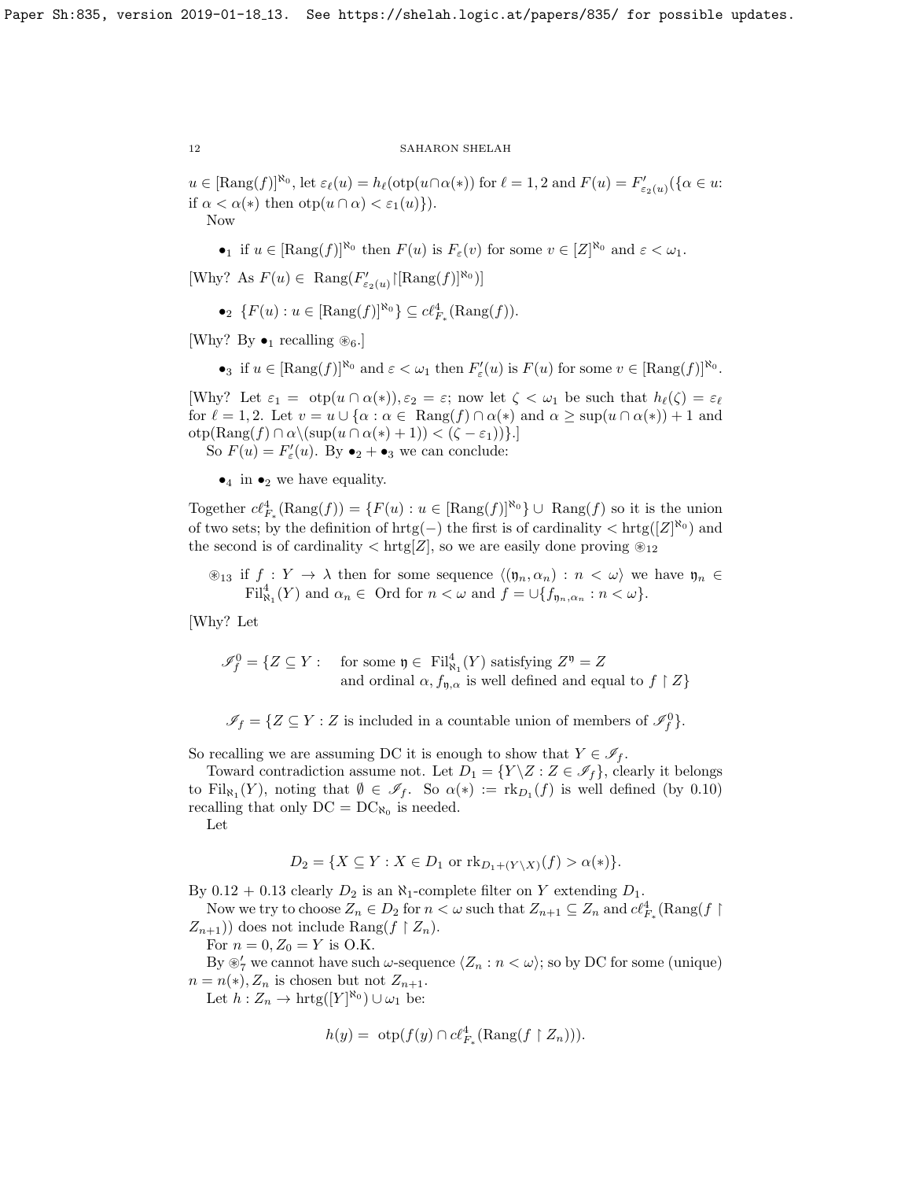$u \in [\mathrm{Rang}(f)]^{\aleph_0}$, let $\varepsilon_\ell(u) = h_\ell(\mathrm{otp}(u \cap \alpha(*))$ for $\ell = 1,2$ and $F(u) = F'_{\varepsilon_2(u)}(\{\alpha \in u$: if $\alpha < \alpha(*)$ then $\mathrm{otp}(u \cap \alpha) < \varepsilon_1(u)\})$.

Now

- $\bullet_1$ if $u \in [\mathrm{Rang}(f)]^{\aleph_0}$ then $F(u)$ is $F_\varepsilon(v)$ for some $v \in [Z]^{\aleph_0}$ and $\varepsilon < \omega_1$.

[Why? As $F(u) \in \mathrm{Rang}(F'_{\varepsilon_2(u)} \restriction [\mathrm{Rang}(f)]^{\aleph_0})$]

- $\bullet_2$ $\{F(u) : u \in [\mathrm{Rang}(f)]^{\aleph_0}\} \subseteq c\ell^4_{F_*}(\mathrm{Rang}(f))$.

[Why? By $\bullet_1$ recalling $\circledast_6$.]

- $\bullet_3$ if $u \in [\mathrm{Rang}(f)]^{\aleph_0}$ and $\varepsilon < \omega_1$ then $F'_\varepsilon(u)$ is $F(u)$ for some $v \in [\mathrm{Rang}(f)]^{\aleph_0}$.

[Why? Let $\varepsilon_1 = \mathrm{otp}(u \cap \alpha(*)), \varepsilon_2 = \varepsilon$; now let $\zeta < \omega_1$ be such that $h_\ell(\zeta) = \varepsilon_\ell$ for $\ell = 1,2$. Let $v = u \cup \{\alpha : \alpha \in \mathrm{Rang}(f) \cap \alpha(*)$ and $\alpha \geq \sup(u \cap \alpha(*)) + 1$ and $\mathrm{otp}(\mathrm{Rang}(f) \cap \alpha \backslash (\sup(u \cap \alpha(*) + 1)) < (\zeta - \varepsilon_1))\}$.]

So $F(u) = F'_\varepsilon(u)$. By $\bullet_2 + \bullet_3$ we can conclude:

- $\bullet_4$ in $\bullet_2$ we have equality.

Together $c\ell^4_{F_*}(\mathrm{Rang}(f)) = \{F(u) : u \in [\mathrm{Rang}(f)]^{\aleph_0}\} \cup \mathrm{Rang}(f)$ so it is the union of two sets; by the definition of hrtg$(-)$ the first is of cardinality $< \mathrm{hrtg}([Z]^{\aleph_0})$ and the second is of cardinality $< \mathrm{hrtg}[Z]$, so we are easily done proving $\circledast_{12}$

$\circledast_{13}$ if $f : Y \to \lambda$ then for some sequence $\langle (\mathfrak{y}_n, \alpha_n) : n < \omega \rangle$ we have $\mathfrak{y}_n \in \mathrm{Fil}^4_{\aleph_1}(Y)$ and $\alpha_n \in \mathrm{Ord}$ for $n < \omega$ and $f = \cup\{f_{\mathfrak{y}_n,\alpha_n} : n < \omega\}$.

[Why? Let

$$\mathscr{I}^0_f = \{Z \subseteq Y : \quad \text{for some } \mathfrak{y} \in \mathrm{Fil}^4_{\aleph_1}(Y) \text{ satisfying } Z^{\mathfrak{y}} = Z \text{ and ordinal } \alpha, f_{\mathfrak{y},\alpha} \text{ is well defined and equal to } f \restriction Z\}$$

$$\mathscr{I}_f = \{Z \subseteq Y : Z \text{ is included in a countable union of members of } \mathscr{I}^0_f\}.$$

So recalling we are assuming DC it is enough to show that $Y \in \mathscr{I}_f$.

Toward contradiction assume not. Let $D_1 = \{Y \backslash Z : Z \in \mathscr{I}_f\}$, clearly it belongs to $\mathrm{Fil}_{\aleph_1}(Y)$, noting that $\emptyset \in \mathscr{I}_f$. So $\alpha(*) := \mathrm{rk}_{D_1}(f)$ is well defined (by 0.10) recalling that only DC $= \mathrm{DC}_{\aleph_0}$ is needed.

Let

$$D_2 = \{X \subseteq Y : X \in D_1 \text{ or } \mathrm{rk}_{D_1 + (Y \backslash X)}(f) > \alpha(*)\}.$$

By 0.12 + 0.13 clearly $D_2$ is an $\aleph_1$-complete filter on $Y$ extending $D_1$.

Now we try to choose $Z_n \in D_2$ for $n < \omega$ such that $Z_{n+1} \subseteq Z_n$ and $c\ell^4_{F_*}(\mathrm{Rang}(f \restriction Z_{n+1}))$ does not include $\mathrm{Rang}(f \restriction Z_n)$.

For $n = 0, Z_0 = Y$ is O.K.

By $\circledast'_7$ we cannot have such $\omega$-sequence $\langle Z_n : n < \omega \rangle$; so by DC for some (unique) $n = n(*)$, $Z_n$ is chosen but not $Z_{n+1}$.

Let $h : Z_n \to \mathrm{hrtg}([Y]^{\aleph_0}) \cup \omega_1$ be:

$$h(y) = \mathrm{otp}(f(y) \cap c\ell^4_{F_*}(\mathrm{Rang}(f \restriction Z_n))).$$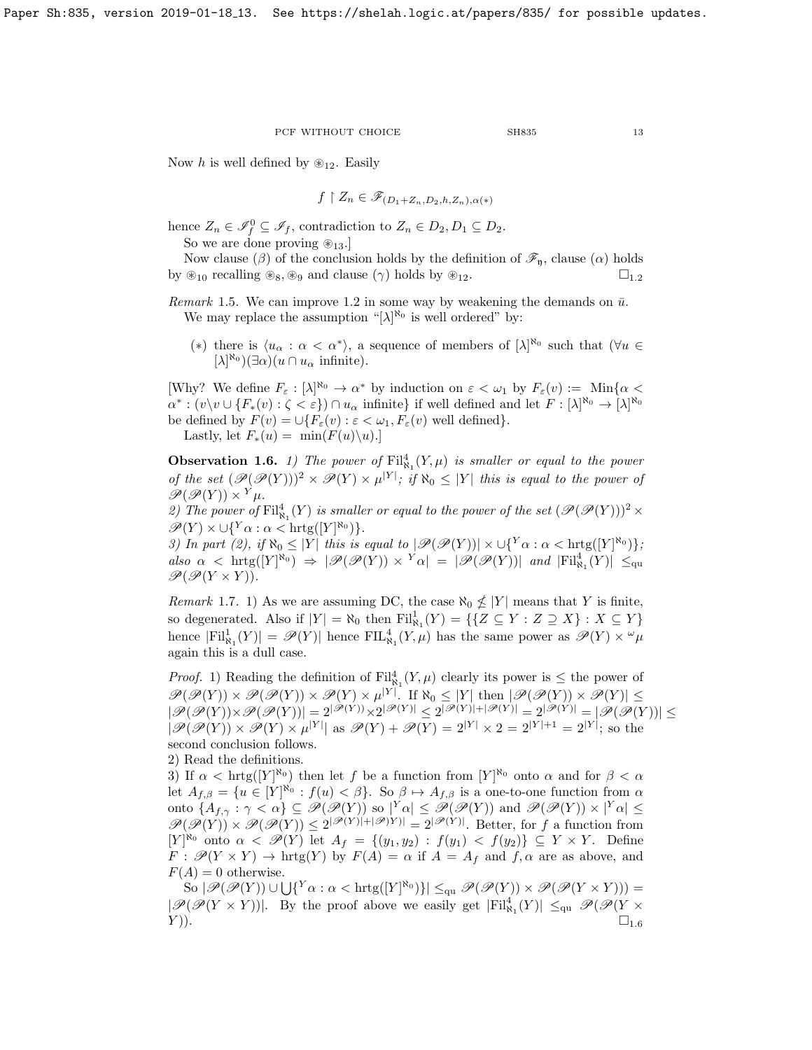Now $h$ is well defined by $\circledast_{12}$. Easily

$$f \restriction Z_n \in \mathscr{F}_{(D_1+Z_n,D_2,h,Z_n),\alpha(*)}$$

hence $Z_n \in \mathscr{I}^0_f \subseteq \mathscr{I}_f$, contradiction to $Z_n \in D_2, D_1 \subseteq D_2$.

So we are done proving $\circledast_{13}$.]

Now clause $(\beta)$ of the conclusion holds by the definition of $\mathscr{F}_{\mathfrak{y}}$, clause $(\alpha)$ holds by $\circledast_{10}$ recalling $\circledast_8, \circledast_9$ and clause $(\gamma)$ holds by $\circledast_{12}$. $\square_{1.2}$

*Remark* 1.5. We can improve 1.2 in some way by weakening the demands on $\bar{u}$.

We may replace the assumption "$[\lambda]^{\aleph_0}$ is well ordered" by:

$(*)$ there is $\langle u_\alpha : \alpha < \alpha^* \rangle$, a sequence of members of $[\lambda]^{\aleph_0}$ such that $(\forall u \in [\lambda]^{\aleph_0})(\exists \alpha)(u \cap u_\alpha \text{ infinite})$.

[Why? We define $F_\varepsilon : [\lambda]^{\aleph_0} \to \alpha^*$ by induction on $\varepsilon < \omega_1$ by $F_\varepsilon(v) := \text{Min}\{\alpha < \alpha^* : (v \backslash v \cup \{F_*(v) : \zeta < \varepsilon\}) \cap u_\alpha \text{ infinite}\}$ if well defined and let $F : [\lambda]^{\aleph_0} \to [\lambda]^{\aleph_0}$ be defined by $F(v) = \cup\{F_\varepsilon(v) : \varepsilon < \omega_1, F_\varepsilon(v) \text{ well defined}\}$.

Lastly, let $F_*(u) = \min(F(u)\backslash u)$.]

**Observation 1.6.** *1) The power of $\text{Fil}^4_{\aleph_1}(Y,\mu)$ is smaller or equal to the power of the set $(\mathscr{P}(\mathscr{P}(Y)))^2 \times \mathscr{P}(Y) \times \mu^{|Y|}$; if $\aleph_0 \le |Y|$ this is equal to the power of $\mathscr{P}(\mathscr{P}(Y)) \times {}^Y\mu$.*
*2) The power of $\text{Fil}^4_{\aleph_1}(Y)$ is smaller or equal to the power of the set $(\mathscr{P}(\mathscr{P}(Y)))^2 \times \mathscr{P}(Y) \times \cup\{{}^Y\alpha : \alpha < \text{hrtg}([Y]^{\aleph_0})\}$.*
*3) In part (2), if $\aleph_0 \le |Y|$ this is equal to $|\mathscr{P}(\mathscr{P}(Y))| \times \cup\{{}^Y\alpha : \alpha < \text{hrtg}([Y]^{\aleph_0})\}$; also $\alpha < \text{hrtg}([Y]^{\aleph_0}) \Rightarrow |\mathscr{P}(\mathscr{P}(Y)) \times {}^Y\alpha| = |\mathscr{P}(\mathscr{P}(Y))|$ and $|\text{Fil}^4_{\aleph_1}(Y)| \le_{\text{qu}} \mathscr{P}(\mathscr{P}(Y \times Y))$.*

*Remark* 1.7. 1) As we are assuming DC, the case $\aleph_0 \not\le |Y|$ means that $Y$ is finite, so degenerated. Also if $|Y| = \aleph_0$ then $\text{Fil}^1_{\aleph_1}(Y) = \{\{Z \subseteq Y : Z \supseteq X\} : X \subseteq Y\}$ hence $|\text{Fil}^1_{\aleph_1}(Y)| = \mathscr{P}(Y)|$ hence $\text{FIL}^4_{\aleph_1}(Y,\mu)$ has the same power as $\mathscr{P}(Y) \times {}^\omega\mu$ again this is a dull case.

*Proof.* 1) Reading the definition of $\text{Fil}^4_{\aleph_1}(Y,\mu)$ clearly its power is $\le$ the power of $\mathscr{P}(\mathscr{P}(Y)) \times \mathscr{P}(\mathscr{P}(Y)) \times \mathscr{P}(Y) \times \mu^{|Y|}$. If $\aleph_0 \le |Y|$ then $|\mathscr{P}(\mathscr{P}(Y)) \times \mathscr{P}(Y)| \le |\mathscr{P}(\mathscr{P}(Y)) \times \mathscr{P}(\mathscr{P}(Y))| = 2^{|\mathscr{P}(Y)|} \times 2^{|\mathscr{P}(Y)|} \le 2^{|\mathscr{P}(Y)|+|\mathscr{P}(Y)|} = 2^{|\mathscr{P}(Y)|} = |\mathscr{P}(\mathscr{P}(Y))| \le |\mathscr{P}(\mathscr{P}(Y)) \times \mathscr{P}(Y) \times \mu^{|Y|}|$ as $\mathscr{P}(Y) + \mathscr{P}(Y) = 2^{|Y|} \times 2 = 2^{|Y|+1} = 2^{|Y|}$; so the second conclusion follows.
2) Read the definitions.
3) If $\alpha < \text{hrtg}([Y]^{\aleph_0})$ then let $f$ be a function from $[Y]^{\aleph_0}$ onto $\alpha$ and for $\beta < \alpha$ let $A_{f,\beta} = \{u \in [Y]^{\aleph_0} : f(u) < \beta\}$. So $\beta \mapsto A_{f,\beta}$ is a one-to-one function from $\alpha$ onto $\{A_{f,\gamma} : \gamma < \alpha\} \subseteq \mathscr{P}(\mathscr{P}(Y))$ so $|{}^Y\alpha| \le \mathscr{P}(\mathscr{P}(Y))$ and $\mathscr{P}(\mathscr{P}(Y)) \times |{}^Y\alpha| \le \mathscr{P}(\mathscr{P}(Y)) \times \mathscr{P}(\mathscr{P}(Y)) \le 2^{|\mathscr{P}(Y)|+|\mathscr{P})Y)|} = 2^{|\mathscr{P}(Y)|}$. Better, for $f$ a function from $[Y]^{\aleph_0}$ onto $\alpha < \mathscr{P}(Y)$ let $A_f = \{(y_1,y_2) : f(y_1) < f(y_2)\} \subseteq Y \times Y$. Define $F : \mathscr{P}(Y \times Y) \to \text{hrtg}(Y)$ by $F(A) = \alpha$ if $A = A_f$ and $f, \alpha$ are as above, and $F(A) = 0$ otherwise.

So $|\mathscr{P}(\mathscr{P}(Y)) \cup \bigcup\{{}^Y\alpha : \alpha < \text{hrtg}([Y]^{\aleph_0})\}| \le_{\text{qu}} \mathscr{P}(\mathscr{P}(Y)) \times \mathscr{P}(\mathscr{P}(Y \times Y))) = |\mathscr{P}(\mathscr{P}(Y \times Y))|$. By the proof above we easily get $|\text{Fil}^4_{\aleph_1}(Y)| \le_{\text{qu}} \mathscr{P}(\mathscr{P}(Y \times Y))$. $\square_{1.6}$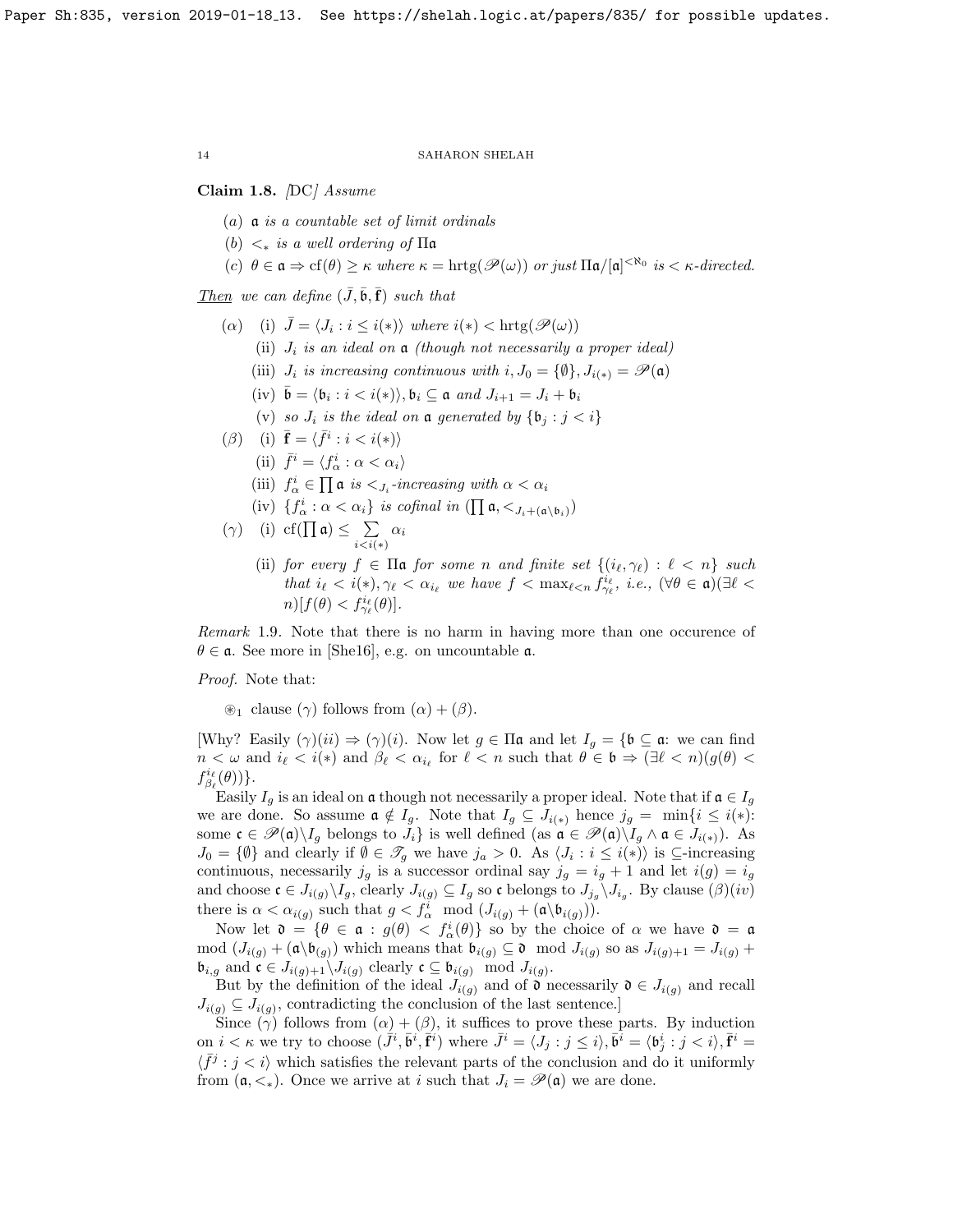**Claim 1.8.** [DC] *Assume*

- $(a)$ $\mathfrak{a}$ *is a countable set of limit ordinals*
- $(b)$ $<_*$ *is a well ordering of* $\Pi\mathfrak{a}$
- $(c)$ $\theta \in \mathfrak{a} \Rightarrow \mathrm{cf}(\theta) \geq \kappa$ *where* $\kappa = \mathrm{hrtg}(\mathscr{P}(\omega))$ *or just* $\Pi\mathfrak{a}/[\mathfrak{a}]^{<\aleph_0}$ *is* $<\kappa$*-directed.*

<u>*Then*</u> *we can define* $(\bar{J}, \bar{\mathfrak{b}}, \bar{\mathbf{f}})$ *such that*

- $(\alpha)$
  - (i) $\bar{J} = \langle J_i : i \leq i(*)\rangle$ *where* $i(*) < \mathrm{hrtg}(\mathscr{P}(\omega))$
  - (ii) $J_i$ *is an ideal on* $\mathfrak{a}$ *(though not necessarily a proper ideal)*
  - (iii) $J_i$ *is increasing continuous with* $i, J_0 = \{\emptyset\}, J_{i(*)} = \mathscr{P}(\mathfrak{a})$
  - (iv) $\bar{\mathfrak{b}} = \langle \mathfrak{b}_i : i < i(*)\rangle, \mathfrak{b}_i \subseteq \mathfrak{a}$ *and* $J_{i+1} = J_i + \mathfrak{b}_i$
  - (v) *so* $J_i$ *is the ideal on* $\mathfrak{a}$ *generated by* $\{\mathfrak{b}_j : j < i\}$
- $(\beta)$
  - (i) $\bar{\mathbf{f}} = \langle \bar{f}^i : i < i(*)\rangle$
  - (ii) $\bar{f}^i = \langle f^i_\alpha : \alpha < \alpha_i\rangle$
  - (iii) $f^i_\alpha \in \prod \mathfrak{a}$ *is* $<_{J_i}$*-increasing with* $\alpha < \alpha_i$
  - (iv) $\{f^i_\alpha : \alpha < \alpha_i\}$ *is cofinal in* $(\prod \mathfrak{a}, <_{J_i + (\mathfrak{a}\setminus\mathfrak{b}_i)})$
- $(\gamma)$
  - (i) $\mathrm{cf}(\prod \mathfrak{a}) \leq \sum\limits_{i<i(*)} \alpha_i$
  - (ii) *for every* $f \in \Pi\mathfrak{a}$ *for some* $n$ *and finite set* $\{(i_\ell, \gamma_\ell) : \ell < n\}$ *such that* $i_\ell < i(*), \gamma_\ell < \alpha_{i_\ell}$ *we have* $f < \max_{\ell<n} f^{i_\ell}_{\gamma_\ell}$*, i.e.,* $(\forall\theta \in \mathfrak{a})(\exists\ell < n)[f(\theta) < f^{i_\ell}_{\gamma_\ell}(\theta)]$*.*

*Remark* 1.9. Note that there is no harm in having more than one occurence of $\theta \in \mathfrak{a}$. See more in [She16], e.g. on uncountable $\mathfrak{a}$.

*Proof.* Note that:

$\circledast_1$ clause $(\gamma)$ follows from $(\alpha) + (\beta)$.

[Why? Easily $(\gamma)(ii) \Rightarrow (\gamma)(i)$. Now let $g \in \Pi\mathfrak{a}$ and let $I_g = \{\mathfrak{b} \subseteq \mathfrak{a}$: we can find $n < \omega$ and $i_\ell < i(*)$ and $\beta_\ell < \alpha_{i_\ell}$ for $\ell < n$ such that $\theta \in \mathfrak{b} \Rightarrow (\exists\ell < n)(g(\theta) < f^{i_\ell}_{\beta_\ell}(\theta))\}$.

Easily $I_g$ is an ideal on $\mathfrak{a}$ though not necessarily a proper ideal. Note that if $\mathfrak{a} \in I_g$ we are done. So assume $\mathfrak{a} \notin I_g$. Note that $I_g \subseteq J_{i(*)}$ hence $j_g = \min\{i \leq i(*)$: some $\mathfrak{c} \in \mathscr{P}(\mathfrak{a})\setminus I_g$ belongs to $J_i\}$ is well defined (as $\mathfrak{a} \in \mathscr{P}(\mathfrak{a})\setminus I_g \wedge \mathfrak{a} \in J_{i(*)}$). As $J_0 = \{\emptyset\}$ and clearly if $\emptyset \in \mathscr{T}_g$ we have $j_a > 0$. As $\langle J_i : i \leq i(*)\rangle$ is $\subseteq$-increasing continuous, necessarily $j_g$ is a successor ordinal say $j_g = i_g + 1$ and let $i(g) = i_g$ and choose $\mathfrak{c} \in J_{i(g)}\setminus I_g$, clearly $J_{i(g)} \subseteq I_g$ so $\mathfrak{c}$ belongs to $J_{j_g}\setminus J_{i_g}$. By clause $(\beta)(iv)$ there is $\alpha < \alpha_{i(g)}$ such that $g < f^i_\alpha \mod (J_{i(g)} + (\mathfrak{a}\setminus\mathfrak{b}_{i(g)}))$.

Now let $\mathfrak{d} = \{\theta \in \mathfrak{a} : g(\theta) < f^i_\alpha(\theta)\}$ so by the choice of $\alpha$ we have $\mathfrak{d} = \mathfrak{a}$ $\mod (J_{i(g)} + (\mathfrak{a}\setminus\mathfrak{b}_{(g)}))$ which means that $\mathfrak{b}_{i(g)} \subseteq \mathfrak{d} \mod J_{i(g)}$ so as $J_{i(g)+1} = J_{i(g)} + \mathfrak{b}_{i,g}$ and $\mathfrak{c} \in J_{i(g)+1}\setminus J_{i(g)}$ clearly $\mathfrak{c} \subseteq \mathfrak{b}_{i(g)} \mod J_{i(g)}$.

But by the definition of the ideal $J_{i(g)}$ and of $\mathfrak{d}$ necessarily $\mathfrak{d} \in J_{i(g)}$ and recall $J_{i(g)} \subseteq J_{i(g)}$, contradicting the conclusion of the last sentence.]

Since $(\gamma)$ follows from $(\alpha) + (\beta)$, it suffices to prove these parts. By induction on $i < \kappa$ we try to choose $(\bar{J}^i, \bar{\mathfrak{b}}^i, \bar{\mathbf{f}}^i)$ where $\bar{J}^i = \langle J_j : j \leq i\rangle, \bar{\mathfrak{b}}^i = \langle \mathfrak{b}^i_j : j < i\rangle, \bar{\mathbf{f}}^i = \langle \bar{f}^j : j < i\rangle$ which satisfies the relevant parts of the conclusion and do it uniformly from $(\mathfrak{a}, <_*)$. Once we arrive at $i$ such that $J_i = \mathscr{P}(\mathfrak{a})$ we are done.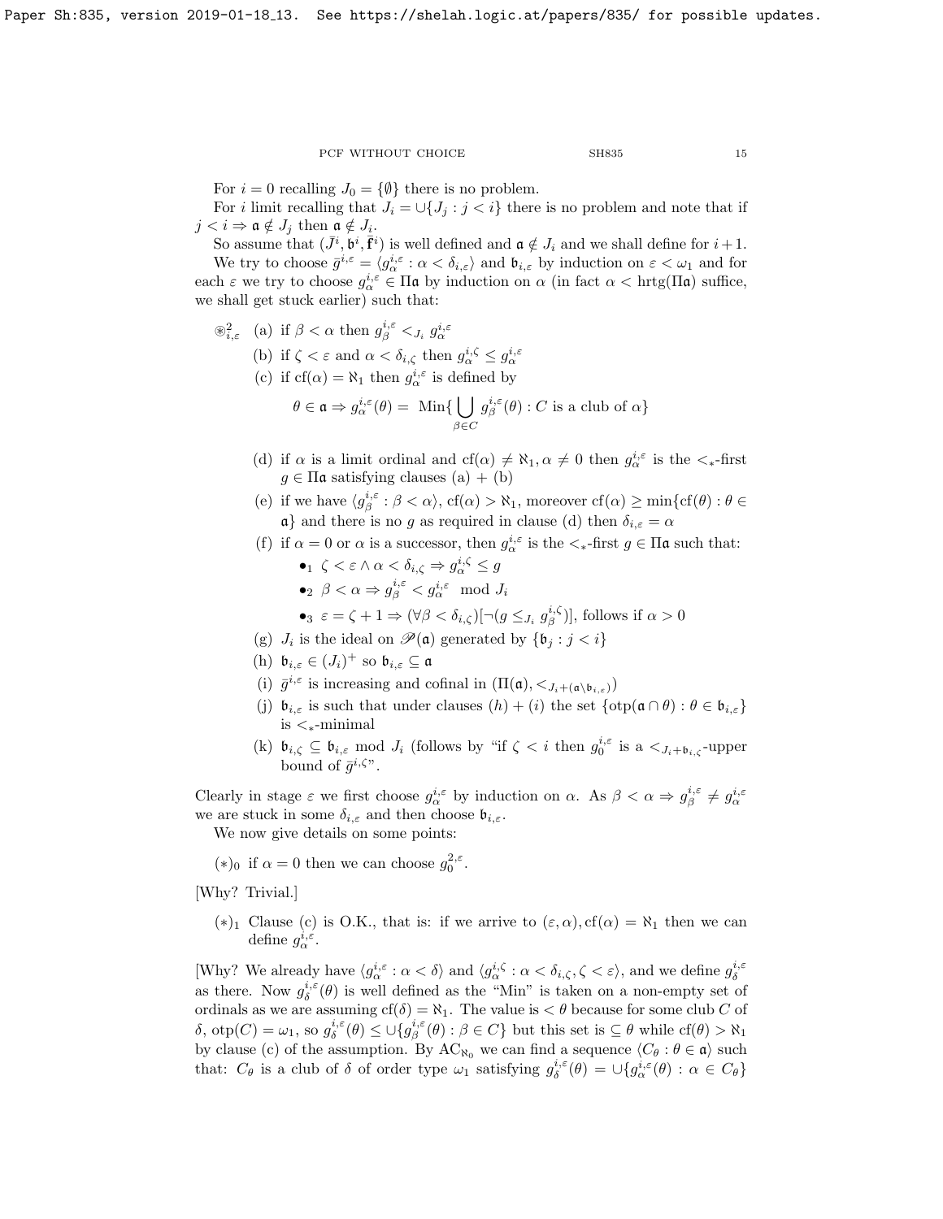For $i = 0$ recalling $J_0 = \{\emptyset\}$ there is no problem.

For $i$ limit recalling that $J_i = \cup\{J_j : j < i\}$ there is no problem and note that if $j < i \Rightarrow \mathfrak{a} \notin J_j$ then $\mathfrak{a} \notin J_i$.

So assume that $(\bar{J}^i, \mathfrak{b}^i, \bar{\mathbf{f}}^i)$ is well defined and $\mathfrak{a} \notin J_i$ and we shall define for $i+1$.

We try to choose $\bar{g}^{i,\varepsilon} = \langle g^{i,\varepsilon}_\alpha : \alpha < \delta_{i,\varepsilon}\rangle$ and $\mathfrak{b}_{i,\varepsilon}$ by induction on $\varepsilon < \omega_1$ and for each $\varepsilon$ we try to choose $g^{i,\varepsilon}_\alpha \in \Pi\mathfrak{a}$ by induction on $\alpha$ (in fact $\alpha < \text{hrtg}(\Pi\mathfrak{a})$ suffice, we shall get stuck earlier) such that:

$\circledast^2_{i,\varepsilon}$ (a) if $\beta < \alpha$ then $g^{i,\varepsilon}_\beta <_{J_i} g^{i,\varepsilon}_\alpha$

(b) if $\zeta < \varepsilon$ and $\alpha < \delta_{i,\zeta}$ then $g^{i,\zeta}_\alpha \le g^{i,\varepsilon}_\alpha$

(c) if $\text{cf}(\alpha) = \aleph_1$ then $g^{i,\varepsilon}_\alpha$ is defined by

$$\theta \in \mathfrak{a} \Rightarrow g^{i,\varepsilon}_\alpha(\theta) = \text{ Min}\{\bigcup_{\beta \in C} g^{i,\varepsilon}_\beta(\theta) : C \text{ is a club of } \alpha\}$$

(d) if $\alpha$ is a limit ordinal and $\text{cf}(\alpha) \neq \aleph_1, \alpha \neq 0$ then $g^{i,\varepsilon}_\alpha$ is the $<_*$-first $g \in \Pi\mathfrak{a}$ satisfying clauses (a) + (b)

(e) if we have $\langle g^{i,\varepsilon}_\beta : \beta < \alpha\rangle$, $\text{cf}(\alpha) > \aleph_1$, moreover $\text{cf}(\alpha) \ge \min\{\text{cf}(\theta) : \theta \in \mathfrak{a}\}$ and there is no $g$ as required in clause (d) then $\delta_{i,\varepsilon} = \alpha$

(f) if $\alpha = 0$ or $\alpha$ is a successor, then $g^{i,\varepsilon}_\alpha$ is the $<_*$-first $g \in \Pi\mathfrak{a}$ such that:

- $\bullet_1$ $\zeta < \varepsilon \wedge \alpha < \delta_{i,\zeta} \Rightarrow g^{i,\zeta}_\alpha \le g$
- $\bullet_2$ $\beta < \alpha \Rightarrow g^{i,\varepsilon}_\beta < g^{i,\varepsilon}_\alpha \mod J_i$
- $\bullet_3$ $\varepsilon = \zeta + 1 \Rightarrow (\forall \beta < \delta_{i,\zeta})[\neg(g \le_{J_i} g^{i,\zeta}_\beta)]$, follows if $\alpha > 0$

(g) $J_i$ is the ideal on $\mathscr{P}(\mathfrak{a})$ generated by $\{\mathfrak{b}_j : j < i\}$

(h) $\mathfrak{b}_{i,\varepsilon} \in (J_i)^+$ so $\mathfrak{b}_{i,\varepsilon} \subseteq \mathfrak{a}$

(i) $\bar{g}^{i,\varepsilon}$ is increasing and cofinal in $(\Pi(\mathfrak{a}), <_{J_i + (\mathfrak{a}\backslash\mathfrak{b}_{i,\varepsilon})})$

(j) $\mathfrak{b}_{i,\varepsilon}$ is such that under clauses $(h)+(i)$ the set $\{\text{otp}(\mathfrak{a} \cap \theta) : \theta \in \mathfrak{b}_{i,\varepsilon}\}$ is $<_*$-minimal

(k) $\mathfrak{b}_{i,\zeta} \subseteq \mathfrak{b}_{i,\varepsilon} \mod J_i$ (follows by "if $\zeta < i$ then $g^{i,\varepsilon}_0$ is a $<_{J_i + \mathfrak{b}_{i,\zeta}}$-upper bound of $\bar{g}^{i,\zeta}$".

Clearly in stage $\varepsilon$ we first choose $g^{i,\varepsilon}_\alpha$ by induction on $\alpha$. As $\beta < \alpha \Rightarrow g^{i,\varepsilon}_\beta \neq g^{i,\varepsilon}_\alpha$ we are stuck in some $\delta_{i,\varepsilon}$ and then choose $\mathfrak{b}_{i,\varepsilon}$.

We now give details on some points:

$(*)_0$ if $\alpha = 0$ then we can choose $g^{2,\varepsilon}_0$.

[Why? Trivial.]

$(*)_1$ Clause (c) is O.K., that is: if we arrive to $(\varepsilon, \alpha), \text{cf}(\alpha) = \aleph_1$ then we can define $g^{i,\varepsilon}_\alpha$.

[Why? We already have $\langle g^{i,\varepsilon}_\alpha : \alpha < \delta\rangle$ and $\langle g^{i,\zeta}_\alpha : \alpha < \delta_{i,\zeta}, \zeta < \varepsilon\rangle$, and we define $g^{i,\varepsilon}_\delta$ as there. Now $g^{i,\varepsilon}_\delta(\theta)$ is well defined as the "Min" is taken on a non-empty set of ordinals as we are assuming $\text{cf}(\delta) = \aleph_1$. The value is $< \theta$ because for some club $C$ of $\delta$, $\text{otp}(C) = \omega_1$, so $g^{i,\varepsilon}_\delta(\theta) \le \cup\{g^{i,\varepsilon}_\beta(\theta) : \beta \in C\}$ but this set is $\subseteq \theta$ while $\text{cf}(\theta) > \aleph_1$ by clause (c) of the assumption. By $AC_{\aleph_0}$ we can find a sequence $\langle C_\theta : \theta \in \mathfrak{a}\rangle$ such that: $C_\theta$ is a club of $\delta$ of order type $\omega_1$ satisfying $g^{i,\varepsilon}_\delta(\theta) = \cup\{g^{i,\varepsilon}_\alpha(\theta) : \alpha \in C_\theta\}$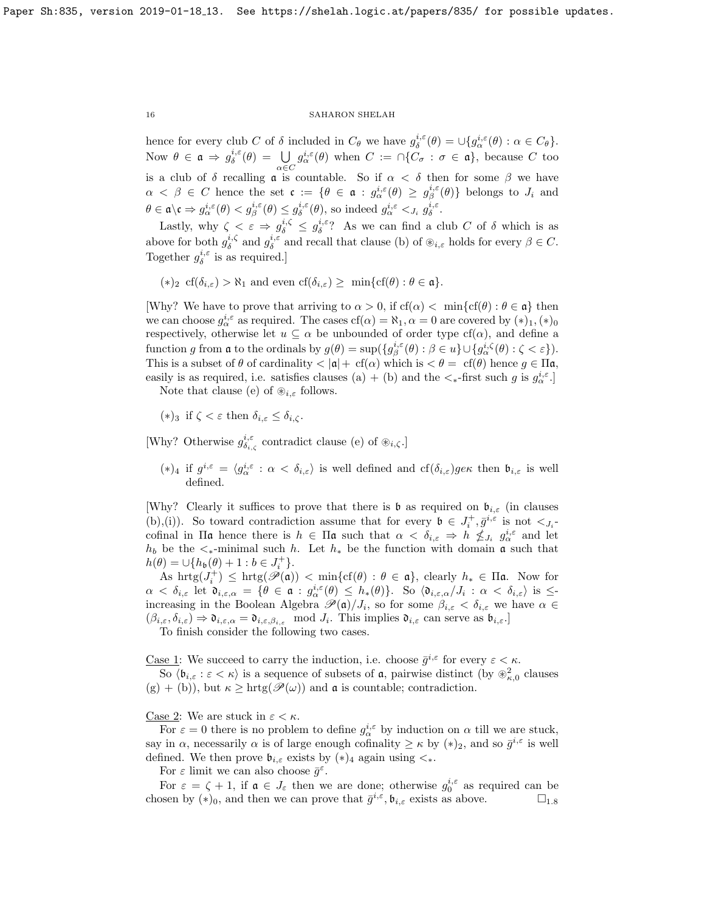hence for every club $C$ of $\delta$ included in $C_\theta$ we have $g^{i,\varepsilon}_\delta(\theta) = \cup\{g^{i,\varepsilon}_\alpha(\theta) : \alpha \in C_\theta\}$. Now $\theta \in \mathfrak{a} \Rightarrow g^{i,\varepsilon}_\delta(\theta) = \bigcup_{\alpha \in C} g^{i,\varepsilon}_\alpha(\theta)$ when $C := \cap\{C_\sigma : \sigma \in \mathfrak{a}\}$, because $C$ too is a club of $\delta$ recalling $\mathfrak{a}$ is countable. So if $\alpha < \delta$ then for some $\beta$ we have $\alpha < \beta \in C$ hence the set $\mathfrak{c} := \{\theta \in \mathfrak{a} : g^{i,\varepsilon}_\alpha(\theta) \geq g^{i,\varepsilon}_\beta(\theta)\}$ belongs to $J_i$ and $\theta \in \mathfrak{a}\backslash\mathfrak{c} \Rightarrow g^{i,\varepsilon}_\alpha(\theta) < g^{i,\varepsilon}_\beta(\theta) \leq g^{i,\varepsilon}_\delta(\theta)$, so indeed $g^{i,\varepsilon}_\alpha <_{J_i} g^{i,\varepsilon}_\delta$.

Lastly, why $\zeta < \varepsilon \Rightarrow g^{i,\zeta}_\delta \leq g^{i,\varepsilon}_\delta$? As we can find a club $C$ of $\delta$ which is as above for both $g^{i,\zeta}_\delta$ and $g^{i,\varepsilon}_\delta$ and recall that clause (b) of $\circledast_{i,\varepsilon}$ holds for every $\beta \in C$. Together $g^{i,\varepsilon}_\delta$ is as required.]

$(*)_2$ $\mathrm{cf}(\delta_{i,\varepsilon}) > \aleph_1$ and even $\mathrm{cf}(\delta_{i,\varepsilon}) \geq \min\{\mathrm{cf}(\theta) : \theta \in \mathfrak{a}\}$.

[Why? We have to prove that arriving to $\alpha > 0$, if $\mathrm{cf}(\alpha) < \min\{\mathrm{cf}(\theta) : \theta \in \mathfrak{a}\}$ then we can choose $g^{i,\varepsilon}_\alpha$ as required. The cases $\mathrm{cf}(\alpha) = \aleph_1, \alpha = 0$ are covered by $(*)_1, (*)_0$ respectively, otherwise let $u \subseteq \alpha$ be unbounded of order type $\mathrm{cf}(\alpha)$, and define a function $g$ from $\mathfrak{a}$ to the ordinals by $g(\theta) = \sup(\{g^{i,\varepsilon}_\beta(\theta) : \beta \in u\} \cup \{g^{i,\zeta}_\alpha(\theta) : \zeta < \varepsilon\})$. This is a subset of $\theta$ of cardinality $< |\mathfrak{a}| +\ \mathrm{cf}(\alpha)$ which is $< \theta = \mathrm{cf}(\theta)$ hence $g \in \Pi\mathfrak{a}$, easily is as required, i.e. satisfies clauses (a) + (b) and the $<_*$-first such $g$ is $g^{i,\varepsilon}_\alpha$.]

Note that clause (e) of $\circledast_{i,\varepsilon}$ follows.

$(*)_3$ if $\zeta < \varepsilon$ then $\delta_{i,\varepsilon} \leq \delta_{i,\zeta}$.

[Why? Otherwise $g^{i,\varepsilon}_{\delta_{i,\zeta}}$ contradict clause (e) of $\circledast_{i,\zeta}$.]

$(*)_4$ if $g^{i,\varepsilon} = \langle g^{i,\varepsilon}_\alpha : \alpha < \delta_{i,\varepsilon}\rangle$ is well defined and $\mathrm{cf}(\delta_{i,\varepsilon}) ge\kappa$ then $\mathfrak{b}_{i,\varepsilon}$ is well defined.

[Why? Clearly it suffices to prove that there is $\mathfrak{b}$ as required on $\mathfrak{b}_{i,\varepsilon}$ (in clauses (b),(i)). So toward contradiction assume that for every $\mathfrak{b} \in J^+_i, \bar{g}^{i,\varepsilon}$ is not $<_{J_i}$-cofinal in $\Pi\mathfrak{a}$ hence there is $h \in \Pi\mathfrak{a}$ such that $\alpha < \delta_{i,\varepsilon} \Rightarrow h \nleq_{J_i} g^{i,\varepsilon}_\alpha$ and let $h_b$ be the $<_*$-minimal such $h$. Let $h_*$ be the function with domain $\mathfrak{a}$ such that $h(\theta) = \cup\{h_{\mathfrak{b}}(\theta) + 1 : b \in J^+_i\}$.

As $\mathrm{hrtg}(J^+_i) \leq \mathrm{hrtg}(\mathscr{P}(\mathfrak{a})) < \min\{\mathrm{cf}(\theta) : \theta \in \mathfrak{a}\}$, clearly $h_* \in \Pi\mathfrak{a}$. Now for $\alpha < \delta_{i,\varepsilon}$ let $\mathfrak{d}_{i,\varepsilon,\alpha} = \{\theta \in \mathfrak{a} : g^{i,\varepsilon}_\alpha(\theta) \leq h_*(\theta)\}$. So $\langle \mathfrak{d}_{i,\varepsilon,\alpha}/J_i : \alpha < \delta_{i,\varepsilon}\rangle$ is $\leq$-increasing in the Boolean Algebra $\mathscr{P}(\mathfrak{a})/J_i$, so for some $\beta_{i,\varepsilon} < \delta_{i,\varepsilon}$ we have $\alpha \in (\beta_{i,\varepsilon}, \delta_{i,\varepsilon}) \Rightarrow \mathfrak{d}_{i,\varepsilon,\alpha} = \mathfrak{d}_{i,\varepsilon,\beta_{i,\varepsilon}} \mod J_i$. This implies $\mathfrak{d}_{i,\varepsilon}$ can serve as $\mathfrak{b}_{i,\varepsilon}$.]

To finish consider the following two cases.

<u>Case 1</u>: We succeed to carry the induction, i.e. choose $\bar{g}^{i,\varepsilon}$ for every $\varepsilon < \kappa$.

So $\langle \mathfrak{b}_{i,\varepsilon} : \varepsilon < \kappa\rangle$ is a sequence of subsets of $\mathfrak{a}$, pairwise distinct (by $\circledast^2_{\kappa,0}$ clauses (g) + (b)), but $\kappa \geq \mathrm{hrtg}(\mathscr{P}(\omega))$ and $\mathfrak{a}$ is countable; contradiction.

<u>Case 2</u>: We are stuck in $\varepsilon < \kappa$.

For $\varepsilon = 0$ there is no problem to define $g^{i,\varepsilon}_\alpha$ by induction on $\alpha$ till we are stuck, say in $\alpha$, necessarily $\alpha$ is of large enough cofinality $\geq \kappa$ by $(*)_2$, and so $\bar{g}^{i,\varepsilon}$ is well defined. We then prove $\mathfrak{b}_{i,\varepsilon}$ exists by $(*)_4$ again using $<_*$.

For $\varepsilon$ limit we can also choose $\bar{g}^\varepsilon$.

For $\varepsilon = \zeta + 1$, if $\mathfrak{a} \in J_\varepsilon$ then we are done; otherwise $g^{i,\varepsilon}_0$ as required can be chosen by $(*)_0$, and then we can prove that $\bar{g}^{i,\varepsilon}, \mathfrak{b}_{i,\varepsilon}$ exists as above. $\square_{1.8}$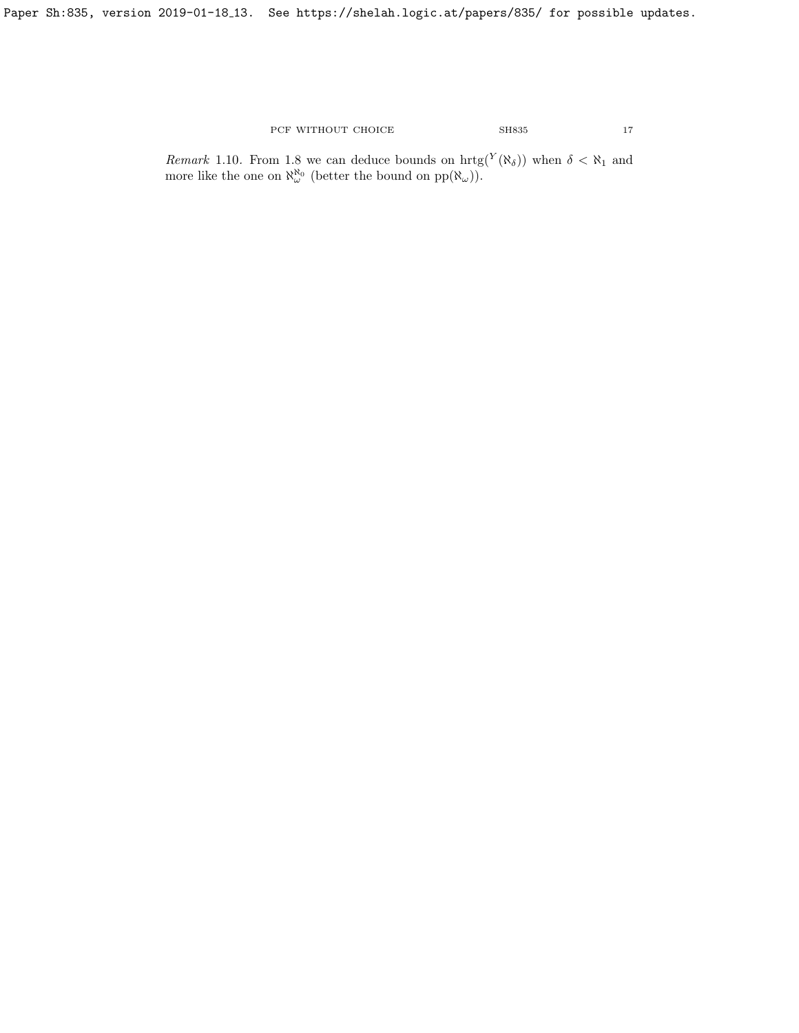*Remark* 1.10. From 1.8 we can deduce bounds on $\mathrm{hrtg}({}^{Y}(\aleph_\delta))$ when $\delta < \aleph_1$ and more like the one on $\aleph_\omega^{\aleph_0}$ (better the bound on $\mathrm{pp}(\aleph_\omega)$).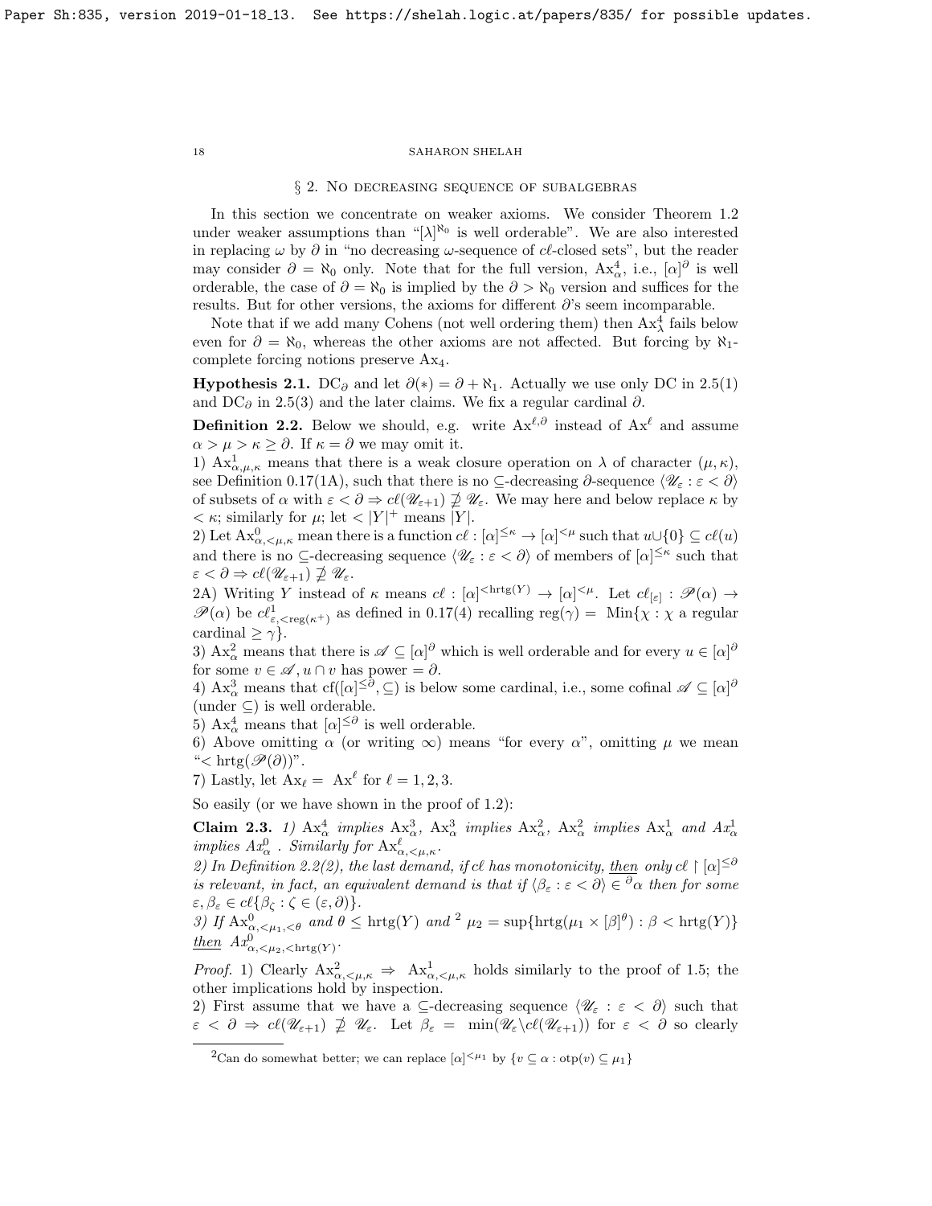## § 2. No decreasing sequence of subalgebras

In this section we concentrate on weaker axioms. We consider Theorem 1.2 under weaker assumptions than "$[\lambda]^{\aleph_0}$ is well orderable". We are also interested in replacing $\omega$ by $\partial$ in "no decreasing $\omega$-sequence of $c\ell$-closed sets", but the reader may consider $\partial = \aleph_0$ only. Note that for the full version, $\mathrm{Ax}^4_\alpha$, i.e., $[\alpha]^\partial$ is well orderable, the case of $\partial = \aleph_0$ is implied by the $\partial > \aleph_0$ version and suffices for the results. But for other versions, the axioms for different $\partial$'s seem incomparable.

Note that if we add many Cohens (not well ordering them) then $\mathrm{Ax}^4_\lambda$ fails below even for $\partial = \aleph_0$, whereas the other axioms are not affected. But forcing by $\aleph_1$-complete forcing notions preserve $\mathrm{Ax}_4$.

**Hypothesis 2.1.** $\mathrm{DC}_\partial$ and let $\partial(*) = \partial + \aleph_1$. Actually we use only DC in 2.5(1) and $\mathrm{DC}_\partial$ in 2.5(3) and the later claims. We fix a regular cardinal $\partial$.

**Definition 2.2.** Below we should, e.g. write $\mathrm{Ax}^{\ell,\partial}$ instead of $\mathrm{Ax}^\ell$ and assume $\alpha > \mu > \kappa \geq \partial$. If $\kappa = \partial$ we may omit it.

1) $\mathrm{Ax}^1_{\alpha,\mu,\kappa}$ means that there is a weak closure operation on $\lambda$ of character $(\mu,\kappa)$, see Definition 0.17(1A), such that there is no $\subseteq$-decreasing $\partial$-sequence $\langle \mathscr{U}_\varepsilon : \varepsilon < \partial\rangle$ of subsets of $\alpha$ with $\varepsilon < \partial \Rightarrow c\ell(\mathscr{U}_{\varepsilon+1}) \not\supseteq \mathscr{U}_\varepsilon$. We may here and below replace $\kappa$ by $< \kappa$; similarly for $\mu$; let $< |Y|^+$ means $|Y|$.

2) Let $\mathrm{Ax}^0_{\alpha,<\mu,\kappa}$ mean there is a function $c\ell : [\alpha]^{\leq \kappa} \to [\alpha]^{<\mu}$ such that $u \cup \{0\} \subseteq c\ell(u)$ and there is no $\subseteq$-decreasing sequence $\langle \mathscr{U}_\varepsilon : \varepsilon < \partial\rangle$ of members of $[\alpha]^{\leq\kappa}$ such that $\varepsilon < \partial \Rightarrow c\ell(\mathscr{U}_{\varepsilon+1}) \not\supseteq \mathscr{U}_\varepsilon$.

2A) Writing $Y$ instead of $\kappa$ means $c\ell : [\alpha]^{<\mathrm{hrtg}(Y)} \to [\alpha]^{<\mu}$. Let $c\ell_{[\varepsilon]} : \mathscr{P}(\alpha) \to \mathscr{P}(\alpha)$ be $c\ell^1_{\varepsilon,<\mathrm{reg}(\kappa^+)}$ as defined in 0.17(4) recalling $\mathrm{reg}(\gamma) = \mathrm{Min}\{\chi : \chi$ a regular cardinal $\geq \gamma\}$.

3) $\mathrm{Ax}^2_\alpha$ means that there is $\mathscr{A} \subseteq [\alpha]^\partial$ which is well orderable and for every $u \in [\alpha]^\partial$ for some $v \in \mathscr{A}$, $u \cap v$ has power $= \partial$.

4) $\mathrm{Ax}^3_\alpha$ means that $\mathrm{cf}([\alpha]^{\leq\partial}, \subseteq)$ is below some cardinal, i.e., some cofinal $\mathscr{A} \subseteq [\alpha]^\partial$ (under $\subseteq$) is well orderable.

5) $\mathrm{Ax}^4_\alpha$ means that $[\alpha]^{\leq\partial}$ is well orderable.

6) Above omitting $\alpha$ (or writing $\infty$) means "for every $\alpha$", omitting $\mu$ we mean "$< \mathrm{hrtg}(\mathscr{P}(\partial))$".

7) Lastly, let $\mathrm{Ax}_\ell = \mathrm{Ax}^\ell$ for $\ell = 1,2,3$.

So easily (or we have shown in the proof of 1.2):

**Claim 2.3.** *1) $\mathrm{Ax}^4_\alpha$ implies $\mathrm{Ax}^3_\alpha$, $\mathrm{Ax}^3_\alpha$ implies $\mathrm{Ax}^2_\alpha$, $\mathrm{Ax}^2_\alpha$ implies $\mathrm{Ax}^1_\alpha$ and $Ax^1_\alpha$ implies $Ax^0_\alpha$ . Similarly for $\mathrm{Ax}^\ell_{\alpha,<\mu,\kappa}$.*

*2) In Definition 2.2(2), the last demand, if $c\ell$ has monotonicity, then only $c\ell \restriction [\alpha]^{\leq\partial}$ is relevant, in fact, an equivalent demand is that if $\langle \beta_\varepsilon : \varepsilon < \partial\rangle \in {}^\partial\alpha$ then for some $\varepsilon, \beta_\varepsilon \in c\ell\{\beta_\zeta : \zeta \in (\varepsilon,\partial)\}$.*

*3) If $\mathrm{Ax}^0_{\alpha,<\mu_1,<\theta}$ and $\theta \leq \mathrm{hrtg}(Y)$ and[2] $\mu_2 = \sup\{\mathrm{hrtg}(\mu_1 \times [\beta]^\theta) : \beta < \mathrm{hrtg}(Y)\}$ then $Ax^0_{\alpha,<\mu_2,<\mathrm{hrtg}(Y)}$.*

*Proof.* 1) Clearly $\mathrm{Ax}^2_{\alpha,<\mu,\kappa} \Rightarrow \mathrm{Ax}^1_{\alpha,<\mu,\kappa}$ holds similarly to the proof of 1.5; the other implications hold by inspection.

2) First assume that we have a $\subseteq$-decreasing sequence $\langle \mathscr{U}_\varepsilon : \varepsilon < \partial\rangle$ such that $\varepsilon < \partial \Rightarrow c\ell(\mathscr{U}_{\varepsilon+1}) \not\supseteq \mathscr{U}_\varepsilon$. Let $\beta_\varepsilon = \min(\mathscr{U}_\varepsilon \backslash c\ell(\mathscr{U}_{\varepsilon+1}))$ for $\varepsilon < \partial$ so clearly

---

[2] Can do somewhat better; we can replace $[\alpha]^{<\mu_1}$ by $\{v \subseteq \alpha : \mathrm{otp}(v) \subseteq \mu_1\}$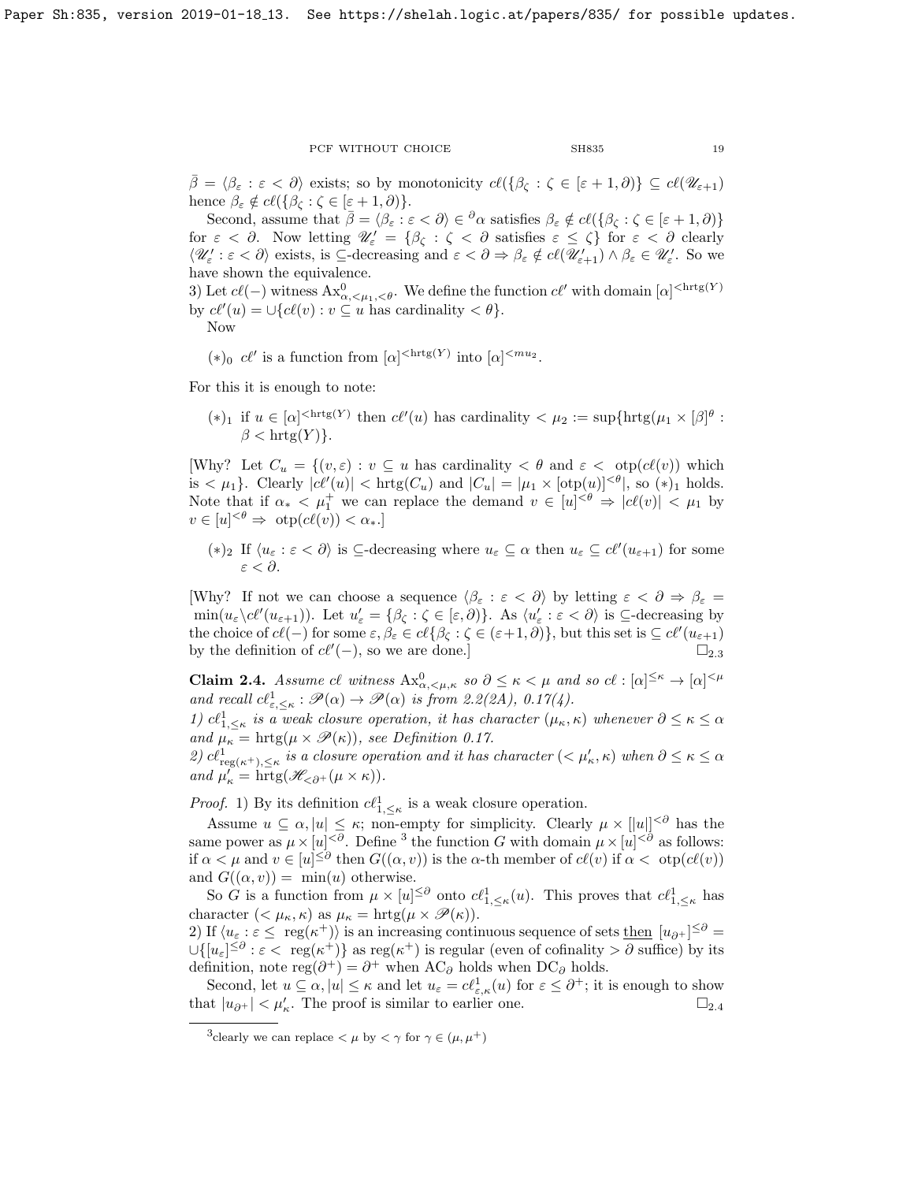$\bar\beta = \langle \beta_\varepsilon : \varepsilon < \partial\rangle$ exists; so by monotonicity $c\ell(\{\beta_\zeta : \zeta \in [\varepsilon+1,\partial)\} \subseteq c\ell(\mathscr{U}_{\varepsilon+1})$ hence $\beta_\varepsilon \notin c\ell(\{\beta_\zeta : \zeta \in [\varepsilon+1,\partial)\}$.

Second, assume that $\bar\beta = \langle \beta_\varepsilon : \varepsilon < \partial\rangle \in {}^\partial\alpha$ satisfies $\beta_\varepsilon \notin c\ell(\{\beta_\zeta : \zeta \in [\varepsilon+1,\partial)\}$ for $\varepsilon < \partial$. Now letting $\mathscr{U}'_\varepsilon = \{\beta_\zeta : \zeta < \partial$ satisfies $\varepsilon \le \zeta\}$ for $\varepsilon < \partial$ clearly $\langle \mathscr{U}'_\varepsilon : \varepsilon < \partial\rangle$ exists, is $\subseteq$-decreasing and $\varepsilon < \partial \Rightarrow \beta_\varepsilon \notin c\ell(\mathscr{U}'_{\varepsilon+1}) \wedge \beta_\varepsilon \in \mathscr{U}'_\varepsilon$. So we have shown the equivalence.

3) Let $c\ell(-)$ witness $\mathrm{Ax}^0_{\alpha,<\mu_1,<\theta}$. We define the function $c\ell'$ with domain $[\alpha]^{<\mathrm{hrtg}(Y)}$ by $c\ell'(u) = \cup\{c\ell(v) : v \subseteq u$ has cardinality $< \theta\}$.

Now

$(*)_0$ $c\ell'$ is a function from $[\alpha]^{<\mathrm{hrtg}(Y)}$ into $[\alpha]^{<mu_2}$.

For this it is enough to note:

$(*)_1$ if $u \in [\alpha]^{<\mathrm{hrtg}(Y)}$ then $c\ell'(u)$ has cardinality $< \mu_2 := \sup\{\mathrm{hrtg}(\mu_1 \times [\beta]^\theta : \beta < \mathrm{hrtg}(Y)\}$.

[Why? Let $C_u = \{(v,\varepsilon) : v \subseteq u$ has cardinality $< \theta$ and $\varepsilon < \mathrm{otp}(c\ell(v))$ which is $< \mu_1\}$. Clearly $|c\ell'(u)| < \mathrm{hrtg}(C_u)$ and $|C_u| = |\mu_1 \times [\mathrm{otp}(u)]^{<\theta}|$, so $(*)_1$ holds. Note that if $\alpha_* < \mu_1^+$ we can replace the demand $v \in [u]^{<\theta} \Rightarrow |c\ell(v)| < \mu_1$ by $v \in [u]^{<\theta} \Rightarrow \mathrm{otp}(c\ell(v)) < \alpha_*$.]

$(*)_2$ If $\langle u_\varepsilon : \varepsilon < \partial\rangle$ is $\subseteq$-decreasing where $u_\varepsilon \subseteq \alpha$ then $u_\varepsilon \subseteq c\ell'(u_{\varepsilon+1})$ for some $\varepsilon < \partial$.

[Why? If not we can choose a sequence $\langle \beta_\varepsilon : \varepsilon < \partial\rangle$ by letting $\varepsilon < \partial \Rightarrow \beta_\varepsilon = \min(u_\varepsilon \backslash c\ell'(u_{\varepsilon+1}))$. Let $u'_\varepsilon = \{\beta_\zeta : \zeta \in [\varepsilon,\partial)\}$. As $\langle u'_\varepsilon : \varepsilon < \partial\rangle$ is $\subseteq$-decreasing by the choice of $c\ell(-)$ for some $\varepsilon, \beta_\varepsilon \in c\ell\{\beta_\zeta : \zeta \in (\varepsilon+1,\partial)\}$, but this set is $\subseteq c\ell'(u_{\varepsilon+1})$ by the definition of $c\ell'(-)$, so we are done.] $\square_{2.3}$

**Claim 2.4.** *Assume $c\ell$ witness $\mathrm{Ax}^0_{\alpha,<\mu,\kappa}$ so $\partial \le \kappa < \mu$ and so $c\ell : [\alpha]^{\le\kappa} \to [\alpha]^{<\mu}$ and recall $c\ell^1_{\varepsilon,\le\kappa} : \mathscr{P}(\alpha) \to \mathscr{P}(\alpha)$ is from 2.2(2A), 0.17(4).*

*1) $c\ell^1_{1,\le\kappa}$ is a weak closure operation, it has character $(\mu_\kappa,\kappa)$ whenever $\partial \le \kappa \le \alpha$ and $\mu_\kappa = \mathrm{hrtg}(\mu \times \mathscr{P}(\kappa))$, see Definition 0.17.*

*2) $c\ell^1_{\mathrm{reg}(\kappa^+),\le\kappa}$ is a closure operation and it has character $(<\mu'_\kappa,\kappa)$ when $\partial \le \kappa \le \alpha$ and $\mu'_\kappa = \mathrm{hrtg}(\mathscr{H}_{<\partial^+}(\mu \times \kappa))$.*

*Proof.* 1) By its definition $c\ell^1_{1,\le\kappa}$ is a weak closure operation.

Assume $u \subseteq \alpha, |u| \le \kappa$; non-empty for simplicity. Clearly $\mu \times [|u|]^{<\partial}$ has the same power as $\mu \times [u]^{<\partial}$. Define [3] the function $G$ with domain $\mu \times [u]^{\le\partial}$ as follows: if $\alpha < \mu$ and $v \in [u]^{\le\partial}$ then $G((\alpha,v))$ is the $\alpha$-th member of $c\ell(v)$ if $\alpha < \mathrm{otp}(c\ell(v))$ and $G((\alpha,v)) = \min(u)$ otherwise.

So $G$ is a function from $\mu \times [u]^{\le\partial}$ onto $c\ell^1_{1,\le\kappa}(u)$. This proves that $c\ell^1_{1,\le\kappa}$ has character $(<\mu_\kappa,\kappa)$ as $\mu_\kappa = \mathrm{hrtg}(\mu \times \mathscr{P}(\kappa))$.

2) If $\langle u_\varepsilon : \varepsilon \le \mathrm{reg}(\kappa^+)\rangle$ is an increasing continuous sequence of sets then $[u_{\partial^+}]^{\le\partial} = \cup\{[u_\varepsilon]^{\le\partial} : \varepsilon < \mathrm{reg}(\kappa^+)\}$ as $\mathrm{reg}(\kappa^+)$ is regular (even of cofinality $> \partial$ suffice) by its definition, note $\mathrm{reg}(\partial^+) = \partial^+$ when $\mathrm{AC}_\partial$ holds when $\mathrm{DC}_\partial$ holds.

Second, let $u \subseteq \alpha, |u| \le \kappa$ and let $u_\varepsilon = c\ell^1_{\varepsilon,\kappa}(u)$ for $\varepsilon \le \partial^+$; it is enough to show that $|u_{\partial^+}| < \mu'_\kappa$. The proof is similar to earlier one. $\square_{2.4}$

---

[3] clearly we can replace $< \mu$ by $< \gamma$ for $\gamma \in (\mu,\mu^+)$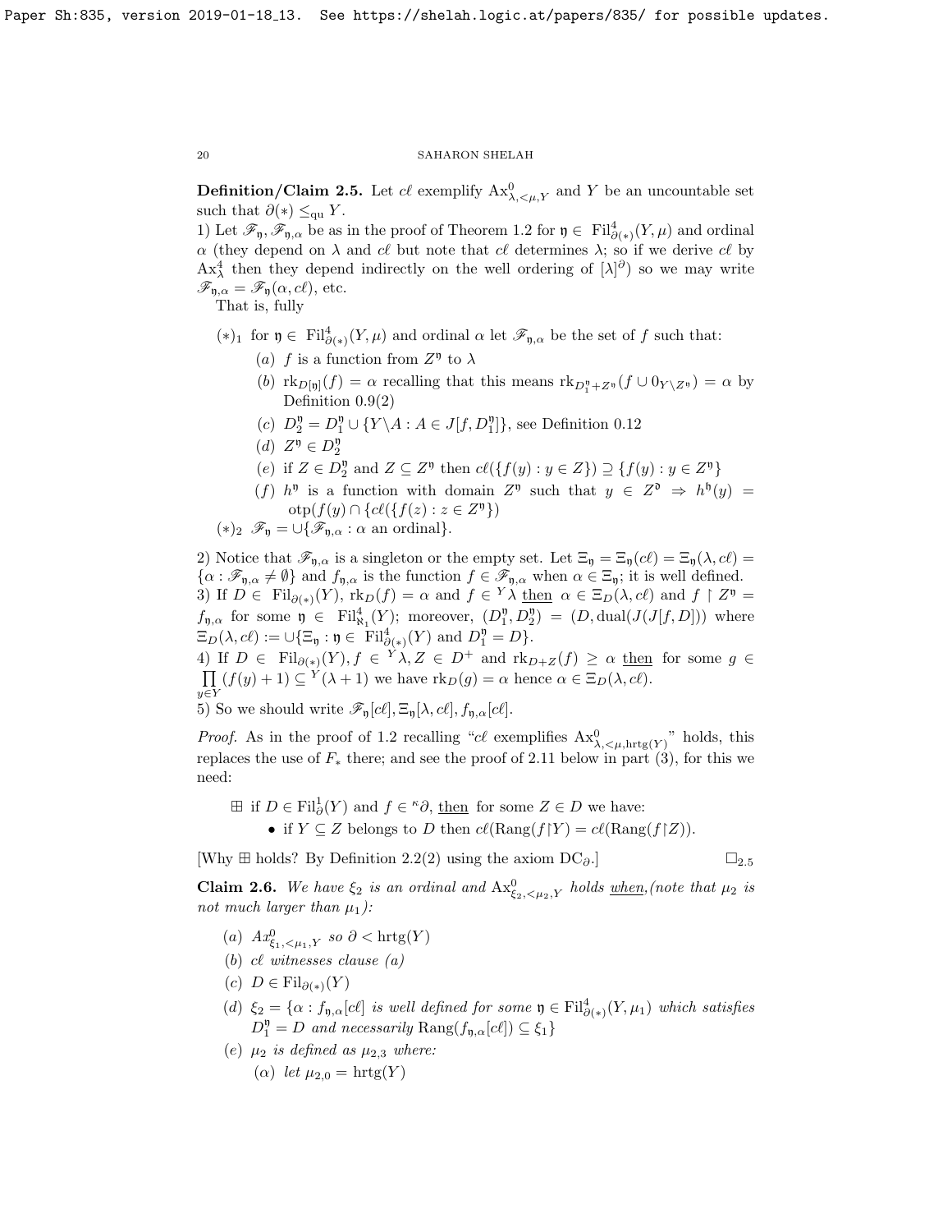**Definition/Claim 2.5.** Let $c\ell$ exemplify $\mathrm{Ax}^0_{\lambda,<\mu,Y}$ and $Y$ be an uncountable set such that $\partial(*) \leq_{\mathrm{qu}} Y$.

1) Let $\mathscr{F}_{\mathfrak{y}}, \mathscr{F}_{\mathfrak{y},\alpha}$ be as in the proof of Theorem 1.2 for $\mathfrak{y} \in \mathrm{Fil}^4_{\partial(*)}(Y,\mu)$ and ordinal $\alpha$ (they depend on $\lambda$ and $c\ell$ but note that $c\ell$ determines $\lambda$; so if we derive $c\ell$ by $\mathrm{Ax}^4_\lambda$ then they depend indirectly on the well ordering of $[\lambda]^\partial$) so we may write $\mathscr{F}_{\mathfrak{y},\alpha} = \mathscr{F}_{\mathfrak{y}}(\alpha, c\ell)$, etc.

That is, fully

- $(*)_1$ for $\mathfrak{y} \in \mathrm{Fil}^4_{\partial(*)}(Y,\mu)$ and ordinal $\alpha$ let $\mathscr{F}_{\mathfrak{y},\alpha}$ be the set of $f$ such that:
  - $(a)$ $f$ is a function from $Z^{\mathfrak{y}}$ to $\lambda$
  - $(b)$ $\mathrm{rk}_{D[\mathfrak{y}]}(f) = \alpha$ recalling that this means $\mathrm{rk}_{D^{\mathfrak{y}}_1 + Z^{\mathfrak{y}}}(f \cup 0_{Y \setminus Z^{\mathfrak{y}}}) = \alpha$ by Definition 0.9(2)
  - $(c)$ $D^{\mathfrak{y}}_2 = D^{\mathfrak{y}}_1 \cup \{Y \setminus A : A \in J[f, D^{\mathfrak{y}}_1]\}$, see Definition 0.12
  - $(d)$ $Z^{\mathfrak{y}} \in D^{\mathfrak{y}}_2$
  - $(e)$ if $Z \in D^{\mathfrak{y}}_2$ and $Z \subseteq Z^{\mathfrak{y}}$ then $c\ell(\{f(y) : y \in Z\}) \supseteq \{f(y) : y \in Z^{\mathfrak{y}}\}$
  - $(f)$ $h^{\mathfrak{y}}$ is a function with domain $Z^{\mathfrak{y}}$ such that $y \in Z^{\mathfrak{d}} \Rightarrow h^{\mathfrak{h}}(y) = \mathrm{otp}(f(y) \cap \{c\ell(\{f(z) : z \in Z^{\mathfrak{y}}\})$
- $(*)_2$ $\mathscr{F}_{\mathfrak{y}} = \cup\{\mathscr{F}_{\mathfrak{y},\alpha} : \alpha \text{ an ordinal}\}$.

2) Notice that $\mathscr{F}_{\mathfrak{y},\alpha}$ is a singleton or the empty set. Let $\Xi_{\mathfrak{y}} = \Xi_{\mathfrak{y}}(c\ell) = \Xi_{\mathfrak{y}}(\lambda, c\ell) = \{\alpha : \mathscr{F}_{\mathfrak{y},\alpha} \neq \emptyset\}$ and $f_{\mathfrak{y},\alpha}$ is the function $f \in \mathscr{F}_{\mathfrak{y},\alpha}$ when $\alpha \in \Xi_{\mathfrak{y}}$; it is well defined.

3) If $D \in \mathrm{Fil}_{\partial(*)}(Y)$, $\mathrm{rk}_D(f) = \alpha$ and $f \in {}^Y\lambda$ <u>then</u> $\alpha \in \Xi_D(\lambda, c\ell)$ and $f \restriction Z^{\mathfrak{y}} = f_{\mathfrak{y},\alpha}$ for some $\mathfrak{y} \in \mathrm{Fil}^4_{\aleph_1}(Y)$; moreover, $(D^{\mathfrak{y}}_1, D^{\mathfrak{y}}_2) = (D, \mathrm{dual}(J(J[f,D]))$ where $\Xi_D(\lambda, c\ell) := \cup\{\Xi_{\mathfrak{y}} : \mathfrak{y} \in \mathrm{Fil}^4_{\partial(*)}(Y) \text{ and } D^{\mathfrak{y}}_1 = D\}$.

4) If $D \in \mathrm{Fil}_{\partial(*)}(Y), f \in {}^Y\lambda, Z \in D^+$ and $\mathrm{rk}_{D+Z}(f) \geq \alpha$ <u>then</u> for some $g \in \prod\limits_{y \in Y}(f(y)+1) \subseteq {}^Y(\lambda+1)$ we have $\mathrm{rk}_D(g) = \alpha$ hence $\alpha \in \Xi_D(\lambda, c\ell)$.

5) So we should write $\mathscr{F}_{\mathfrak{y}}[c\ell], \Xi_{\mathfrak{y}}[\lambda, c\ell], f_{\mathfrak{y},\alpha}[c\ell]$.

*Proof.* As in the proof of 1.2 recalling "$c\ell$ exemplifies $\mathrm{Ax}^0_{\lambda,<\mu,\mathrm{hrtg}(Y)}$" holds, this replaces the use of $F_*$ there; and see the proof of 2.11 below in part (3), for this we need:

$\boxplus$ if $D \in \mathrm{Fil}^1_\partial(Y)$ and $f \in {}^\kappa\partial$, <u>then</u> for some $Z \in D$ we have:
- if $Y \subseteq Z$ belongs to $D$ then $c\ell(\mathrm{Rang}(f{\restriction}Y) = c\ell(\mathrm{Rang}(f{\restriction}Z))$.

[Why $\boxplus$ holds? By Definition 2.2(2) using the axiom $\mathrm{DC}_\partial$.] $\square_{2.5}$

**Claim 2.6.** *We have $\xi_2$ is an ordinal and $\mathrm{Ax}^0_{\xi_2,<\mu_2,Y}$ holds <u>when</u>,(note that $\mu_2$ is not much larger than $\mu_1$):*

- $(a)$ $Ax^0_{\xi_1,<\mu_1,Y}$ *so* $\partial < \mathrm{hrtg}(Y)$
- $(b)$ $c\ell$ *witnesses clause (a)*
- $(c)$ $D \in \mathrm{Fil}_{\partial(*)}(Y)$
- $(d)$ $\xi_2 = \{\alpha : f_{\mathfrak{y},\alpha}[c\ell]$ *is well defined for some* $\mathfrak{y} \in \mathrm{Fil}^4_{\partial(*)}(Y,\mu_1)$ *which satisfies* $D^{\mathfrak{y}}_1 = D$ *and necessarily* $\mathrm{Rang}(f_{\mathfrak{y},\alpha}[c\ell]) \subseteq \xi_1\}$
- $(e)$ $\mu_2$ *is defined as* $\mu_{2,3}$ *where:*
  - $(\alpha)$ *let* $\mu_{2,0} = \mathrm{hrtg}(Y)$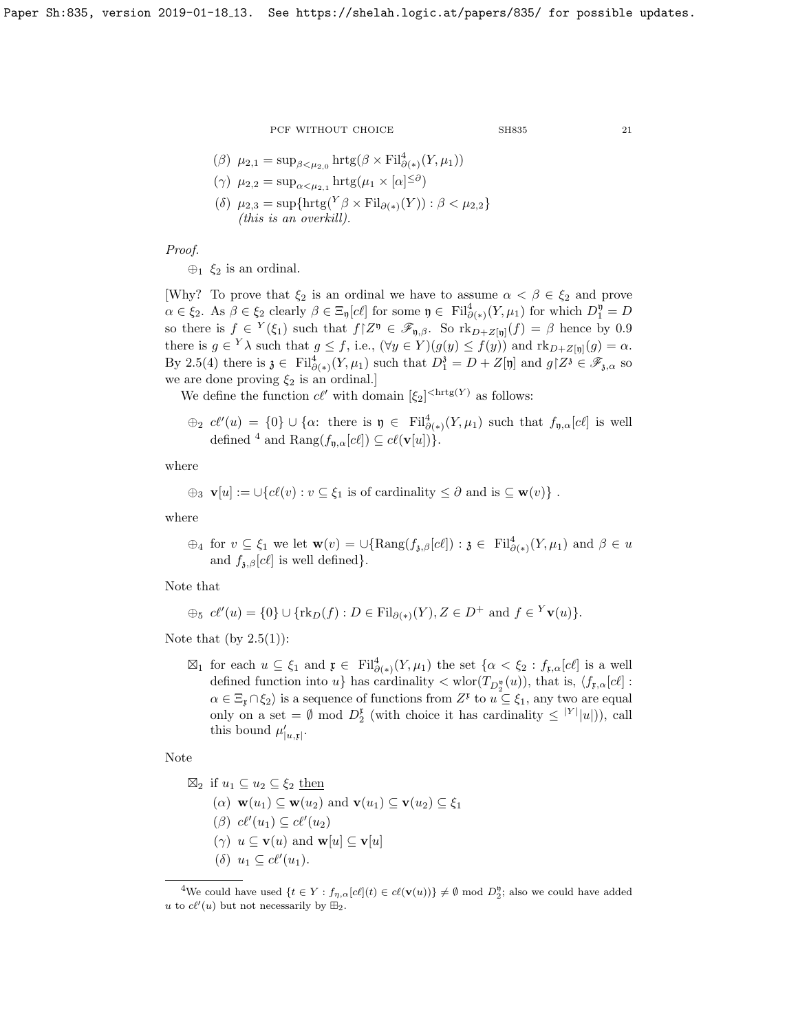($\beta$) $\mu_{2,1} = \sup_{\beta < \mu_{2,0}} \text{hrtg}(\beta \times \text{Fil}^4_{\partial(*)}(Y, \mu_1))$

($\gamma$) $\mu_{2,2} = \sup_{\alpha < \mu_{2,1}} \text{hrtg}(\mu_1 \times [\alpha]^{\leq \partial})$

($\delta$) $\mu_{2,3} = \sup\{\text{hrtg}({}^Y\beta \times \text{Fil}_{\partial(*)}(Y)) : \beta < \mu_{2,2}\}$
*(this is an overkill).*

*Proof.*

$\oplus_1$ $\xi_2$ is an ordinal.

[Why? To prove that $\xi_2$ is an ordinal we have to assume $\alpha < \beta \in \xi_2$ and prove $\alpha \in \xi_2$. As $\beta \in \xi_2$ clearly $\beta \in \Xi_{\mathfrak{y}}[c\ell]$ for some $\mathfrak{y} \in \text{Fil}^4_{\partial(*)}(Y, \mu_1)$ for which $D^{\mathfrak{y}}_1 = D$ so there is $f \in {}^Y(\xi_1)$ such that $f{\restriction}Z^{\mathfrak{y}} \in \mathscr{F}_{\mathfrak{y},\beta}$. So $\text{rk}_{D+Z[\mathfrak{y}]}(f) = \beta$ hence by 0.9 there is $g \in {}^Y\lambda$ such that $g \leq f$, i.e., $(\forall y \in Y)(g(y) \leq f(y))$ and $\text{rk}_{D+Z[\mathfrak{y}]}(g) = \alpha$. By 2.5(4) there is $\mathfrak{z} \in \text{Fil}^4_{\partial(*)}(Y, \mu_1)$ such that $D^{\mathfrak{z}}_1 = D + Z[\mathfrak{y}]$ and $g{\restriction}Z^{\mathfrak{z}} \in \mathscr{F}_{\mathfrak{z},\alpha}$ so we are done proving $\xi_2$ is an ordinal.]

We define the function $c\ell'$ with domain $[\xi_2]^{<\text{hrtg}(Y)}$ as follows:

$\oplus_2$ $c\ell'(u) = \{0\} \cup \{\alpha$: there is $\mathfrak{y} \in \text{Fil}^4_{\partial(*)}(Y, \mu_1)$ such that $f_{\mathfrak{y},\alpha}[c\ell]$ is well defined [4] and $\text{Rang}(f_{\mathfrak{y},\alpha}[c\ell]) \subseteq c\ell(\mathbf{v}[u])\}$.

where

$\oplus_3$ $\mathbf{v}[u] := \cup\{c\ell(v) : v \subseteq \xi_1$ is of cardinality $\leq \partial$ and is $\subseteq \mathbf{w}(v)\}$ .

where

$\oplus_4$ for $v \subseteq \xi_1$ we let $\mathbf{w}(v) = \cup\{\text{Rang}(f_{\mathfrak{z},\beta}[c\ell]) : \mathfrak{z} \in \text{Fil}^4_{\partial(*)}(Y, \mu_1)$ and $\beta \in u$ and $f_{\mathfrak{z},\beta}[c\ell]$ is well defined$\}$.

Note that

$\oplus_5$ $c\ell'(u) = \{0\} \cup \{\text{rk}_D(f) : D \in \text{Fil}_{\partial(*)}(Y), Z \in D^+$ and $f \in {}^Y\mathbf{v}(u)\}$.

Note that (by 2.5(1)):

$\boxtimes_1$ for each $u \subseteq \xi_1$ and $\mathfrak{x} \in \text{Fil}^4_{\partial(*)}(Y, \mu_1)$ the set $\{\alpha < \xi_2 : f_{\mathfrak{x},\alpha}[c\ell]$ is a well defined function into $u\}$ has cardinality $< \text{wlor}(T_{D^{\mathfrak{y}}_2}(u))$, that is, $\langle f_{\mathfrak{x},\alpha}[c\ell] : \alpha \in \Xi_{\mathfrak{x}} \cap \xi_2\rangle$ is a sequence of functions from $Z^{\mathfrak{x}}$ to $u \subseteq \xi_1$, any two are equal only on a set $= \emptyset$ mod $D^{\mathfrak{x}}_2$ (with choice it has cardinality $\leq {}^{|Y|}|u|$)), call this bound $\mu'_{|u,\mathfrak{x}|}$.

Note

$\boxtimes_2$ if $u_1 \subseteq u_2 \subseteq \xi_2$ <u>then</u>

($\alpha$) $\mathbf{w}(u_1) \subseteq \mathbf{w}(u_2)$ and $\mathbf{v}(u_1) \subseteq \mathbf{v}(u_2) \subseteq \xi_1$

($\beta$) $c\ell'(u_1) \subseteq c\ell'(u_2)$

($\gamma$) $u \subseteq \mathbf{v}(u)$ and $\mathbf{w}[u] \subseteq \mathbf{v}[u]$

($\delta$) $u_1 \subseteq c\ell'(u_1)$.

[4] We could have used $\{t \in Y : f_{\eta,\alpha}[c\ell](t) \in c\ell(\mathbf{v}(u))\} \neq \emptyset$ mod $D^{\mathfrak{y}}_2$; also we could have added $u$ to $c\ell'(u)$ but not necessarily by $\boxplus_2$.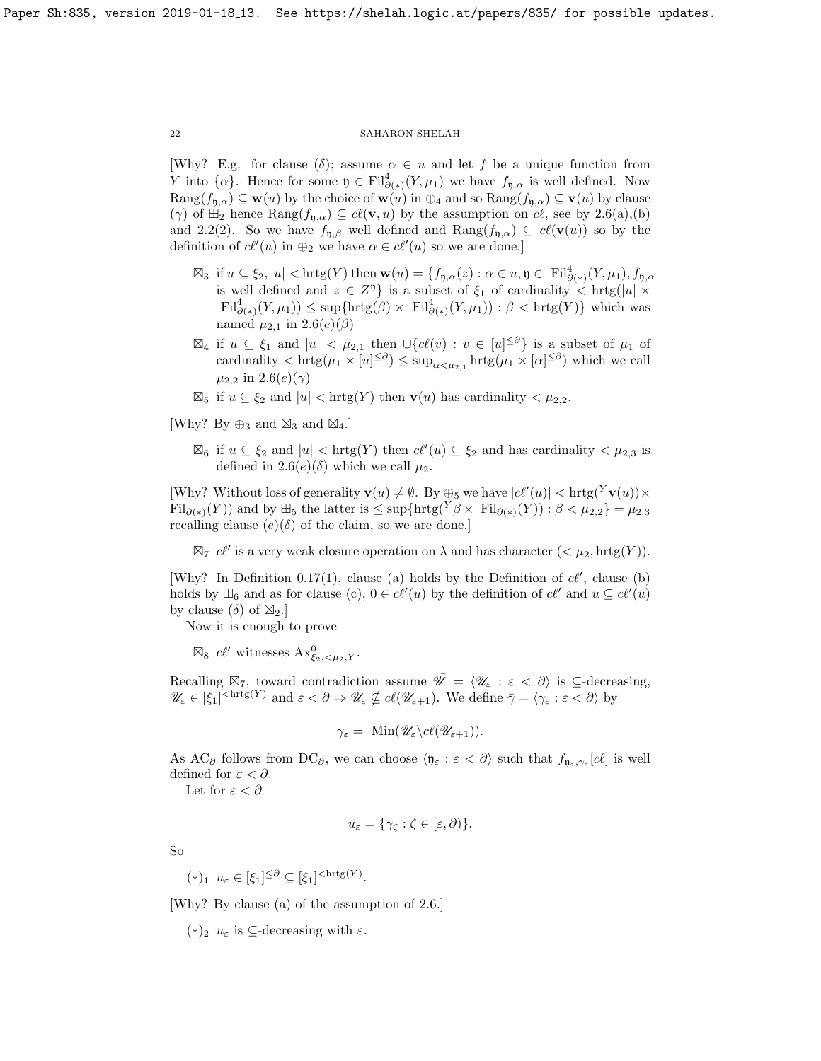[Why? E.g. for clause $(\delta)$; assume $\alpha \in u$ and let $f$ be a unique function from $Y$ into $\{\alpha\}$. Hence for some $\mathfrak{y} \in \mathrm{Fil}^4_{\partial(*)}(Y, \mu_1)$ we have $f_{\mathfrak{y},\alpha}$ is well defined. Now $\mathrm{Rang}(f_{\mathfrak{y},\alpha}) \subseteq \mathbf{w}(u)$ by the choice of $\mathbf{w}(u)$ in $\oplus_4$ and so $\mathrm{Rang}(f_{\mathfrak{y},\alpha}) \subseteq \mathbf{v}(u)$ by clause $(\gamma)$ of $\boxplus_2$ hence $\mathrm{Rang}(f_{\mathfrak{y},\alpha}) \subseteq c\ell(\mathbf{v}, u)$ by the assumption on $c\ell$, see by 2.6(a),(b) and 2.2(2). So we have $f_{\mathfrak{y},\beta}$ well defined and $\mathrm{Rang}(f_{\mathfrak{y},\alpha}) \subseteq c\ell(\mathbf{v}(u))$ so by the definition of $c\ell'(u)$ in $\oplus_2$ we have $\alpha \in c\ell'(u)$ so we are done.]

- $\boxtimes_3$ if $u \subseteq \xi_2, |u| < \mathrm{hrtg}(Y)$ then $\mathbf{w}(u) = \{f_{\mathfrak{y},\alpha}(z) : \alpha \in u, \mathfrak{y} \in \mathrm{Fil}^4_{\partial(*)}(Y, \mu_1), f_{\mathfrak{y},\alpha}$ is well defined and $z \in Z^{\mathfrak{y}}\}$ is a subset of $\xi_1$ of cardinality $< \mathrm{hrtg}(|u| \times \mathrm{Fil}^4_{\partial(*)}(Y, \mu_1)) \le \sup\{\mathrm{hrtg}(\beta) \times \mathrm{Fil}^4_{\partial(*)}(Y, \mu_1)) : \beta < \mathrm{hrtg}(Y)\}$ which was named $\mu_{2,1}$ in 2.6$(e)(\beta)$
- $\boxtimes_4$ if $u \subseteq \xi_1$ and $|u| < \mu_{2,1}$ then $\cup\{c\ell(v) : v \in [u]^{\le \partial}\}$ is a subset of $\mu_1$ of cardinality $< \mathrm{hrtg}(\mu_1 \times [u]^{\le \partial}) \le \sup_{\alpha < \mu_{2,1}} \mathrm{hrtg}(\mu_1 \times [\alpha]^{\le \partial})$ which we call $\mu_{2,2}$ in 2.6$(e)(\gamma)$
- $\boxtimes_5$ if $u \subseteq \xi_2$ and $|u| < \mathrm{hrtg}(Y)$ then $\mathbf{v}(u)$ has cardinality $< \mu_{2,2}$.

[Why? By $\oplus_3$ and $\boxtimes_3$ and $\boxtimes_4$.]

- $\boxtimes_6$ if $u \subseteq \xi_2$ and $|u| < \mathrm{hrtg}(Y)$ then $c\ell'(u) \subseteq \xi_2$ and has cardinality $< \mu_{2,3}$ is defined in 2.6$(e)(\delta)$ which we call $\mu_2$.

[Why? Without loss of generality $\mathbf{v}(u) \neq \emptyset$. By $\oplus_5$ we have $|c\ell'(u)| < \mathrm{hrtg}({}^Y\mathbf{v}(u)) \times \mathrm{Fil}_{\partial(*)}(Y))$ and by $\boxplus_5$ the latter is $\le \sup\{\mathrm{hrtg}({}^Y\beta \times \mathrm{Fil}_{\partial(*)}(Y)) : \beta < \mu_{2,2}\} = \mu_{2,3}$ recalling clause $(e)(\delta)$ of the claim, so we are done.]

- $\boxtimes_7$ $c\ell'$ is a very weak closure operation on $\lambda$ and has character $(< \mu_2, \mathrm{hrtg}(Y))$.

[Why? In Definition 0.17(1), clause (a) holds by the Definition of $c\ell'$, clause (b) holds by $\boxplus_6$ and as for clause (c), $0 \in c\ell'(u)$ by the definition of $c\ell'$ and $u \subseteq c\ell'(u)$ by clause $(\delta)$ of $\boxtimes_2$.]

Now it is enough to prove

- $\boxtimes_8$ $c\ell'$ witnesses $\mathrm{Ax}^0_{\xi_2, < \mu_2, Y}$.

Recalling $\boxtimes_7$, toward contradiction assume $\bar{\mathscr{U}} = \langle \mathscr{U}_\varepsilon : \varepsilon < \partial \rangle$ is $\subseteq$-decreasing, $\mathscr{U}_\varepsilon \in [\xi_1]^{<\mathrm{hrtg}(Y)}$ and $\varepsilon < \partial \Rightarrow \mathscr{U}_\varepsilon \nsubseteq c\ell(\mathscr{U}_{\varepsilon+1})$. We define $\bar{\gamma} = \langle \gamma_\varepsilon : \varepsilon < \partial \rangle$ by

$$\gamma_\varepsilon = \mathrm{Min}(\mathscr{U}_\varepsilon \backslash c\ell(\mathscr{U}_{\varepsilon+1})).$$

As $\mathrm{AC}_\partial$ follows from $\mathrm{DC}_\partial$, we can choose $\langle \mathfrak{y}_\varepsilon : \varepsilon < \partial \rangle$ such that $f_{\mathfrak{y}_\varepsilon, \gamma_\varepsilon}[c\ell]$ is well defined for $\varepsilon < \partial$.

Let for $\varepsilon < \partial$

$$u_\varepsilon = \{\gamma_\zeta : \zeta \in [\varepsilon, \partial)\}.$$

So

- $(*)_1$ $u_\varepsilon \in [\xi_1]^{\le \partial} \subseteq [\xi_1]^{<\mathrm{hrtg}(Y)}$.

[Why? By clause (a) of the assumption of 2.6.]

- $(*)_2$ $u_\varepsilon$ is $\subseteq$-decreasing with $\varepsilon$.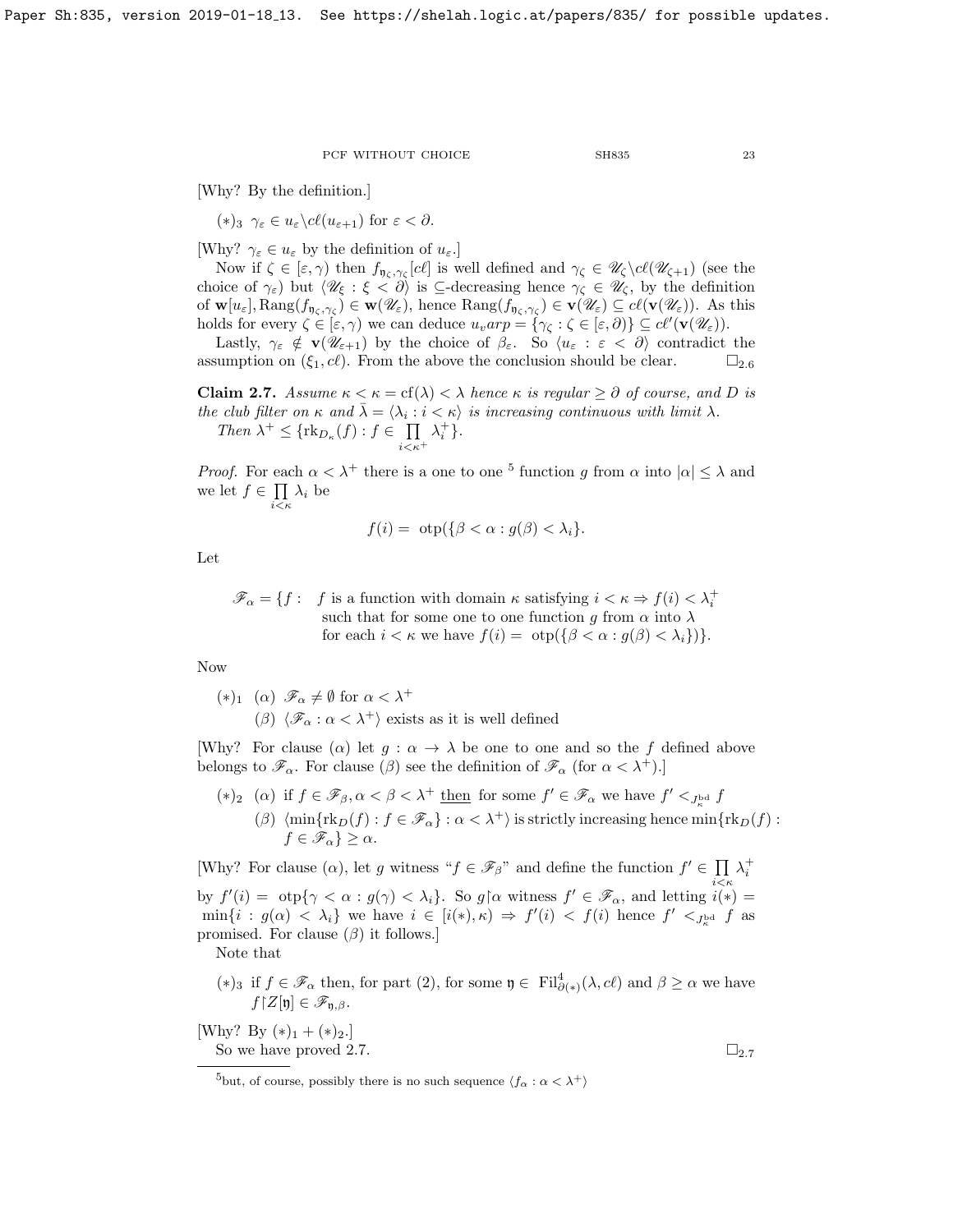[Why? By the definition.]

$(*)_3$ $\gamma_\varepsilon \in u_\varepsilon \backslash c\ell(u_{\varepsilon+1})$ for $\varepsilon < \partial$.

[Why? $\gamma_\varepsilon \in u_\varepsilon$ by the definition of $u_\varepsilon$.]

Now if $\zeta \in [\varepsilon, \gamma)$ then $f_{\mathfrak{y}_\zeta, \gamma_\zeta}[c\ell]$ is well defined and $\gamma_\zeta \in \mathscr{U}_\zeta \backslash c\ell(\mathscr{U}_{\zeta+1})$ (see the choice of $\gamma_\varepsilon$) but $\langle \mathscr{U}_\xi : \xi < \partial \rangle$ is $\subseteq$-decreasing hence $\gamma_\zeta \in \mathscr{U}_\zeta$, by the definition of $\mathbf{w}[u_\varepsilon], \mathrm{Rang}(f_{\mathfrak{y}_\zeta, \gamma_\zeta}) \in \mathbf{w}(\mathscr{U}_\varepsilon)$, hence $\mathrm{Rang}(f_{\mathfrak{y}_\zeta, \gamma_\zeta}) \in \mathbf{v}(\mathscr{U}_\varepsilon) \subseteq c\ell(\mathbf{v}(\mathscr{U}_\varepsilon))$. As this holds for every $\zeta \in [\varepsilon, \gamma)$ we can deduce $u_varp = \{\gamma_\zeta : \zeta \in [\varepsilon, \partial)\} \subseteq c\ell'(\mathbf{v}(\mathscr{U}_\varepsilon))$.

Lastly, $\gamma_\varepsilon \notin \mathbf{v}(\mathscr{U}_{\varepsilon+1})$ by the choice of $\beta_\varepsilon$. So $\langle u_\varepsilon : \varepsilon < \partial \rangle$ contradict the assumption on $(\xi_1, c\ell)$. From the above the conclusion should be clear. $\square_{2.6}$

**Claim 2.7.** *Assume $\kappa < \kappa = \mathrm{cf}(\lambda) < \lambda$ hence $\kappa$ is regular $\geq \partial$ of course, and $D$ is the club filter on $\kappa$ and $\bar{\lambda} = \langle \lambda_i : i < \kappa \rangle$ is increasing continuous with limit $\lambda$.*

*Then $\lambda^+ \leq \{\mathrm{rk}_{D_\kappa}(f) : f \in \prod_{i<\kappa^+} \lambda_i^+\}$.*

*Proof.* For each $\alpha < \lambda^+$ there is a one to one [5] function $g$ from $\alpha$ into $|\alpha| \leq \lambda$ and we let $f \in \prod_{i<\kappa} \lambda_i$ be

$$f(i) = \mathrm{otp}(\{\beta < \alpha : g(\beta) < \lambda_i\}.$$

Let

$$\mathscr{F}_\alpha = \{f : \begin{array}{l} f \text{ is a function with domain } \kappa \text{ satisfying } i < \kappa \Rightarrow f(i) < \lambda_i^+ \\ \text{such that for some one to one function } g \text{ from } \alpha \text{ into } \lambda \\ \text{for each } i < \kappa \text{ we have } f(i) = \mathrm{otp}(\{\beta < \alpha : g(\beta) < \lambda_i\})\}. \end{array}$$

Now

$(*)_1$ $(\alpha)$ $\mathscr{F}_\alpha \neq \emptyset$ for $\alpha < \lambda^+$
$(\beta)$ $\langle \mathscr{F}_\alpha : \alpha < \lambda^+ \rangle$ exists as it is well defined

[Why? For clause $(\alpha)$ let $g : \alpha \to \lambda$ be one to one and so the $f$ defined above belongs to $\mathscr{F}_\alpha$. For clause $(\beta)$ see the definition of $\mathscr{F}_\alpha$ (for $\alpha < \lambda^+$).]

$(*)_2$ $(\alpha)$ if $f \in \mathscr{F}_\beta, \alpha < \beta < \lambda^+$ then for some $f' \in \mathscr{F}_\alpha$ we have $f' <_{J_\kappa^{\mathrm{bd}}} f$
$(\beta)$ $\langle \min\{\mathrm{rk}_D(f) : f \in \mathscr{F}_\alpha\} : \alpha < \lambda^+ \rangle$ is strictly increasing hence $\min\{\mathrm{rk}_D(f) : f \in \mathscr{F}_\alpha\} \geq \alpha$.

[Why? For clause $(\alpha)$, let $g$ witness "$f \in \mathscr{F}_\beta$" and define the function $f' \in \prod_{i<\kappa} \lambda_i^+$ by $f'(i) = \mathrm{otp}\{\gamma < \alpha : g(\gamma) < \lambda_i\}$. So $g \restriction \alpha$ witness $f' \in \mathscr{F}_\alpha$, and letting $i(*) = \min\{i : g(\alpha) < \lambda_i\}$ we have $i \in [i(*), \kappa) \Rightarrow f'(i) < f(i)$ hence $f' <_{J_\kappa^{\mathrm{bd}}} f$ as promised. For clause $(\beta)$ it follows.]

Note that

$(*)_3$ if $f \in \mathscr{F}_\alpha$ then, for part (2), for some $\mathfrak{y} \in \mathrm{Fil}^4_{\partial(*)}(\lambda, c\ell)$ and $\beta \geq \alpha$ we have $f \restriction Z[\mathfrak{y}] \in \mathscr{F}_{\mathfrak{y}, \beta}$.

[Why? By $(*)_1 + (*)_2$.]

So we have proved 2.7. $\square_{2.7}$

---

[5] but, of course, possibly there is no such sequence $\langle f_\alpha : \alpha < \lambda^+ \rangle$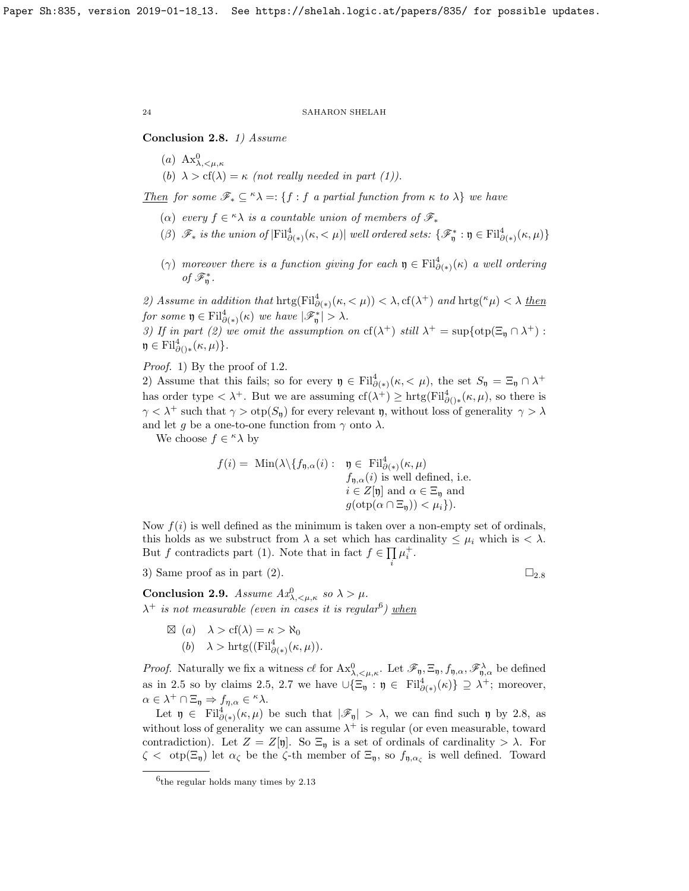**Conclusion 2.8.** *1) Assume*

- *(a)* $\mathrm{Ax}^0_{\lambda,<\mu,\kappa}$
- *(b)* $\lambda > \mathrm{cf}(\lambda) = \kappa$ *(not really needed in part (1)).*

*Then for some* $\mathscr{F}_* \subseteq {}^{\kappa}\lambda =: \{f : f$ *a partial function from* $\kappa$ *to* $\lambda\}$ *we have*

- $(\alpha)$ *every* $f \in {}^{\kappa}\lambda$ *is a countable union of members of* $\mathscr{F}_*$
- $(\beta)$ $\mathscr{F}_*$ *is the union of* $|\mathrm{Fil}^4_{\partial(*)}(\kappa, <\mu)|$ *well ordered sets:* $\{\mathscr{F}^*_{\mathfrak{y}} : \mathfrak{y} \in \mathrm{Fil}^4_{\partial(*)}(\kappa,\mu)\}$
- $(\gamma)$ *moreover there is a function giving for each* $\mathfrak{y} \in \mathrm{Fil}^4_{\partial(*)}(\kappa)$ *a well ordering of* $\mathscr{F}^*_{\mathfrak{y}}$.

*2) Assume in addition that* $\mathrm{hrtg}(\mathrm{Fil}^4_{\partial(*)}(\kappa, <\mu)) < \lambda, \mathrm{cf}(\lambda^+)$ *and* $\mathrm{hrtg}({}^{\kappa}\mu) < \lambda$ *then for some* $\mathfrak{y} \in \mathrm{Fil}^4_{\partial(*)}(\kappa)$ *we have* $|\mathscr{F}^*_{\mathfrak{y}}| > \lambda$.

*3) If in part (2) we omit the assumption on* $\mathrm{cf}(\lambda^+)$ *still* $\lambda^+ = \sup\{\mathrm{otp}(\Xi_{\mathfrak{y}} \cap \lambda^+) : \mathfrak{y} \in \mathrm{Fil}^4_{\partial()*}(\kappa,\mu)\}$.

*Proof.* 1) By the proof of 1.2.

2) Assume that this fails; so for every $\mathfrak{y} \in \mathrm{Fil}^4_{\partial(*)}(\kappa, <\mu)$, the set $S_{\mathfrak{y}} = \Xi_{\mathfrak{y}} \cap \lambda^+$ has order type $< \lambda^+$. But we are assuming $\mathrm{cf}(\lambda^+) \geq \mathrm{hrtg}(\mathrm{Fil}^4_{\partial()*}(\kappa,\mu)$, so there is $\gamma < \lambda^+$ such that $\gamma > \mathrm{otp}(S_{\mathfrak{y}})$ for every relevant $\mathfrak{y}$, without loss of generality $\gamma > \lambda$ and let $g$ be a one-to-one function from $\gamma$ onto $\lambda$.

We choose $f \in {}^{\kappa}\lambda$ by

$$f(i) = \mathrm{Min}(\lambda \backslash \{f_{\mathfrak{y},\alpha}(i) : \begin{array}{l} \mathfrak{y} \in \mathrm{Fil}^4_{\partial(*)}(\kappa,\mu) \\ f_{\mathfrak{y},\alpha}(i) \text{ is well defined, i.e.} \\ i \in Z[\mathfrak{y}] \text{ and } \alpha \in \Xi_{\mathfrak{y}} \text{ and} \\ g(\mathrm{otp}(\alpha \cap \Xi_{\mathfrak{y}})) < \mu_i\}). \end{array}$$

Now $f(i)$ is well defined as the minimum is taken over a non-empty set of ordinals, this holds as we substruct from $\lambda$ a set which has cardinality $\leq \mu_i$ which is $< \lambda$. But $f$ contradicts part (1). Note that in fact $f \in \prod\limits_i \mu_i^+$.

3) Same proof as in part (2). $\square_{2.8}$

**Conclusion 2.9.** *Assume* $Ax^0_{\lambda,<\mu,\kappa}$ *so* $\lambda > \mu$.
$\lambda^+$ *is not measurable (even in cases it is regular*[6]*) when*

$\boxtimes$ *(a)* $\lambda > \mathrm{cf}(\lambda) = \kappa > \aleph_0$
*(b)* $\lambda > \mathrm{hrtg}((\mathrm{Fil}^4_{\partial(*)}(\kappa,\mu))$.

*Proof.* Naturally we fix a witness $c\ell$ for $\mathrm{Ax}^0_{\lambda,<\mu,\kappa}$. Let $\mathscr{F}_{\mathfrak{y}}, \Xi_{\mathfrak{y}}, f_{\mathfrak{y},\alpha}, \mathscr{F}^{\lambda}_{\mathfrak{y},\alpha}$ be defined as in 2.5 so by claims 2.5, 2.7 we have $\cup\{\Xi_{\mathfrak{y}} : \mathfrak{y} \in \mathrm{Fil}^4_{\partial(*)}(\kappa)\} \supseteq \lambda^+$; moreover, $\alpha \in \lambda^+ \cap \Xi_{\mathfrak{y}} \Rightarrow f_{\eta,\alpha} \in {}^{\kappa}\lambda$.

Let $\mathfrak{y} \in \mathrm{Fil}^4_{\partial(*)}(\kappa,\mu)$ be such that $|\mathscr{F}_{\mathfrak{y}}| > \lambda$, we can find such $\mathfrak{y}$ by 2.8, as without loss of generality we can assume $\lambda^+$ is regular (or even measurable, toward contradiction). Let $Z = Z[\mathfrak{y}]$. So $\Xi_{\mathfrak{y}}$ is a set of ordinals of cardinality $> \lambda$. For $\zeta <\ \mathrm{otp}(\Xi_{\mathfrak{y}})$ let $\alpha_\zeta$ be the $\zeta$-th member of $\Xi_{\mathfrak{y}}$, so $f_{\mathfrak{y},\alpha_\zeta}$ is well defined. Toward

---

[6] the regular holds many times by 2.13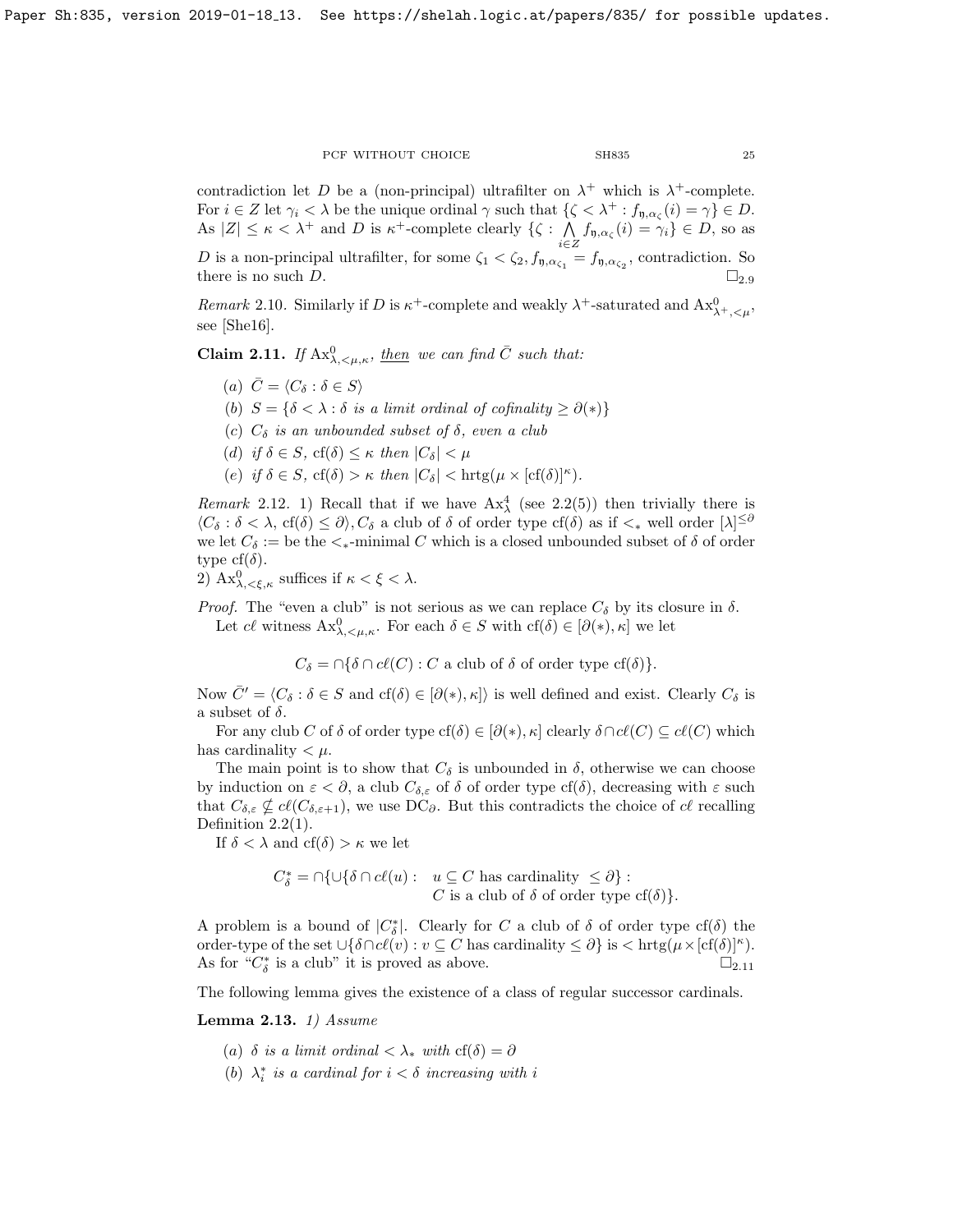contradiction let $D$ be a (non-principal) ultrafilter on $\lambda^+$ which is $\lambda^+$-complete. For $i \in Z$ let $\gamma_i < \lambda$ be the unique ordinal $\gamma$ such that $\{\zeta < \lambda^+ : f_{\mathfrak{y},\alpha_\zeta}(i) = \gamma\} \in D$. As $|Z| \le \kappa < \lambda^+$ and $D$ is $\kappa^+$-complete clearly $\{\zeta : \bigwedge_{i \in Z} f_{\mathfrak{y},\alpha_\zeta}(i) = \gamma_i\} \in D$, so as $D$ is a non-principal ultrafilter, for some $\zeta_1 < \zeta_2, f_{\mathfrak{y},\alpha_{\zeta_1}} = f_{\mathfrak{y},\alpha_{\zeta_2}}$, contradiction. So there is no such $D$. $\square_{2.9}$

*Remark* 2.10. Similarly if $D$ is $\kappa^+$-complete and weakly $\lambda^+$-saturated and $\mathrm{Ax}^0_{\lambda^+,<\mu}$, see [She16].

**Claim 2.11.** *If $\mathrm{Ax}^0_{\lambda,<\mu,\kappa}$, then we can find $\bar{C}$ such that:*

(a) $\bar{C} = \langle C_\delta : \delta \in S \rangle$

(b) $S = \{\delta < \lambda : \delta$ *is a limit ordinal of cofinality* $\ge \partial(*)\}$

(c) $C_\delta$ *is an unbounded subset of* $\delta$*, even a club*

(d) *if* $\delta \in S$, $\mathrm{cf}(\delta) \le \kappa$ *then* $|C_\delta| < \mu$

(e) *if* $\delta \in S$, $\mathrm{cf}(\delta) > \kappa$ *then* $|C_\delta| < \mathrm{hrtg}(\mu \times [\mathrm{cf}(\delta)]^\kappa)$.

*Remark* 2.12. 1) Recall that if we have $\mathrm{Ax}^4_\lambda$ (see 2.2(5)) then trivially there is $\langle C_\delta : \delta < \lambda, \mathrm{cf}(\delta) \le \partial \rangle$, $C_\delta$ a club of $\delta$ of order type $\mathrm{cf}(\delta)$ as if $<_*$ well order $[\lambda]^{\le \partial}$ we let $C_\delta :=$ be the $<_*$-minimal $C$ which is a closed unbounded subset of $\delta$ of order type $\mathrm{cf}(\delta)$.

2) $\mathrm{Ax}^0_{\lambda,<\xi,\kappa}$ suffices if $\kappa < \xi < \lambda$.

*Proof.* The "even a club" is not serious as we can replace $C_\delta$ by its closure in $\delta$.

Let $c\ell$ witness $\mathrm{Ax}^0_{\lambda,<\mu,\kappa}$. For each $\delta \in S$ with $\mathrm{cf}(\delta) \in [\partial(*), \kappa]$ we let

$$C_\delta = \cap \{\delta \cap c\ell(C) : C \text{ a club of } \delta \text{ of order type } \mathrm{cf}(\delta)\}.$$

Now $\bar{C}' = \langle C_\delta : \delta \in S \text{ and } \mathrm{cf}(\delta) \in [\partial(*), \kappa] \rangle$ is well defined and exist. Clearly $C_\delta$ is a subset of $\delta$.

For any club $C$ of $\delta$ of order type $\mathrm{cf}(\delta) \in [\partial(*), \kappa]$ clearly $\delta \cap c\ell(C) \subseteq c\ell(C)$ which has cardinality $< \mu$.

The main point is to show that $C_\delta$ is unbounded in $\delta$, otherwise we can choose by induction on $\varepsilon < \partial$, a club $C_{\delta,\varepsilon}$ of $\delta$ of order type $\mathrm{cf}(\delta)$, decreasing with $\varepsilon$ such that $C_{\delta,\varepsilon} \nsubseteq c\ell(C_{\delta,\varepsilon+1})$, we use $\mathrm{DC}_\partial$. But this contradicts the choice of $c\ell$ recalling Definition 2.2(1).

If $\delta < \lambda$ and $\mathrm{cf}(\delta) > \kappa$ we let

$$C^*_\delta = \cap\{\cup\{\delta \cap c\ell(u) : \; u \subseteq C \text{ has cardinality } \le \partial\} : C \text{ is a club of } \delta \text{ of order type } \mathrm{cf}(\delta)\}.$$

A problem is a bound of $|C^*_\delta|$. Clearly for $C$ a club of $\delta$ of order type $\mathrm{cf}(\delta)$ the order-type of the set $\cup\{\delta \cap c\ell(v) : v \subseteq C \text{ has cardinality} \le \partial\}$ is $< \mathrm{hrtg}(\mu \times [\mathrm{cf}(\delta)]^\kappa)$. As for "$C^*_\delta$ is a club" it is proved as above. $\square_{2.11}$

The following lemma gives the existence of a class of regular successor cardinals.

**Lemma 2.13.** *1) Assume*

(a) $\delta$ *is a limit ordinal* $< \lambda_*$ *with* $\mathrm{cf}(\delta) = \partial$

(b) $\lambda^*_i$ *is a cardinal for* $i < \delta$ *increasing with* $i$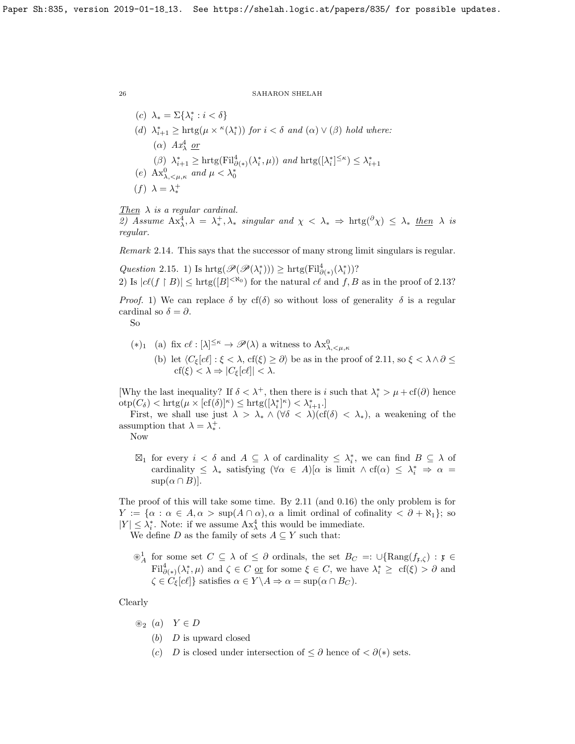(c) $\lambda_* = \Sigma\{\lambda^*_i : i < \delta\}$

(d) $\lambda^*_{i+1} \geq \mathrm{hrtg}(\mu \times {}^\kappa(\lambda^*_i))$ *for* $i < \delta$ *and* $(\alpha) \vee (\beta)$ *hold where:*

  ($\alpha$) $Ax^4_\lambda$ *or*

  ($\beta$) $\lambda^*_{i+1} \geq \mathrm{hrtg}(\mathrm{Fil}^4_{\partial(*)}(\lambda^*_i, \mu))$ *and* $\mathrm{hrtg}([\lambda^*_i]^{\leq\kappa}) \leq \lambda^*_{i+1}$

(e) $\mathrm{Ax}^0_{\lambda,<\mu,\kappa}$ *and* $\mu < \lambda^*_0$

(f) $\lambda = \lambda^+_*$

*Then* $\lambda$ *is a regular cardinal.*

2) *Assume* $\mathrm{Ax}^4_\lambda, \lambda = \lambda^+_*, \lambda_*$ *singular and* $\chi < \lambda_* \Rightarrow \mathrm{hrtg}({}^\partial\chi) \leq \lambda_*$ *then* $\lambda$ *is regular.*

*Remark* 2.14. This says that the successor of many strong limit singulars is regular.

*Question* 2.15. 1) Is $\mathrm{hrtg}(\mathscr{P}(\mathscr{P}(\lambda^*_i))) \geq \mathrm{hrtg}(\mathrm{Fil}^4_{\partial(*)}(\lambda^*_i))$?
2) Is $|c\ell(f \restriction B)| \leq \mathrm{hrtg}([B]^{<\aleph_0})$ for the natural $c\ell$ and $f, B$ as in the proof of 2.13?

*Proof.* 1) We can replace $\delta$ by $\mathrm{cf}(\delta)$ so without loss of generality $\delta$ is a regular cardinal so $\delta = \partial$.

So

$(*)_1$ (a) fix $c\ell : [\lambda]^{\leq\kappa} \to \mathscr{P}(\lambda)$ a witness to $\mathrm{Ax}^0_{\lambda,<\mu,\kappa}$

  (b) let $\langle C_\xi[c\ell] : \xi < \lambda, \mathrm{cf}(\xi) \geq \partial\rangle$ be as in the proof of 2.11, so $\xi < \lambda \wedge \partial \leq \mathrm{cf}(\xi) < \lambda \Rightarrow |C_\xi[c\ell]| < \lambda$.

[Why the last inequality? If $\delta < \lambda^+$, then there is $i$ such that $\lambda^*_i > \mu + \mathrm{cf}(\partial)$ hence $\mathrm{otp}(C_\delta) < \mathrm{hrtg}(\mu \times [\mathrm{cf}(\delta)]^\kappa) \leq \mathrm{hrtg}([\lambda^*_i]^\kappa) < \lambda^*_{i+1}$.]

First, we shall use just $\lambda > \lambda_* \wedge (\forall\delta < \lambda)(\mathrm{cf}(\delta) < \lambda_*)$, a weakening of the assumption that $\lambda = \lambda^+_*$.

Now

$\boxtimes_1$ for every $i < \delta$ and $A \subseteq \lambda$ of cardinality $\leq \lambda^*_i$, we can find $B \subseteq \lambda$ of cardinality $\leq \lambda_*$ satisfying $(\forall\alpha \in A)[\alpha$ is limit $\wedge\ \mathrm{cf}(\alpha) \leq \lambda^*_i \Rightarrow \alpha = \sup(\alpha \cap B)]$.

The proof of this will take some time. By 2.11 (and 0.16) the only problem is for $Y := \{\alpha : \alpha \in A, \alpha > \sup(A \cap \alpha), \alpha$ a limit ordinal of cofinality $< \partial + \aleph_1\}$; so $|Y| \leq \lambda^*_i$. Note: if we assume $\mathrm{Ax}^4_\lambda$ this would be immediate.

We define $D$ as the family of sets $A \subseteq Y$ such that:

$\circledast^1_A$ for some set $C \subseteq \lambda$ of $\leq \partial$ ordinals, the set $B_C =: \cup\{\mathrm{Rang}(f_{\mathfrak{x},\zeta}) : \mathfrak{x} \in \mathrm{Fil}^4_{\partial(*)}(\lambda^*_i, \mu)$ and $\zeta \in C$ *or* for some $\xi \in C$, we have $\lambda^*_i \geq \mathrm{cf}(\xi) > \partial$ and $\zeta \in C_\xi[c\ell]\}$ satisfies $\alpha \in Y \backslash A \Rightarrow \alpha = \sup(\alpha \cap B_C)$.

Clearly

$\circledast_2$ (a) $Y \in D$

  (b) $D$ is upward closed

  (c) $D$ is closed under intersection of $\leq \partial$ hence of $< \partial(*)$ sets.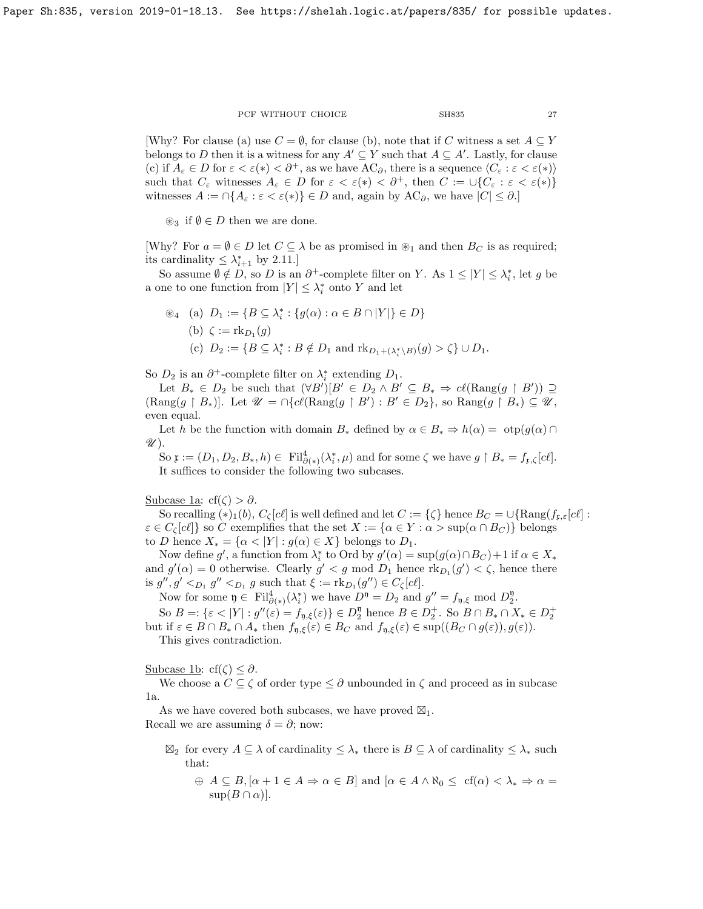[Why? For clause (a) use $C = \emptyset$, for clause (b), note that if $C$ witness a set $A \subseteq Y$ belongs to $D$ then it is a witness for any $A' \subseteq Y$ such that $A \subseteq A'$. Lastly, for clause (c) if $A_\varepsilon \in D$ for $\varepsilon < \varepsilon(*) < \partial^+$, as we have $\mathrm{AC}_\partial$, there is a sequence $\langle C_\varepsilon : \varepsilon < \varepsilon(*)\rangle$ such that $C_\varepsilon$ witnesses $A_\varepsilon \in D$ for $\varepsilon < \varepsilon(*) < \partial^+$, then $C := \cup\{C_\varepsilon : \varepsilon < \varepsilon(*)\}$ witnesses $A := \cap\{A_\varepsilon : \varepsilon < \varepsilon(*)\} \in D$ and, again by $\mathrm{AC}_\partial$, we have $|C| \le \partial$.]

$\circledast_3$ if $\emptyset \in D$ then we are done.

[Why? For $a = \emptyset \in D$ let $C \subseteq \lambda$ be as promised in $\circledast_1$ and then $B_C$ is as required; its cardinality $\le \lambda^*_{i+1}$ by 2.11.]

So assume $\emptyset \notin D$, so $D$ is an $\partial^+$-complete filter on $Y$. As $1 \le |Y| \le \lambda^*_i$, let $g$ be a one to one function from $|Y| \le \lambda^*_i$ onto $Y$ and let

$\circledast_4$ (a) $D_1 := \{B \subseteq \lambda^*_i : \{g(\alpha) : \alpha \in B \cap |Y|\} \in D\}$

(b) $\zeta := \mathrm{rk}_{D_1}(g)$

(c) $D_2 := \{B \subseteq \lambda^*_i : B \notin D_1 \text{ and } \mathrm{rk}_{D_1 + (\lambda^*_i \setminus B)}(g) > \zeta\} \cup D_1$.

So $D_2$ is an $\partial^+$-complete filter on $\lambda^*_i$ extending $D_1$.

Let $B_* \in D_2$ be such that $(\forall B')[B' \in D_2 \wedge B' \subseteq B_* \Rightarrow c\ell(\mathrm{Rang}(g \restriction B')) \supseteq (\mathrm{Rang}(g \restriction B_*)]$. Let $\mathscr{U} = \cap\{c\ell(\mathrm{Rang}(g \restriction B') : B' \in D_2\}$, so $\mathrm{Rang}(g \restriction B_*) \subseteq \mathscr{U}$, even equal.

Let $h$ be the function with domain $B_*$ defined by $\alpha \in B_* \Rightarrow h(\alpha) = \mathrm{otp}(g(\alpha) \cap \mathscr{U})$.

So $\mathfrak{x} := (D_1, D_2, B_*, h) \in \mathrm{Fil}^4_{\partial(*)}(\lambda^*_i, \mu)$ and for some $\zeta$ we have $g \restriction B_* = f_{\mathfrak{x},\zeta}[c\ell]$.

It suffices to consider the following two subcases.

Subcase 1a: $\mathrm{cf}(\zeta) > \partial$.

So recalling $(*)_1(b)$, $C_\zeta[c\ell]$ is well defined and let $C := \{\zeta\}$ hence $B_C = \cup\{\mathrm{Rang}(f_{\mathfrak{x},\varepsilon}[c\ell] : \varepsilon \in C_\zeta[c\ell]\}$ so $C$ exemplifies that the set $X := \{\alpha \in Y : \alpha > \sup(\alpha \cap B_C)\}$ belongs to $D$ hence $X_* = \{\alpha < |Y| : g(\alpha) \in X\}$ belongs to $D_1$.

Now define $g'$, a function from $\lambda^*_i$ to Ord by $g'(\alpha) = \sup(g(\alpha) \cap B_C) + 1$ if $\alpha \in X_*$ and $g'(\alpha) = 0$ otherwise. Clearly $g' < g \mod D_1$ hence $\mathrm{rk}_{D_1}(g') < \zeta$, hence there is $g'', g' <_{D_1} g'' <_{D_1} g$ such that $\xi := \mathrm{rk}_{D_1}(g'') \in C_\zeta[c\ell]$.

Now for some $\mathfrak{y} \in \mathrm{Fil}^4_{\partial(*)}(\lambda^*_i)$ we have $D^{\mathfrak{y}} = D_2$ and $g'' = f_{\mathfrak{y},\xi} \mod D^{\mathfrak{y}}_2$.

So $B =: \{\varepsilon < |Y| : g''(\varepsilon) = f_{\mathfrak{y},\xi}(\varepsilon)\} \in D^{\mathfrak{y}}_2$ hence $B \in D^+_2$. So $B \cap B_* \cap X_* \in D^+_2$ but if $\varepsilon \in B \cap B_* \cap A_*$ then $f_{\mathfrak{y},\xi}(\varepsilon) \in B_C$ and $f_{\mathfrak{y},\xi}(\varepsilon) \in \sup((B_C \cap g(\varepsilon)), g(\varepsilon))$.

This gives contradiction.

Subcase 1b: $\mathrm{cf}(\zeta) \le \partial$.

We choose a $C \subseteq \zeta$ of order type $\le \partial$ unbounded in $\zeta$ and proceed as in subcase 1a.

As we have covered both subcases, we have proved $\boxtimes_1$.

Recall we are assuming $\delta = \partial$; now:

$\boxtimes_2$ for every $A \subseteq \lambda$ of cardinality $\le \lambda_*$ there is $B \subseteq \lambda$ of cardinality $\le \lambda_*$ such that:

$\oplus$ $A \subseteq B, [\alpha + 1 \in A \Rightarrow \alpha \in B]$ and $[\alpha \in A \wedge \aleph_0 \le \mathrm{cf}(\alpha) < \lambda_* \Rightarrow \alpha = \sup(B \cap \alpha)]$.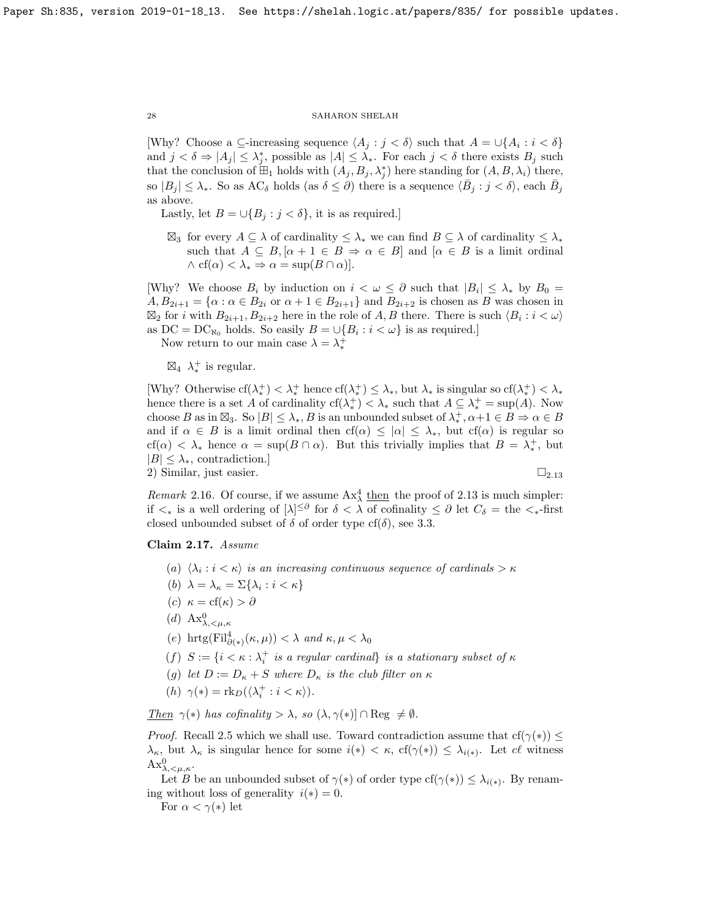[Why? Choose a $\subseteq$-increasing sequence $\langle A_j : j < \delta \rangle$ such that $A = \cup\{A_i : i < \delta\}$ and $j < \delta \Rightarrow |A_j| \le \lambda^*_j$, possible as $|A| \le \lambda_*$. For each $j < \delta$ there exists $B_j$ such that the conclusion of $\boxplus_1$ holds with $(A_j, B_j, \lambda^*_j)$ here standing for $(A, B, \lambda_i)$ there, so $|B_j| \le \lambda_*$. So as $\mathrm{AC}_\delta$ holds (as $\delta \le \partial$) there is a sequence $\langle \bar{B}_j : j < \delta \rangle$, each $\bar{B}_j$ as above.

Lastly, let $B = \cup\{B_j : j < \delta\}$, it is as required.]

$\boxtimes_3$ for every $A \subseteq \lambda$ of cardinality $\le \lambda_*$ we can find $B \subseteq \lambda$ of cardinality $\le \lambda_*$ such that $A \subseteq B, [\alpha + 1 \in B \Rightarrow \alpha \in B]$ and $[\alpha \in B$ is a limit ordinal $\wedge \ \mathrm{cf}(\alpha) < \lambda_* \Rightarrow \alpha = \sup(B \cap \alpha)]$.

[Why? We choose $B_i$ by induction on $i < \omega \le \partial$ such that $|B_i| \le \lambda_*$ by $B_0 = A, B_{2i+1} = \{\alpha : \alpha \in B_{2i}$ or $\alpha + 1 \in B_{2i+1}\}$ and $B_{2i+2}$ is chosen as $B$ was chosen in $\boxtimes_2$ for $i$ with $B_{2i+1}, B_{2i+2}$ here in the role of $A, B$ there. There is such $\langle B_i : i < \omega \rangle$ as $\mathrm{DC} = \mathrm{DC}_{\aleph_0}$ holds. So easily $B = \cup\{B_i : i < \omega\}$ is as required.]

Now return to our main case $\lambda = \lambda^+_*$

$\boxtimes_4$ $\lambda^+_*$ is regular.

[Why? Otherwise $\mathrm{cf}(\lambda^+_*) < \lambda^+_*$ hence $\mathrm{cf}(\lambda^+_*) \le \lambda_*$, but $\lambda_*$ is singular so $\mathrm{cf}(\lambda^+_*) < \lambda_*$ hence there is a set $A$ of cardinality $\mathrm{cf}(\lambda^+_*) < \lambda_*$ such that $A \subseteq \lambda^+_* = \sup(A)$. Now choose $B$ as in $\boxtimes_3$. So $|B| \le \lambda_*, B$ is an unbounded subset of $\lambda^+_*, \alpha + 1 \in B \Rightarrow \alpha \in B$ and if $\alpha \in B$ is a limit ordinal then $\mathrm{cf}(\alpha) \le |\alpha| \le \lambda_*$, but $\mathrm{cf}(\alpha)$ is regular so $\mathrm{cf}(\alpha) < \lambda_*$ hence $\alpha = \sup(B \cap \alpha)$. But this trivially implies that $B = \lambda^+_*$, but $|B| \le \lambda_*$, contradiction.]

2) Similar, just easier. $\square_{2.13}$

*Remark* 2.16. Of course, if we assume $\mathrm{Ax}^4_\lambda$ then the proof of 2.13 is much simpler: if $<_*$ is a well ordering of $[\lambda]^{\le \partial}$ for $\delta < \lambda$ of cofinality $\le \partial$ let $C_\delta =$ the $<_*$-first closed unbounded subset of $\delta$ of order type $\mathrm{cf}(\delta)$, see 3.3.

**Claim 2.17.** *Assume*

- (a) $\langle \lambda_i : i < \kappa \rangle$ *is an increasing continuous sequence of cardinals* $> \kappa$
- (b) $\lambda = \lambda_\kappa = \Sigma\{\lambda_i : i < \kappa\}$
- (c) $\kappa = \mathrm{cf}(\kappa) > \partial$
- (d) $\mathrm{Ax}^0_{\lambda, <\mu, \kappa}$
- (e) $\mathrm{hrtg}(\mathrm{Fil}^4_{\partial(*)}(\kappa, \mu)) < \lambda$ *and* $\kappa, \mu < \lambda_0$
- (f) $S := \{i < \kappa : \lambda^+_i$ *is a regular cardinal*$\}$ *is a stationary subset of* $\kappa$
- (g) *let* $D := D_\kappa + S$ *where* $D_\kappa$ *is the club filter on* $\kappa$
- (h) $\gamma(*) = \mathrm{rk}_D(\langle \lambda^+_i : i < \kappa \rangle)$.

*Then* $\gamma(*)$ *has cofinality* $> \lambda$, *so* $(\lambda, \gamma(*)] \cap \mathrm{Reg} \ne \emptyset$.

*Proof.* Recall 2.5 which we shall use. Toward contradiction assume that $\mathrm{cf}(\gamma(*)) \le \lambda_\kappa$, but $\lambda_\kappa$ is singular hence for some $i(*) < \kappa$, $\mathrm{cf}(\gamma(*)) \le \lambda_{i(*)}$. Let $c\ell$ witness $\mathrm{Ax}^0_{\lambda, <\mu, \kappa}$.

Let $B$ be an unbounded subset of $\gamma(*)$ of order type $\mathrm{cf}(\gamma(*)) \le \lambda_{i(*)}$. By renaming without loss of generality $i(*) = 0$.

For $\alpha < \gamma(*)$ let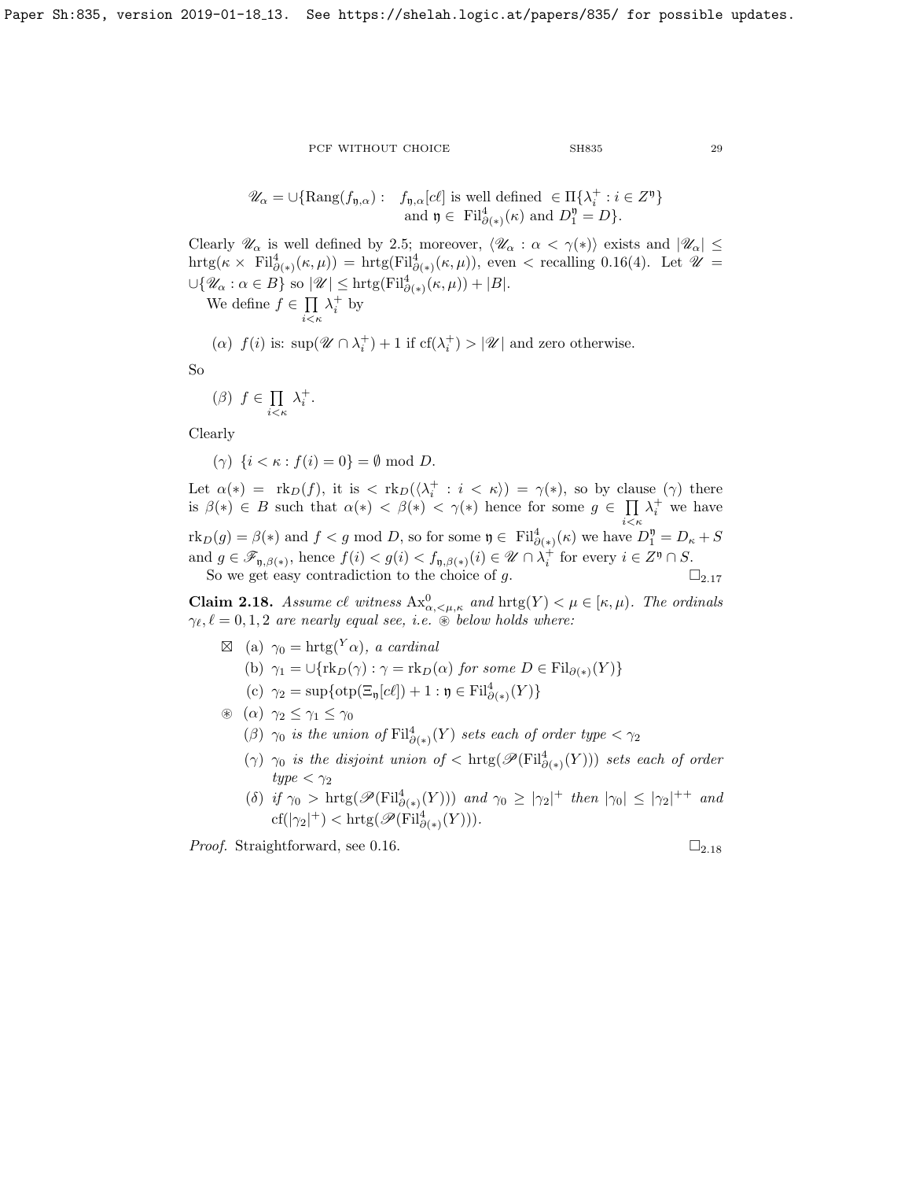$$\mathscr{U}_\alpha = \cup\{\text{Rang}(f_{\mathfrak{y},\alpha}) : \begin{array}{l} f_{\mathfrak{y},\alpha}[c\ell] \text{ is well defined } \in \Pi\{\lambda^+_i : i \in Z^{\mathfrak{y}}\} \\ \text{and } \mathfrak{y} \in \text{ Fil}^4_{\partial(*)}(\kappa) \text{ and } D^{\mathfrak{y}}_1 = D\}. \end{array}$$

Clearly $\mathscr{U}_\alpha$ is well defined by 2.5; moreover, $\langle \mathscr{U}_\alpha : \alpha < \gamma(*)\rangle$ exists and $|\mathscr{U}_\alpha| \le \text{hrtg}(\kappa \times \text{ Fil}^4_{\partial(*)}(\kappa,\mu)) = \text{hrtg}(\text{Fil}^4_{\partial(*)}(\kappa,\mu))$, even $<$ recalling 0.16(4). Let $\mathscr{U} = \cup\{\mathscr{U}_\alpha : \alpha \in B\}$ so $|\mathscr{U}| \le \text{hrtg}(\text{Fil}^4_{\partial(*)}(\kappa,\mu)) + |B|$.

We define $f \in \prod\limits_{i<\kappa} \lambda^+_i$ by

($\alpha$) $f(i)$ is: $\sup(\mathscr{U} \cap \lambda^+_i) + 1$ if $\text{cf}(\lambda^+_i) > |\mathscr{U}|$ and zero otherwise.

So

($\beta$) $f \in \prod\limits_{i<\kappa} \lambda^+_i$.

Clearly

($\gamma$) $\{i < \kappa : f(i) = 0\} = \emptyset \text{ mod } D$.

Let $\alpha(*) = \text{ rk}_D(f)$, it is $< \text{rk}_D(\langle \lambda^+_i : i < \kappa\rangle) = \gamma(*)$, so by clause ($\gamma$) there is $\beta(*) \in B$ such that $\alpha(*) < \beta(*) < \gamma(*)$ hence for some $g \in \prod\limits_{i<\kappa} \lambda^+_i$ we have $\text{rk}_D(g) = \beta(*)$ and $f < g \text{ mod } D$, so for some $\mathfrak{y} \in \text{ Fil}^4_{\partial(*)}(\kappa)$ we have $D^{\mathfrak{y}}_1 = D_\kappa + S$ and $g \in \mathscr{F}_{\mathfrak{y},\beta(*)}$, hence $f(i) < g(i) < f_{\mathfrak{y},\beta(*)}(i) \in \mathscr{U} \cap \lambda^+_i$ for every $i \in Z^{\mathfrak{y}} \cap S$.

So we get easy contradiction to the choice of $g$. $\square_{2.17}$

**Claim 2.18.** *Assume $c\ell$ witness $\text{Ax}^0_{\alpha,<\mu,\kappa}$ and $\text{hrtg}(Y) < \mu \in [\kappa,\mu)$. The ordinals $\gamma_\ell, \ell = 0,1,2$ are nearly equal see, i.e. ⊛ below holds where:*

⊠ (a) $\gamma_0 = \text{hrtg}({}^Y\alpha)$, *a cardinal*

(b) $\gamma_1 = \cup\{\text{rk}_D(\gamma) : \gamma = \text{rk}_D(\alpha)$ *for some* $D \in \text{Fil}_{\partial(*)}(Y)\}$

(c) $\gamma_2 = \sup\{\text{otp}(\Xi_{\mathfrak{y}}[c\ell]) + 1 : \mathfrak{y} \in \text{Fil}^4_{\partial(*)}(Y)\}$

⊛ ($\alpha$) $\gamma_2 \le \gamma_1 \le \gamma_0$

($\beta$) $\gamma_0$ *is the union of* $\text{Fil}^4_{\partial(*)}(Y)$ *sets each of order type* $< \gamma_2$

($\gamma$) $\gamma_0$ *is the disjoint union of* $< \text{hrtg}(\mathscr{P}(\text{Fil}^4_{\partial(*)}(Y)))$ *sets each of order type* $< \gamma_2$

($\delta$) *if* $\gamma_0 > \text{hrtg}(\mathscr{P}(\text{Fil}^4_{\partial(*)}(Y)))$ *and* $\gamma_0 \ge |\gamma_2|^+$ *then* $|\gamma_0| \le |\gamma_2|^{++}$ *and* $\text{cf}(|\gamma_2|^+) < \text{hrtg}(\mathscr{P}(\text{Fil}^4_{\partial(*)}(Y)))$.

*Proof.* Straightforward, see 0.16. $\square_{2.18}$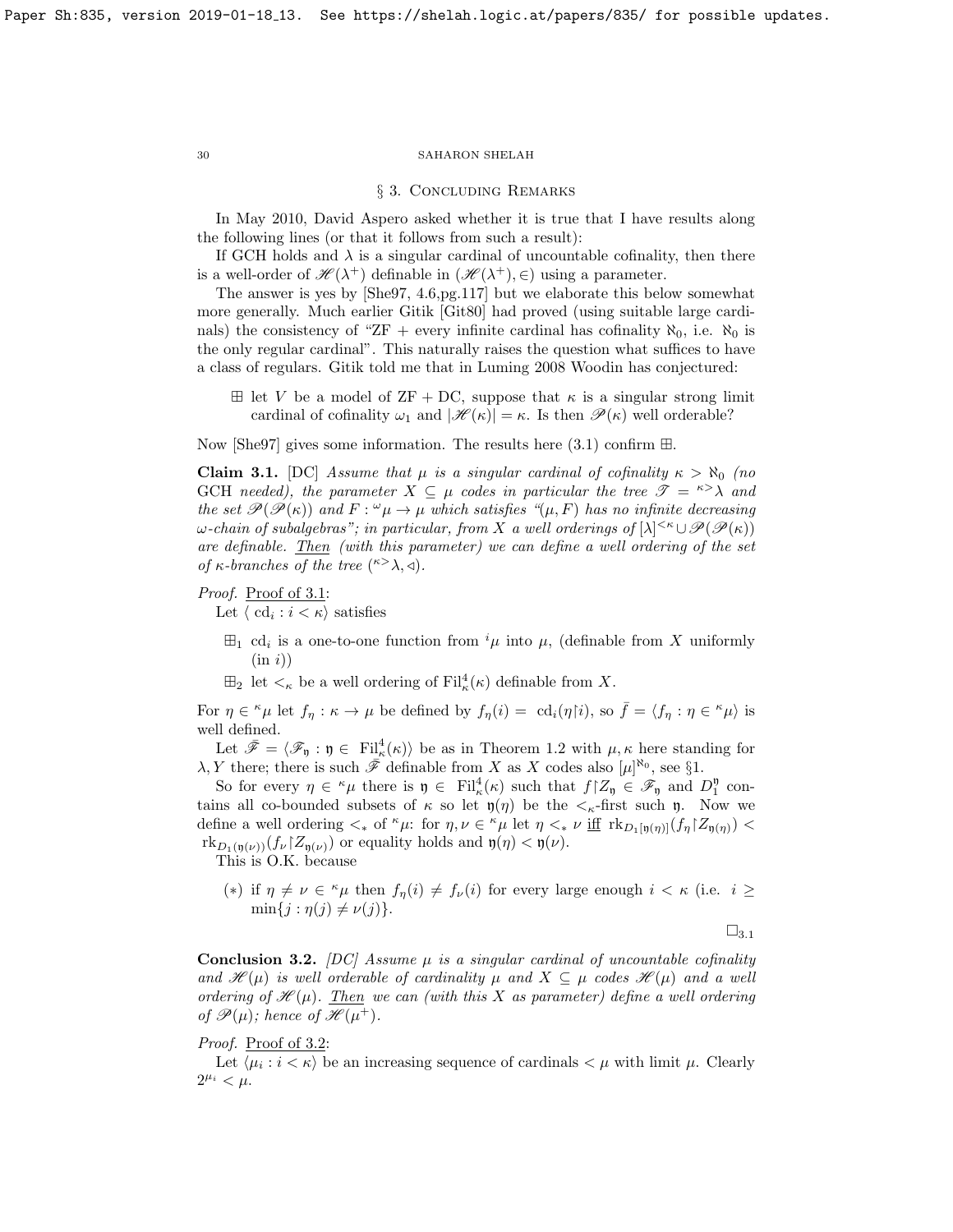## § 3. Concluding Remarks

In May 2010, David Aspero asked whether it is true that I have results along the following lines (or that it follows from such a result):

If GCH holds and $\lambda$ is a singular cardinal of uncountable cofinality, then there is a well-order of $\mathscr{H}(\lambda^+)$ definable in $(\mathscr{H}(\lambda^+), \in)$ using a parameter.

The answer is yes by [She97, 4.6,pg.117] but we elaborate this below somewhat more generally. Much earlier Gitik [Git80] had proved (using suitable large cardinals) the consistency of "ZF + every infinite cardinal has cofinality $\aleph_0$, i.e. $\aleph_0$ is the only regular cardinal". This naturally raises the question what suffices to have a class of regulars. Gitik told me that in Luming 2008 Woodin has conjectured:

> $\boxplus$ let $V$ be a model of ZF + DC, suppose that $\kappa$ is a singular strong limit cardinal of cofinality $\omega_1$ and $|\mathscr{H}(\kappa)| = \kappa$. Is then $\mathscr{P}(\kappa)$ well orderable?

Now [She97] gives some information. The results here (3.1) confirm $\boxplus$.

**Claim 3.1.** [DC] *Assume that $\mu$ is a singular cardinal of cofinality $\kappa > \aleph_0$ (no* GCH *needed), the parameter $X \subseteq \mu$ codes in particular the tree $\mathscr{T} = {}^{\kappa>}\lambda$ and the set $\mathscr{P}(\mathscr{P}(\kappa))$ and $F : {}^{\omega}\mu \to \mu$ which satisfies "$(\mu, F)$ has no infinite decreasing $\omega$-chain of subalgebras"; in particular, from $X$ a well orderings of $[\lambda]^{<\kappa} \cup \mathscr{P}(\mathscr{P}(\kappa))$ are definable. $\underline{\text{Then}}$ (with this parameter) we can define a well ordering of the set of $\kappa$-branches of the tree $({}^{\kappa>}\lambda, \triangleleft)$.*

*Proof.* $\underline{\text{Proof of 3.1}}$:
Let $\langle \text{cd}_i : i < \kappa \rangle$ satisfies

> $\boxplus_1$ $\text{cd}_i$ is a one-to-one function from ${}^{i}\mu$ into $\mu$, (definable from $X$ uniformly (in $i$))
>
> $\boxplus_2$ let $<_\kappa$ be a well ordering of $\text{Fil}^4_\kappa(\kappa)$ definable from $X$.

For $\eta \in {}^{\kappa}\mu$ let $f_\eta : \kappa \to \mu$ be defined by $f_\eta(i) = \text{cd}_i(\eta{\restriction}i)$, so $\bar{f} = \langle f_\eta : \eta \in {}^{\kappa}\mu \rangle$ is well defined.

Let $\bar{\mathscr{F}} = \langle \mathscr{F}_\mathfrak{y} : \mathfrak{y} \in \text{Fil}^4_\kappa(\kappa) \rangle$ be as in Theorem 1.2 with $\mu, \kappa$ here standing for $\lambda, Y$ there; there is such $\bar{\mathscr{F}}$ definable from $X$ as $X$ codes also $[\mu]^{\aleph_0}$, see §1.

So for every $\eta \in {}^{\kappa}\mu$ there is $\mathfrak{y} \in \text{Fil}^4_\kappa(\kappa)$ such that $f{\restriction}Z_\mathfrak{y} \in \mathscr{F}_\mathfrak{y}$ and $D^\mathfrak{y}_1$ contains all co-bounded subsets of $\kappa$ so let $\mathfrak{y}(\eta)$ be the $<_\kappa$-first such $\mathfrak{y}$. Now we define a well ordering $<_*$ of ${}^{\kappa}\mu$: for $\eta, \nu \in {}^{\kappa}\mu$ let $\eta <_* \nu$ $\underline{\text{iff}}$ $\text{rk}_{D_1[\mathfrak{y}(\eta)]}(f_\eta{\restriction}Z_{\mathfrak{y}(\eta)}) < \text{rk}_{D_1(\mathfrak{y}(\nu))}(f_\nu{\restriction}Z_{\mathfrak{y}(\nu)})$ or equality holds and $\mathfrak{y}(\eta) < \mathfrak{y}(\nu)$.
This is O.K. because

> $(*)$ if $\eta \neq \nu \in {}^{\kappa}\mu$ then $f_\eta(i) \neq f_\nu(i)$ for every large enough $i < \kappa$ (i.e. $i \geq \min\{j : \eta(j) \neq \nu(j)\}$.

$\square_{3.1}$

**Conclusion 3.2.** *[DC] Assume $\mu$ is a singular cardinal of uncountable cofinality and $\mathscr{H}(\mu)$ is well orderable of cardinality $\mu$ and $X \subseteq \mu$ codes $\mathscr{H}(\mu)$ and a well ordering of $\mathscr{H}(\mu)$. $\underline{\text{Then}}$ we can (with this $X$ as parameter) define a well ordering of $\mathscr{P}(\mu)$; hence of $\mathscr{H}(\mu^+)$.*

*Proof.* $\underline{\text{Proof of 3.2}}$:
Let $\langle \mu_i : i < \kappa \rangle$ be an increasing sequence of cardinals $< \mu$ with limit $\mu$. Clearly $2^{\mu_i} < \mu$.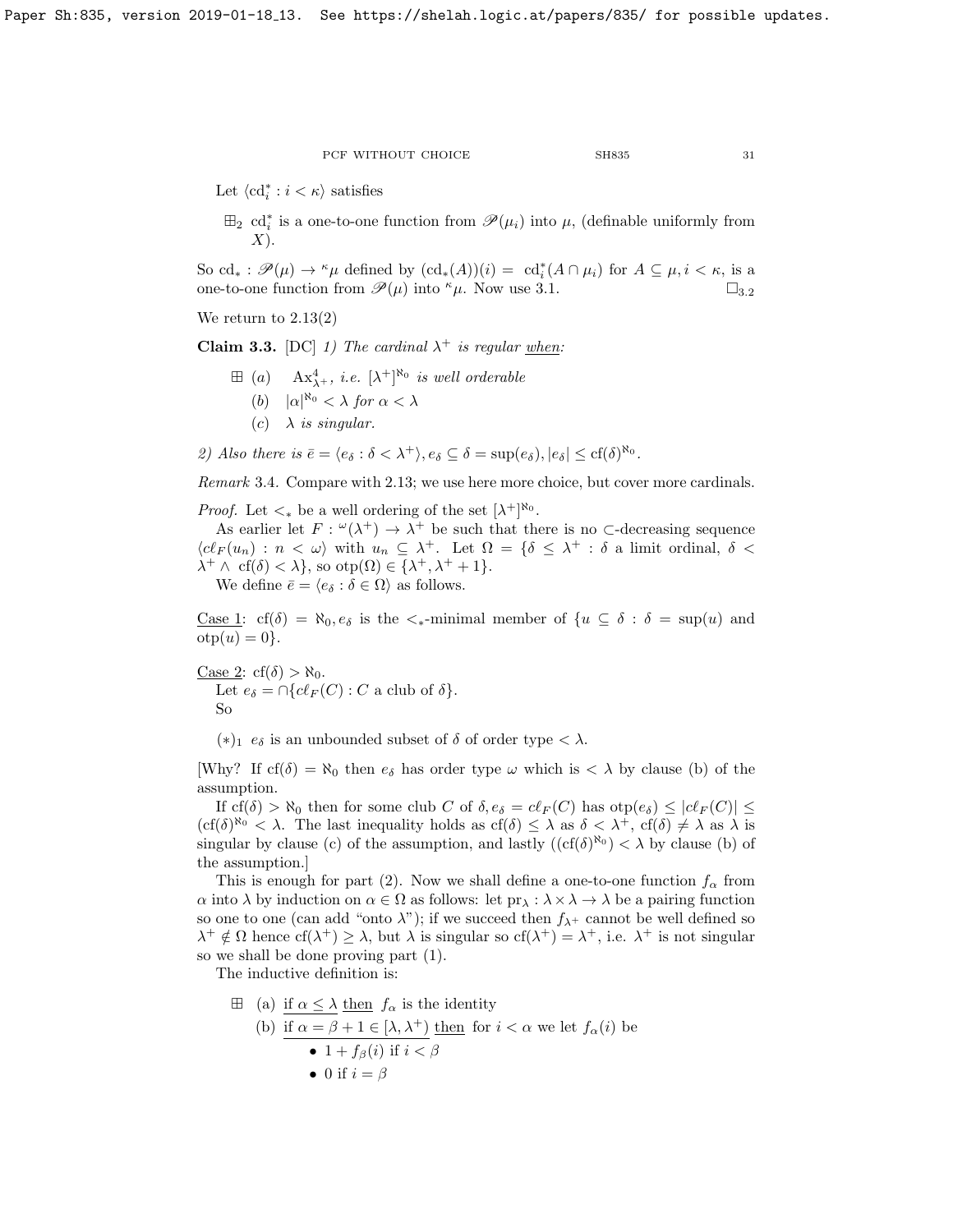Let $\langle \mathrm{cd}^*_i : i < \kappa \rangle$ satisfies

$\boxplus_2$ $\mathrm{cd}^*_i$ is a one-to-one function from $\mathscr{P}(\mu_i)$ into $\mu$, (definable uniformly from $X$).

So $\mathrm{cd}_* : \mathscr{P}(\mu) \to {}^\kappa\mu$ defined by $(\mathrm{cd}_*(A))(i) = \mathrm{cd}^*_i(A \cap \mu_i)$ for $A \subseteq \mu, i < \kappa$, is a one-to-one function from $\mathscr{P}(\mu)$ into ${}^\kappa\mu$. Now use 3.1. $\square_{3.2}$

We return to 2.13(2)

**Claim 3.3.** [DC] *1) The cardinal $\lambda^+$ is regular* <u>when</u>:

$\boxplus$ (a) $\mathrm{Ax}^4_{\lambda^+}$, *i.e.* $[\lambda^+]^{\aleph_0}$ *is well orderable*

(b) $|\alpha|^{\aleph_0} < \lambda$ *for* $\alpha < \lambda$

(c) $\lambda$ *is singular.*

*2) Also there is* $\bar{e} = \langle e_\delta : \delta < \lambda^+ \rangle, e_\delta \subseteq \delta = \sup(e_\delta), |e_\delta| \leq \mathrm{cf}(\delta)^{\aleph_0}$.

*Remark* 3.4. Compare with 2.13; we use here more choice, but cover more cardinals.

*Proof.* Let $<_*$ be a well ordering of the set $[\lambda^+]^{\aleph_0}$.

As earlier let $F : {}^\omega(\lambda^+) \to \lambda^+$ be such that there is no $\subset$-decreasing sequence $\langle c\ell_F(u_n) : n < \omega \rangle$ with $u_n \subseteq \lambda^+$. Let $\Omega = \{\delta \leq \lambda^+ : \delta$ a limit ordinal, $\delta < \lambda^+ \wedge \mathrm{cf}(\delta) < \lambda\}$, so $\mathrm{otp}(\Omega) \in \{\lambda^+, \lambda^+ + 1\}$.

We define $\bar{e} = \langle e_\delta : \delta \in \Omega \rangle$ as follows.

<u>Case 1</u>: $\mathrm{cf}(\delta) = \aleph_0, e_\delta$ is the $<_*$-minimal member of $\{u \subseteq \delta : \delta = \sup(u)$ and $\mathrm{otp}(u) = 0\}$.

<u>Case 2</u>: $\mathrm{cf}(\delta) > \aleph_0$.
Let $e_\delta = \cap\{c\ell_F(C) : C$ a club of $\delta\}$.
So

$(*)_1$ $e_\delta$ is an unbounded subset of $\delta$ of order type $< \lambda$.

[Why? If $\mathrm{cf}(\delta) = \aleph_0$ then $e_\delta$ has order type $\omega$ which is $< \lambda$ by clause (b) of the assumption.

If $\mathrm{cf}(\delta) > \aleph_0$ then for some club $C$ of $\delta, e_\delta = c\ell_F(C)$ has $\mathrm{otp}(e_\delta) \leq |c\ell_F(C)| \leq (\mathrm{cf}(\delta))^{\aleph_0} < \lambda$. The last inequality holds as $\mathrm{cf}(\delta) \leq \lambda$ as $\delta < \lambda^+$, $\mathrm{cf}(\delta) \neq \lambda$ as $\lambda$ is singular by clause (c) of the assumption, and lastly $((\mathrm{cf}(\delta)^{\aleph_0}) < \lambda$ by clause (b) of the assumption.]

This is enough for part (2). Now we shall define a one-to-one function $f_\alpha$ from $\alpha$ into $\lambda$ by induction on $\alpha \in \Omega$ as follows: let $\mathrm{pr}_\lambda : \lambda \times \lambda \to \lambda$ be a pairing function so one to one (can add "onto $\lambda$"); if we succeed then $f_{\lambda^+}$ cannot be well defined so $\lambda^+ \notin \Omega$ hence $\mathrm{cf}(\lambda^+) \geq \lambda$, but $\lambda$ is singular so $\mathrm{cf}(\lambda^+) = \lambda^+$, i.e. $\lambda^+$ is not singular so we shall be done proving part (1).

The inductive definition is:

$\boxplus$ (a) <u>if $\alpha \leq \lambda$ then</u> $f_\alpha$ is the identity

(b) <u>if $\alpha = \beta + 1 \in [\lambda, \lambda^+)$ then</u> for $i < \alpha$ we let $f_\alpha(i)$ be

- $1 + f_\beta(i)$ if $i < \beta$
- $0$ if $i = \beta$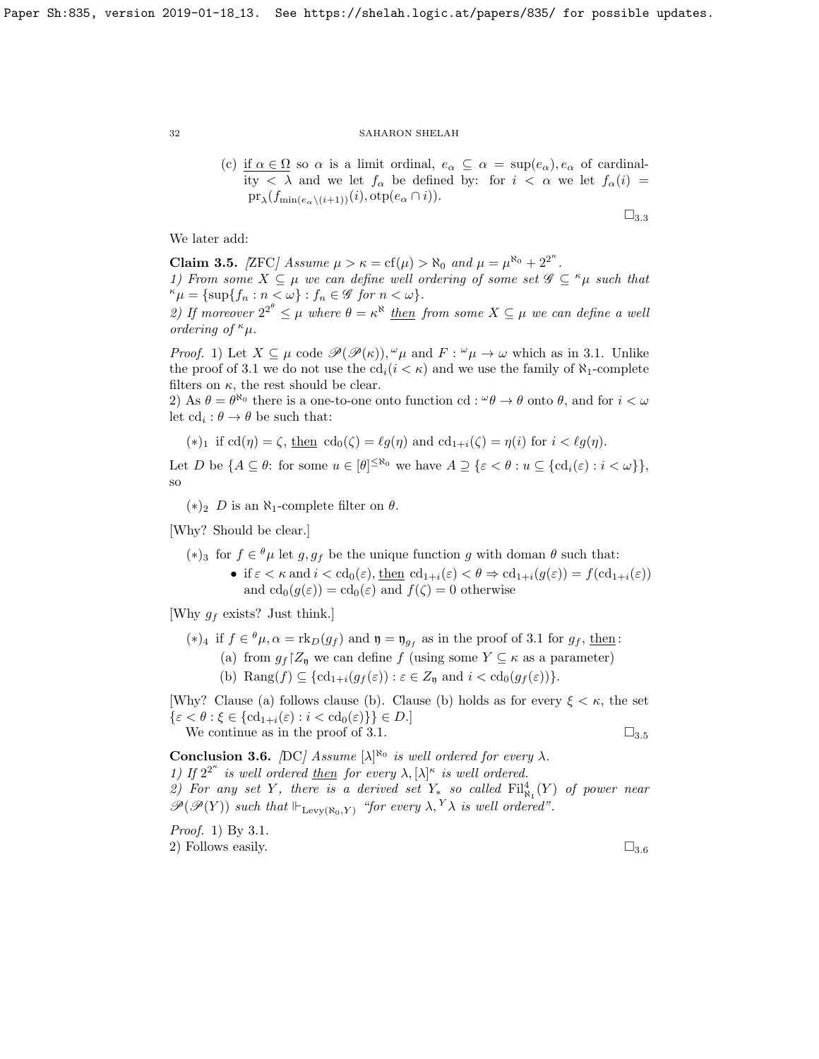(c) <u>if</u> $\alpha \in \Omega$ so $\alpha$ is a limit ordinal, $e_\alpha \subseteq \alpha = \sup(e_\alpha), e_\alpha$ of cardinality $< \lambda$ and we let $f_\alpha$ be defined by: for $i < \alpha$ we let $f_\alpha(i) = \mathrm{pr}_\lambda(f_{\min(e_\alpha \setminus (i+1))}(i), \mathrm{otp}(e_\alpha \cap i))$.

$\square_{3.3}$

We later add:

**Claim 3.5.** *[ZFC] Assume $\mu > \kappa = \mathrm{cf}(\mu) > \aleph_0$ and $\mu = \mu^{\aleph_0} + 2^{2^\kappa}$.*
*1) From some $X \subseteq \mu$ we can define well ordering of some set $\mathscr{G} \subseteq {}^\kappa\mu$ such that ${}^\kappa\mu = \{\sup\{f_n : n < \omega\} : f_n \in \mathscr{G}$ for $n < \omega\}$.*
*2) If moreover $2^{2^\theta} \leq \mu$ where $\theta = \kappa^{\aleph}$ <u>then</u> from some $X \subseteq \mu$ we can define a well ordering of ${}^\kappa\mu$.*

*Proof.* 1) Let $X \subseteq \mu$ code $\mathscr{P}(\mathscr{P}(\kappa)), {}^\omega\mu$ and $F : {}^\omega\mu \to \omega$ which as in 3.1. Unlike the proof of 3.1 we do not use the $\mathrm{cd}_i (i < \kappa)$ and we use the family of $\aleph_1$-complete filters on $\kappa$, the rest should be clear.
2) As $\theta = \theta^{\aleph_0}$ there is a one-to-one onto function $\mathrm{cd} : {}^\omega\theta \to \theta$ onto $\theta$, and for $i < \omega$ let $\mathrm{cd}_i : \theta \to \theta$ be such that:

$(*)_1$ if $\mathrm{cd}(\eta) = \zeta$, <u>then</u> $\mathrm{cd}_0(\zeta) = \ell g(\eta)$ and $\mathrm{cd}_{1+i}(\zeta) = \eta(i)$ for $i < \ell g(\eta)$.

Let $D$ be $\{A \subseteq \theta$: for some $u \in [\theta]^{\leq \aleph_0}$ we have $A \supseteq \{\varepsilon < \theta : u \subseteq \{\mathrm{cd}_i(\varepsilon) : i < \omega\}\}$, so

$(*)_2$ $D$ is an $\aleph_1$-complete filter on $\theta$.

[Why? Should be clear.]

$(*)_3$ for $f \in {}^\theta\mu$ let $g, g_f$ be the unique function $g$ with doman $\theta$ such that:
- if $\varepsilon < \kappa$ and $i < \mathrm{cd}_0(\varepsilon)$, <u>then</u> $\mathrm{cd}_{1+i}(\varepsilon) < \theta \Rightarrow \mathrm{cd}_{1+i}(g(\varepsilon)) = f(\mathrm{cd}_{1+i}(\varepsilon))$ and $\mathrm{cd}_0(g(\varepsilon)) = \mathrm{cd}_0(\varepsilon)$ and $f(\zeta) = 0$ otherwise

[Why $g_f$ exists? Just think.]

$(*)_4$ if $f \in {}^\theta\mu, \alpha = \mathrm{rk}_D(g_f)$ and $\mathfrak{y} = \mathfrak{y}_{g_f}$ as in the proof of 3.1 for $g_f$, <u>then</u>:
- (a) from $g_f{\restriction}Z_{\mathfrak{y}}$ we can define $f$ (using some $Y \subseteq \kappa$ as a parameter)
- (b) $\mathrm{Rang}(f) \subseteq \{\mathrm{cd}_{1+i}(g_f(\varepsilon)) : \varepsilon \in Z_{\mathfrak{y}}$ and $i < \mathrm{cd}_0(g_f(\varepsilon))\}$.

[Why? Clause (a) follows clause (b). Clause (b) holds as for every $\xi < \kappa$, the set $\{\varepsilon < \theta : \xi \in \{\mathrm{cd}_{1+i}(\varepsilon) : i < \mathrm{cd}_0(\varepsilon)\}\} \in D$.]
We continue as in the proof of 3.1. $\square_{3.5}$

**Conclusion 3.6.** *[DC] Assume $[\lambda]^{\aleph_0}$ is well ordered for every $\lambda$.*
*1) If $2^{2^\kappa}$ is well ordered <u>then</u> for every $\lambda, [\lambda]^\kappa$ is well ordered.*
*2) For any set $Y$, there is a derived set $Y_*$ so called $\mathrm{Fil}^4_{\aleph_1}(Y)$ of power near $\mathscr{P}(\mathscr{P}(Y))$ such that $\Vdash_{\mathrm{Levy}(\aleph_0, Y)}$ "for every $\lambda, {}^Y\lambda$ is well ordered".*

*Proof.* 1) By 3.1.
2) Follows easily. $\square_{3.6}$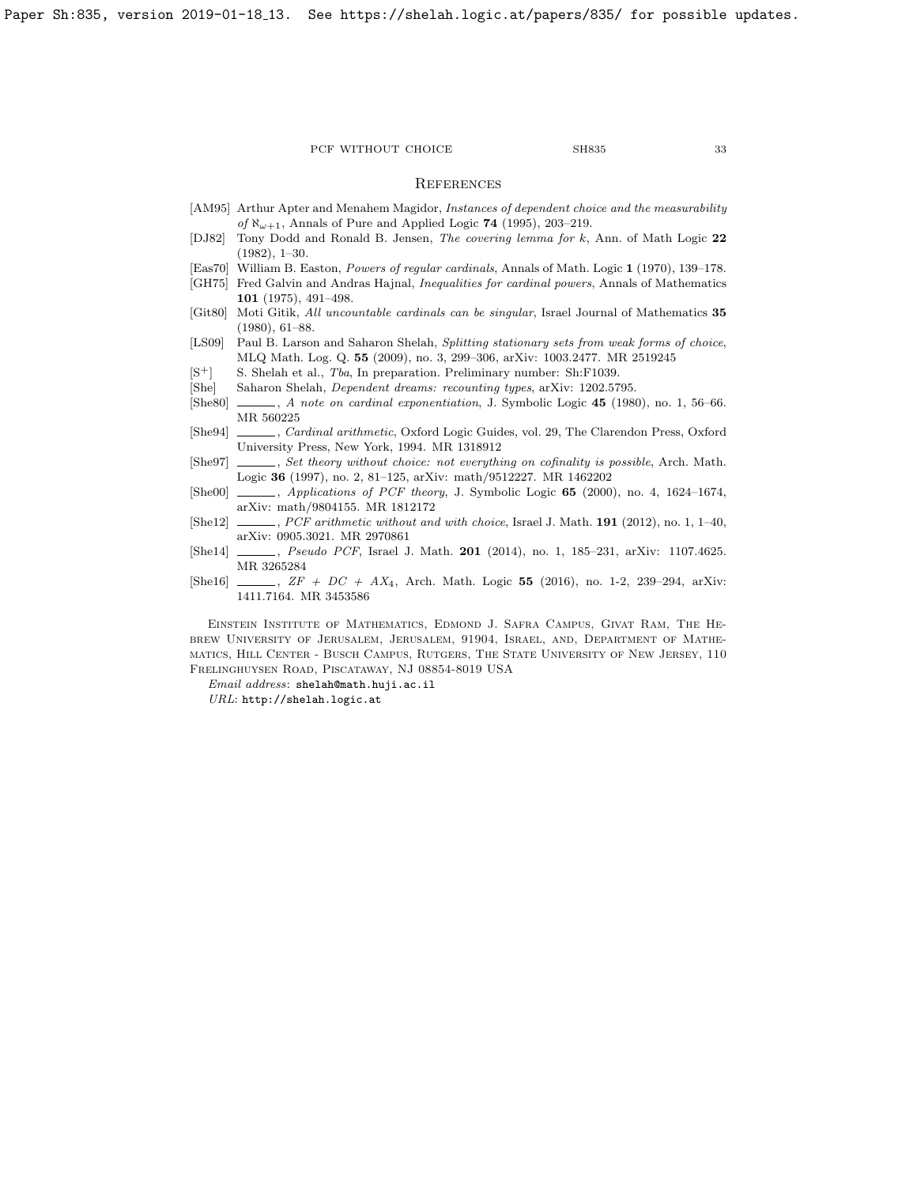## References

[AM95] Arthur Apter and Menahem Magidor, *Instances of dependent choice and the measurability of $\aleph_{\omega+1}$*, Annals of Pure and Applied Logic **74** (1995), 203–219.

[DJ82] Tony Dodd and Ronald B. Jensen, *The covering lemma for k*, Ann. of Math Logic **22** (1982), 1–30.

[Eas70] William B. Easton, *Powers of regular cardinals*, Annals of Math. Logic **1** (1970), 139–178.

[GH75] Fred Galvin and Andras Hajnal, *Inequalities for cardinal powers*, Annals of Mathematics **101** (1975), 491–498.

[Git80] Moti Gitik, *All uncountable cardinals can be singular*, Israel Journal of Mathematics **35** (1980), 61–88.

[LS09] Paul B. Larson and Saharon Shelah, *Splitting stationary sets from weak forms of choice*, MLQ Math. Log. Q. **55** (2009), no. 3, 299–306, arXiv: 1003.2477. MR 2519245

[S+] S. Shelah et al., *Tba*, In preparation. Preliminary number: Sh:F1039.

[She] Saharon Shelah, *Dependent dreams: recounting types*, arXiv: 1202.5795.

[She80] ______, *A note on cardinal exponentiation*, J. Symbolic Logic **45** (1980), no. 1, 56–66. MR 560225

[She94] ______, *Cardinal arithmetic*, Oxford Logic Guides, vol. 29, The Clarendon Press, Oxford University Press, New York, 1994. MR 1318912

[She97] ______, *Set theory without choice: not everything on cofinality is possible*, Arch. Math. Logic **36** (1997), no. 2, 81–125, arXiv: math/9512227. MR 1462202

[She00] ______, *Applications of PCF theory*, J. Symbolic Logic **65** (2000), no. 4, 1624–1674, arXiv: math/9804155. MR 1812172

[She12] ______, *PCF arithmetic without and with choice*, Israel J. Math. **191** (2012), no. 1, 1–40, arXiv: 0905.3021. MR 2970861

[She14] ______, *Pseudo PCF*, Israel J. Math. **201** (2014), no. 1, 185–231, arXiv: 1107.4625. MR 3265284

[She16] ______, *ZF + DC + AX$_4$*, Arch. Math. Logic **55** (2016), no. 1-2, 239–294, arXiv: 1411.7164. MR 3453586

Einstein Institute of Mathematics, Edmond J. Safra Campus, Givat Ram, The Hebrew University of Jerusalem, Jerusalem, 91904, Israel, and, Department of Mathematics, Hill Center - Busch Campus, Rutgers, The State University of New Jersey, 110 Frelinghuysen Road, Piscataway, NJ 08854-8019 USA

*Email address*: shelah@math.huji.ac.il

*URL*: http://shelah.logic.at